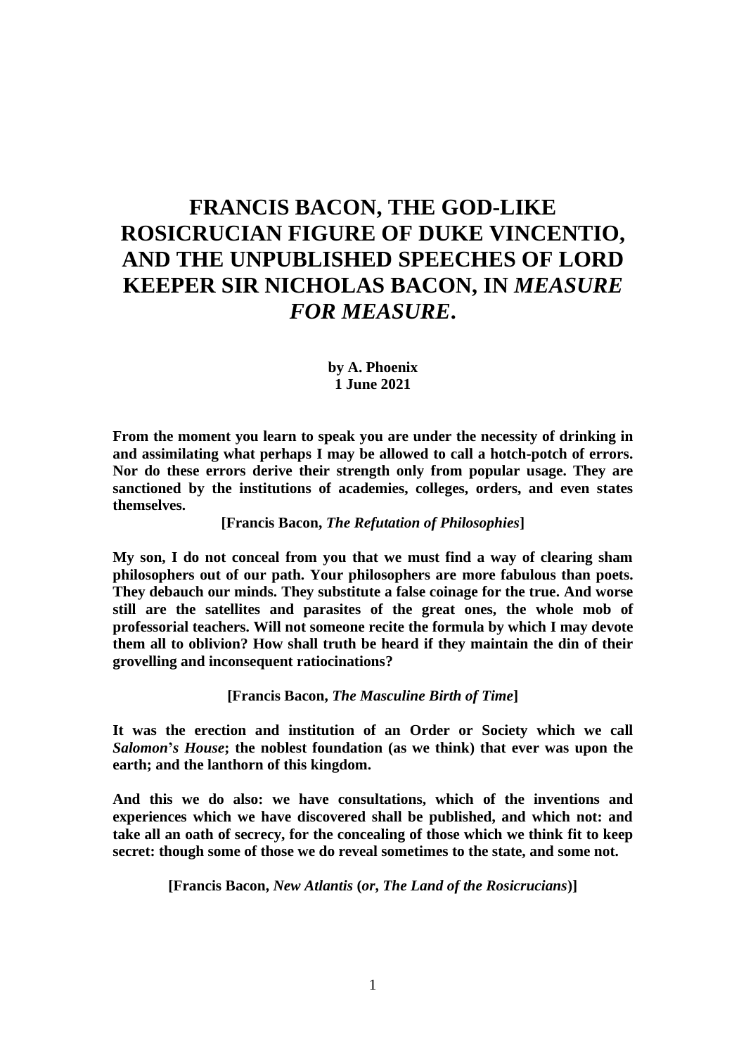# FRANCIS BACON, THE GOD-LIKE ROSICRUCIAN FIGURE OF DUKE VINCENTIO, AND THE UNPUBLISHED SPEECHES OF LORD KEEPER SIR NICHOLAS BACON, IN *MEASURE FOR MEASURE*.

**by A. Phoenix**
**1 June 2021**

**From the moment you learn to speak you are under the necessity of drinking in and assimilating what perhaps I may be allowed to call a hotch-potch of errors. Nor do these errors derive their strength only from popular usage. They are sanctioned by the institutions of academies, colleges, orders, and even states themselves.**

**[Francis Bacon, *The Refutation of Philosophies*]**

**My son, I do not conceal from you that we must find a way of clearing sham philosophers out of our path. Your philosophers are more fabulous than poets. They debauch our minds. They substitute a false coinage for the true. And worse still are the satellites and parasites of the great ones, the whole mob of professorial teachers. Will not someone recite the formula by which I may devote them all to oblivion? How shall truth be heard if they maintain the din of their grovelling and inconsequent ratiocinations?**

**[Francis Bacon, *The Masculine Birth of Time*]**

**It was the erection and institution of an Order or Society which we call *Salomon's House*; the noblest foundation (as we think) that ever was upon the earth; and the lanthorn of this kingdom.**

**And this we do also: we have consultations, which of the inventions and experiences which we have discovered shall be published, and which not: and take all an oath of secrecy, for the concealing of those which we think fit to keep secret: though some of those we do reveal sometimes to the state, and some not.**

**[Francis Bacon, *New Atlantis* (*or*, *The Land of the Rosicrucians*)]**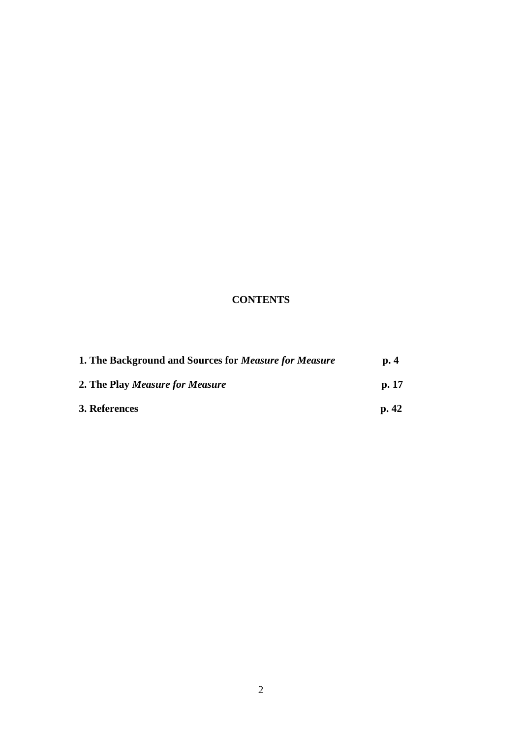# CONTENTS

| | |
|---|---|
| **1. The Background and Sources for *Measure for Measure*** | **p. 4** |
| **2. The Play *Measure for Measure*** | **p. 17** |
| **3. References** | **p. 42** |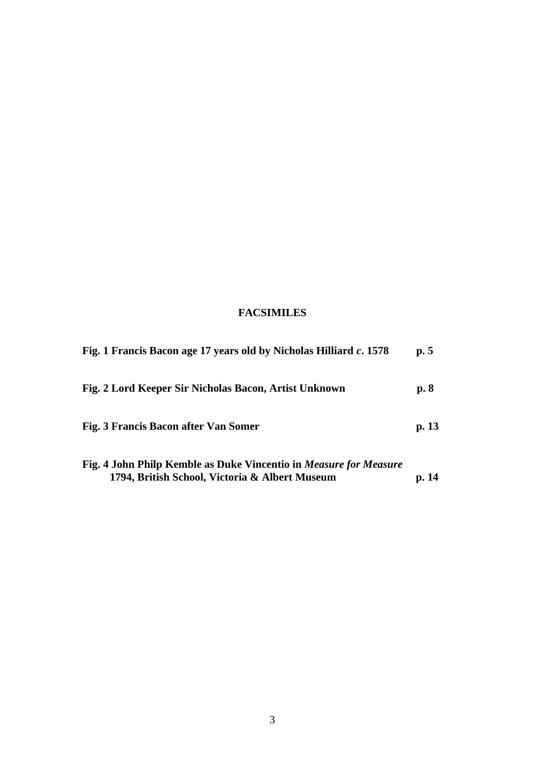## FACSIMILES

**Fig. 1 Francis Bacon age 17 years old by Nicholas Hilliard *c*. 1578 p. 5**

**Fig. 2 Lord Keeper Sir Nicholas Bacon, Artist Unknown p. 8**

**Fig. 3 Francis Bacon after Van Somer p. 13**

**Fig. 4 John Philp Kemble as Duke Vincentio in *Measure for Measure* 1794, British School, Victoria & Albert Museum p. 14**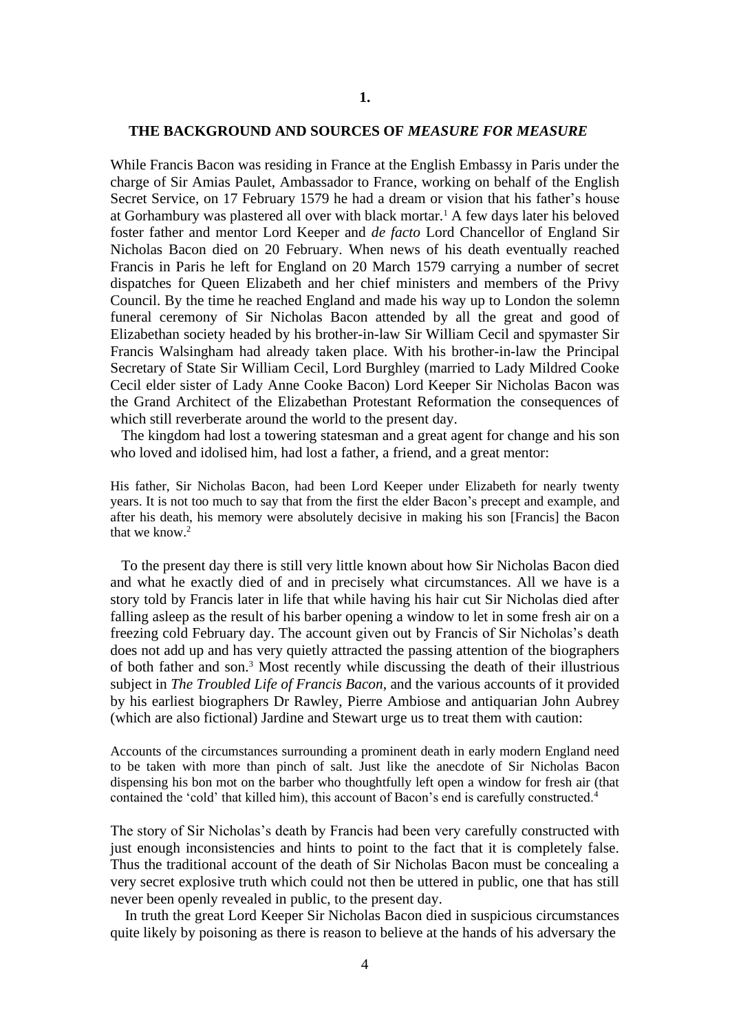## 1.

## THE BACKGROUND AND SOURCES OF *MEASURE FOR MEASURE*

While Francis Bacon was residing in France at the English Embassy in Paris under the charge of Sir Amias Paulet, Ambassador to France, working on behalf of the English Secret Service, on 17 February 1579 he had a dream or vision that his father's house at Gorhambury was plastered all over with black mortar.[1] A few days later his beloved foster father and mentor Lord Keeper and *de facto* Lord Chancellor of England Sir Nicholas Bacon died on 20 February. When news of his death eventually reached Francis in Paris he left for England on 20 March 1579 carrying a number of secret dispatches for Queen Elizabeth and her chief ministers and members of the Privy Council. By the time he reached England and made his way up to London the solemn funeral ceremony of Sir Nicholas Bacon attended by all the great and good of Elizabethan society headed by his brother-in-law Sir William Cecil and spymaster Sir Francis Walsingham had already taken place. With his brother-in-law the Principal Secretary of State Sir William Cecil, Lord Burghley (married to Lady Mildred Cooke Cecil elder sister of Lady Anne Cooke Bacon) Lord Keeper Sir Nicholas Bacon was the Grand Architect of the Elizabethan Protestant Reformation the consequences of which still reverberate around the world to the present day.

The kingdom had lost a towering statesman and a great agent for change and his son who loved and idolised him, had lost a father, a friend, and a great mentor:

> His father, Sir Nicholas Bacon, had been Lord Keeper under Elizabeth for nearly twenty years. It is not too much to say that from the first the elder Bacon's precept and example, and after his death, his memory were absolutely decisive in making his son [Francis] the Bacon that we know.[2]

To the present day there is still very little known about how Sir Nicholas Bacon died and what he exactly died of and in precisely what circumstances. All we have is a story told by Francis later in life that while having his hair cut Sir Nicholas died after falling asleep as the result of his barber opening a window to let in some fresh air on a freezing cold February day. The account given out by Francis of Sir Nicholas's death does not add up and has very quietly attracted the passing attention of the biographers of both father and son.[3] Most recently while discussing the death of their illustrious subject in *The Troubled Life of Francis Bacon*, and the various accounts of it provided by his earliest biographers Dr Rawley, Pierre Ambiose and antiquarian John Aubrey (which are also fictional) Jardine and Stewart urge us to treat them with caution:

> Accounts of the circumstances surrounding a prominent death in early modern England need to be taken with more than pinch of salt. Just like the anecdote of Sir Nicholas Bacon dispensing his bon mot on the barber who thoughtfully left open a window for fresh air (that contained the 'cold' that killed him), this account of Bacon's end is carefully constructed.[4]

The story of Sir Nicholas's death by Francis had been very carefully constructed with just enough inconsistencies and hints to point to the fact that it is completely false. Thus the traditional account of the death of Sir Nicholas Bacon must be concealing a very secret explosive truth which could not then be uttered in public, one that has still never been openly revealed in public, to the present day.

In truth the great Lord Keeper Sir Nicholas Bacon died in suspicious circumstances quite likely by poisoning as there is reason to believe at the hands of his adversary the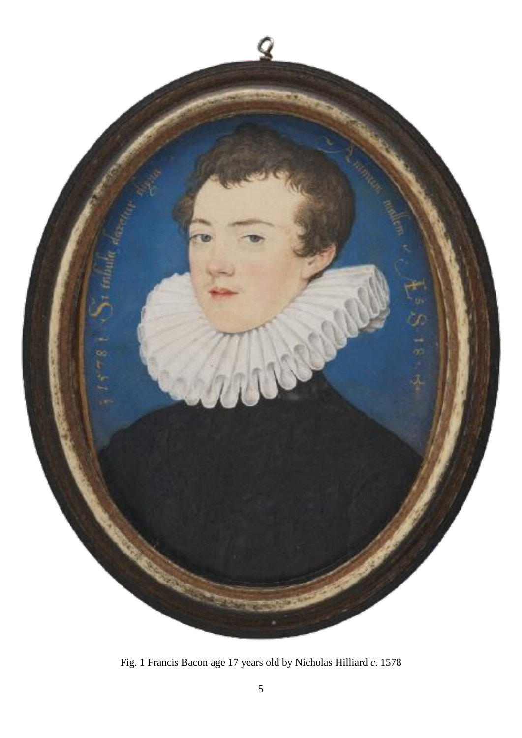Fig. 1 Francis Bacon age 17 years old by Nicholas Hilliard *c*. 1578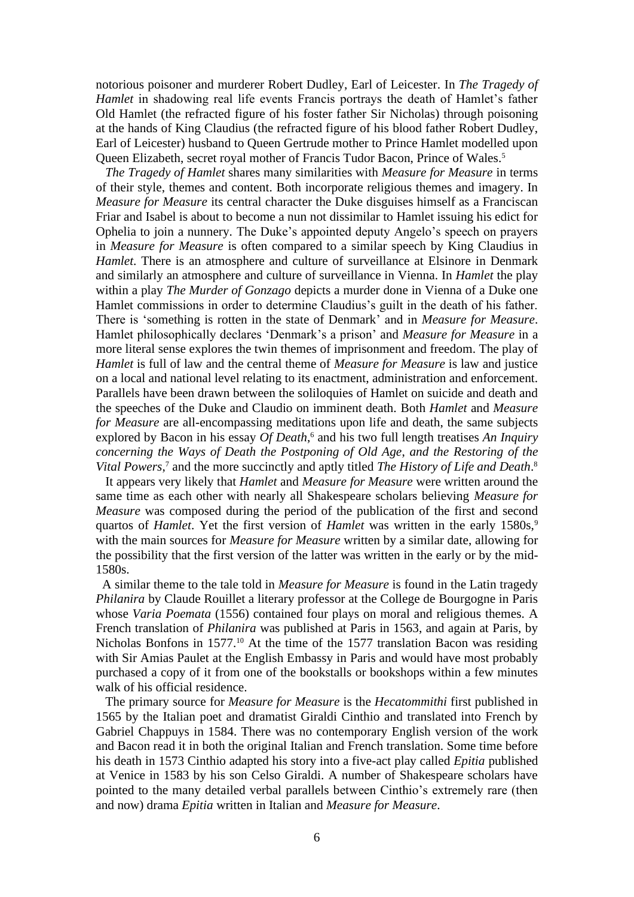notorious poisoner and murderer Robert Dudley, Earl of Leicester. In *The Tragedy of Hamlet* in shadowing real life events Francis portrays the death of Hamlet's father Old Hamlet (the refracted figure of his foster father Sir Nicholas) through poisoning at the hands of King Claudius (the refracted figure of his blood father Robert Dudley, Earl of Leicester) husband to Queen Gertrude mother to Prince Hamlet modelled upon Queen Elizabeth, secret royal mother of Francis Tudor Bacon, Prince of Wales.[5]

*The Tragedy of Hamlet* shares many similarities with *Measure for Measure* in terms of their style, themes and content. Both incorporate religious themes and imagery. In *Measure for Measure* its central character the Duke disguises himself as a Franciscan Friar and Isabel is about to become a nun not dissimilar to Hamlet issuing his edict for Ophelia to join a nunnery. The Duke's appointed deputy Angelo's speech on prayers in *Measure for Measure* is often compared to a similar speech by King Claudius in *Hamlet*. There is an atmosphere and culture of surveillance at Elsinore in Denmark and similarly an atmosphere and culture of surveillance in Vienna. In *Hamlet* the play within a play *The Murder of Gonzago* depicts a murder done in Vienna of a Duke one Hamlet commissions in order to determine Claudius's guilt in the death of his father. There is 'something is rotten in the state of Denmark' and in *Measure for Measure*. Hamlet philosophically declares 'Denmark's a prison' and *Measure for Measure* in a more literal sense explores the twin themes of imprisonment and freedom. The play of *Hamlet* is full of law and the central theme of *Measure for Measure* is law and justice on a local and national level relating to its enactment, administration and enforcement. Parallels have been drawn between the soliloquies of Hamlet on suicide and death and the speeches of the Duke and Claudio on imminent death. Both *Hamlet* and *Measure for Measure* are all-encompassing meditations upon life and death, the same subjects explored by Bacon in his essay *Of Death*,[6] and his two full length treatises *An Inquiry concerning the Ways of Death the Postponing of Old Age, and the Restoring of the Vital Powers*,[7] and the more succinctly and aptly titled *The History of Life and Death*.[8]

It appears very likely that *Hamlet* and *Measure for Measure* were written around the same time as each other with nearly all Shakespeare scholars believing *Measure for Measure* was composed during the period of the publication of the first and second quartos of *Hamlet*. Yet the first version of *Hamlet* was written in the early 1580s,[9] with the main sources for *Measure for Measure* written by a similar date, allowing for the possibility that the first version of the latter was written in the early or by the mid-1580s.

A similar theme to the tale told in *Measure for Measure* is found in the Latin tragedy *Philanira* by Claude Rouillet a literary professor at the College de Bourgogne in Paris whose *Varia Poemata* (1556) contained four plays on moral and religious themes. A French translation of *Philanira* was published at Paris in 1563, and again at Paris, by Nicholas Bonfons in 1577.[10] At the time of the 1577 translation Bacon was residing with Sir Amias Paulet at the English Embassy in Paris and would have most probably purchased a copy of it from one of the bookstalls or bookshops within a few minutes walk of his official residence.

The primary source for *Measure for Measure* is the *Hecatommithi* first published in 1565 by the Italian poet and dramatist Giraldi Cinthio and translated into French by Gabriel Chappuys in 1584. There was no contemporary English version of the work and Bacon read it in both the original Italian and French translation. Some time before his death in 1573 Cinthio adapted his story into a five-act play called *Epitia* published at Venice in 1583 by his son Celso Giraldi. A number of Shakespeare scholars have pointed to the many detailed verbal parallels between Cinthio's extremely rare (then and now) drama *Epitia* written in Italian and *Measure for Measure*.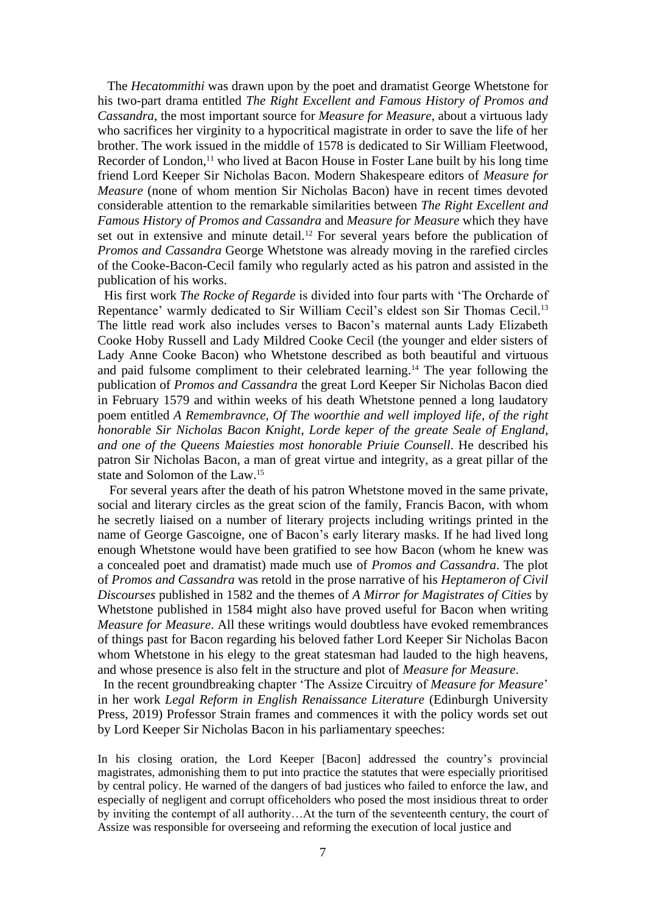The *Hecatommithi* was drawn upon by the poet and dramatist George Whetstone for his two-part drama entitled *The Right Excellent and Famous History of Promos and Cassandra*, the most important source for *Measure for Measure*, about a virtuous lady who sacrifices her virginity to a hypocritical magistrate in order to save the life of her brother. The work issued in the middle of 1578 is dedicated to Sir William Fleetwood, Recorder of London,[11] who lived at Bacon House in Foster Lane built by his long time friend Lord Keeper Sir Nicholas Bacon. Modern Shakespeare editors of *Measure for Measure* (none of whom mention Sir Nicholas Bacon) have in recent times devoted considerable attention to the remarkable similarities between *The Right Excellent and Famous History of Promos and Cassandra* and *Measure for Measure* which they have set out in extensive and minute detail.[12] For several years before the publication of *Promos and Cassandra* George Whetstone was already moving in the rarefied circles of the Cooke-Bacon-Cecil family who regularly acted as his patron and assisted in the publication of his works.

His first work *The Rocke of Regarde* is divided into four parts with 'The Orcharde of Repentance' warmly dedicated to Sir William Cecil's eldest son Sir Thomas Cecil.[13] The little read work also includes verses to Bacon's maternal aunts Lady Elizabeth Cooke Hoby Russell and Lady Mildred Cooke Cecil (the younger and elder sisters of Lady Anne Cooke Bacon) who Whetstone described as both beautiful and virtuous and paid fulsome compliment to their celebrated learning.[14] The year following the publication of *Promos and Cassandra* the great Lord Keeper Sir Nicholas Bacon died in February 1579 and within weeks of his death Whetstone penned a long laudatory poem entitled *A Remembravnce, Of The woorthie and well imployed life, of the right honorable Sir Nicholas Bacon Knight, Lorde keper of the greate Seale of England, and one of the Queens Maiesties most honorable Priuie Counsell*. He described his patron Sir Nicholas Bacon, a man of great virtue and integrity, as a great pillar of the state and Solomon of the Law.[15]

For several years after the death of his patron Whetstone moved in the same private, social and literary circles as the great scion of the family, Francis Bacon, with whom he secretly liaised on a number of literary projects including writings printed in the name of George Gascoigne, one of Bacon's early literary masks. If he had lived long enough Whetstone would have been gratified to see how Bacon (whom he knew was a concealed poet and dramatist) made much use of *Promos and Cassandra*. The plot of *Promos and Cassandra* was retold in the prose narrative of his *Heptameron of Civil Discourses* published in 1582 and the themes of *A Mirror for Magistrates of Cities* by Whetstone published in 1584 might also have proved useful for Bacon when writing *Measure for Measure*. All these writings would doubtless have evoked remembrances of things past for Bacon regarding his beloved father Lord Keeper Sir Nicholas Bacon whom Whetstone in his elegy to the great statesman had lauded to the high heavens, and whose presence is also felt in the structure and plot of *Measure for Measure*.

In the recent groundbreaking chapter 'The Assize Circuitry of *Measure for Measure*' in her work *Legal Reform in English Renaissance Literature* (Edinburgh University Press, 2019) Professor Strain frames and commences it with the policy words set out by Lord Keeper Sir Nicholas Bacon in his parliamentary speeches:

> In his closing oration, the Lord Keeper [Bacon] addressed the country's provincial magistrates, admonishing them to put into practice the statutes that were especially prioritised by central policy. He warned of the dangers of bad justices who failed to enforce the law, and especially of negligent and corrupt officeholders who posed the most insidious threat to order by inviting the contempt of all authority…At the turn of the seventeenth century, the court of Assize was responsible for overseeing and reforming the execution of local justice and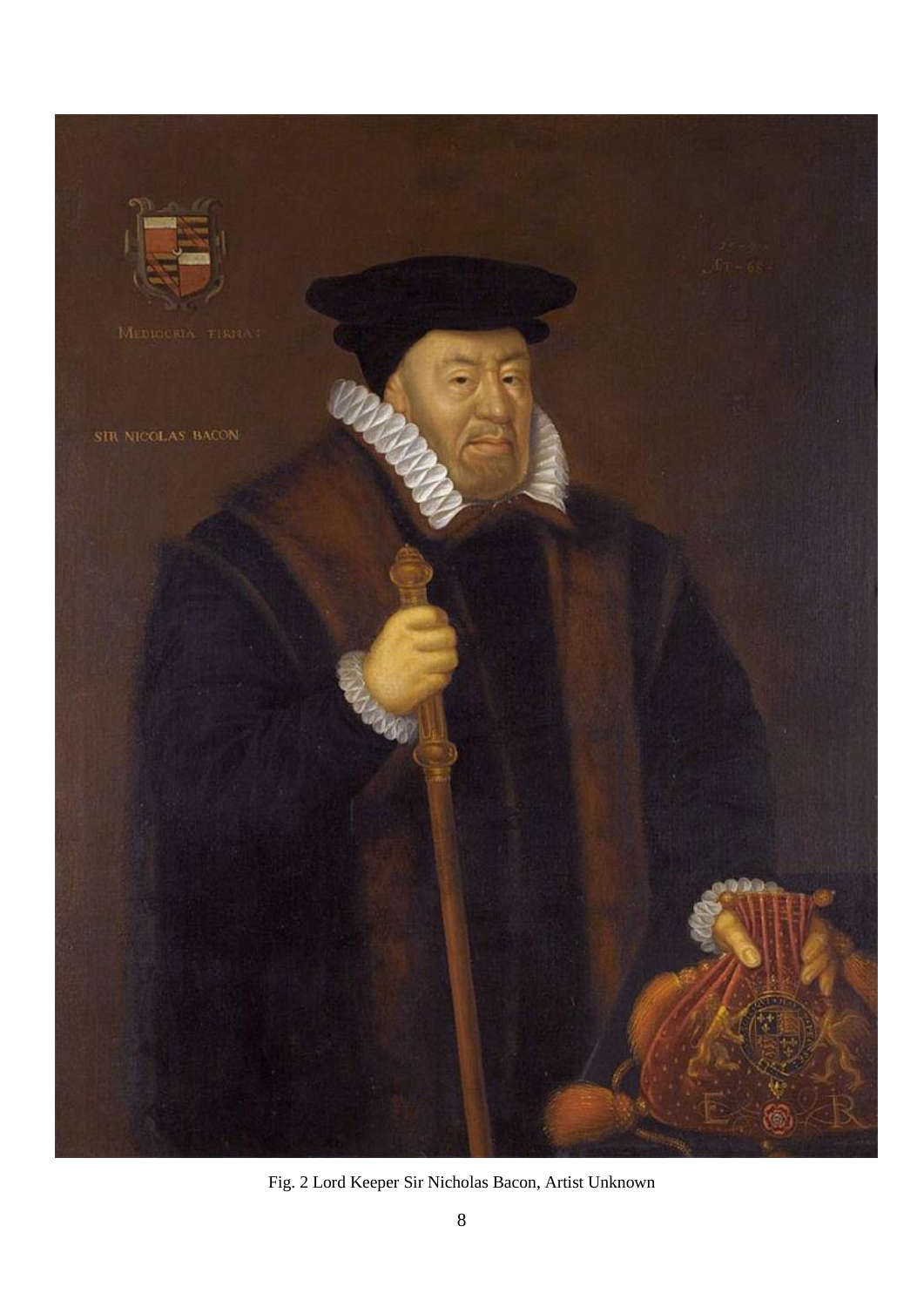Fig. 2 Lord Keeper Sir Nicholas Bacon, Artist Unknown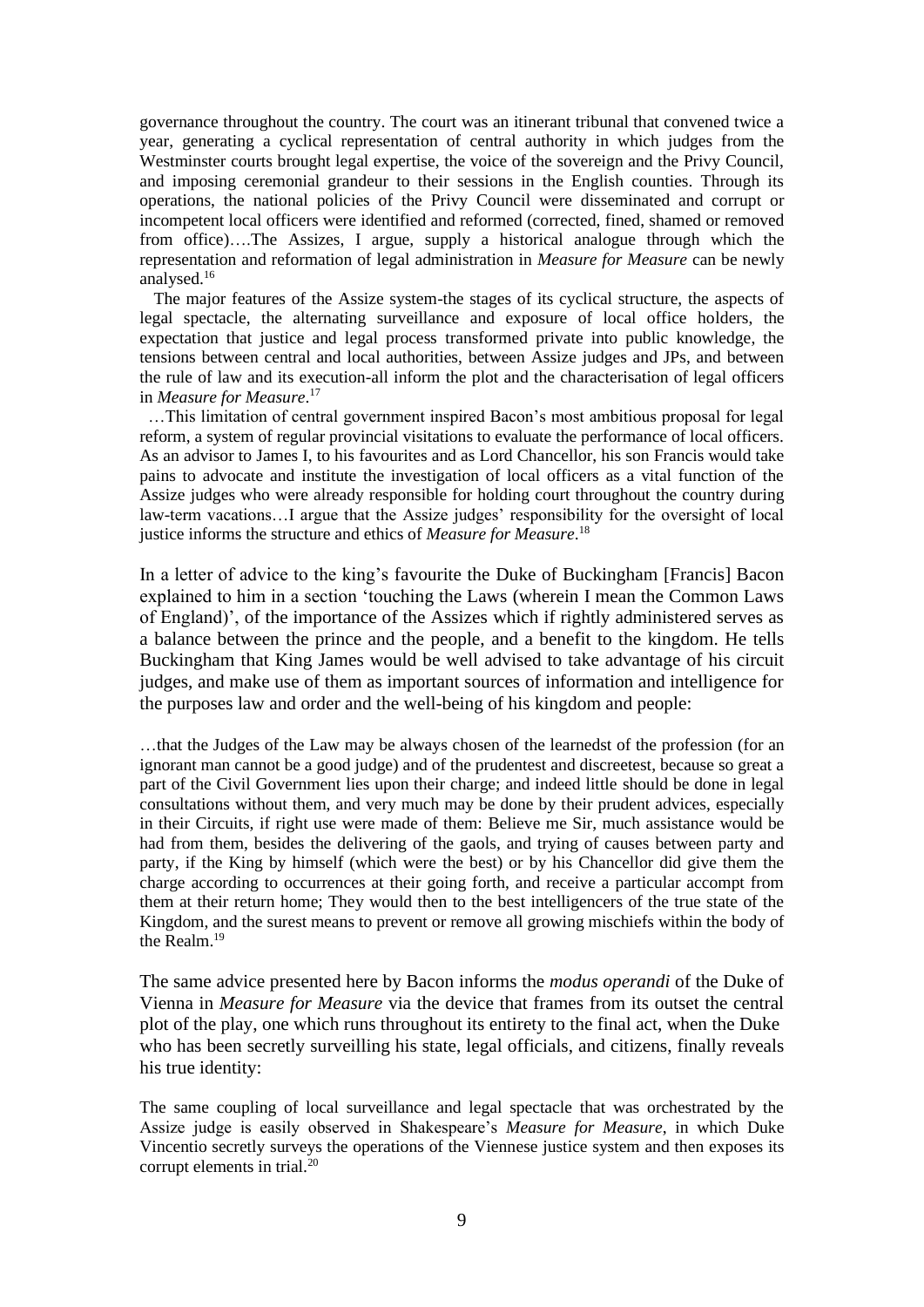governance throughout the country. The court was an itinerant tribunal that convened twice a year, generating a cyclical representation of central authority in which judges from the Westminster courts brought legal expertise, the voice of the sovereign and the Privy Council, and imposing ceremonial grandeur to their sessions in the English counties. Through its operations, the national policies of the Privy Council were disseminated and corrupt or incompetent local officers were identified and reformed (corrected, fined, shamed or removed from office)….The Assizes, I argue, supply a historical analogue through which the representation and reformation of legal administration in *Measure for Measure* can be newly analysed.[16]

The major features of the Assize system-the stages of its cyclical structure, the aspects of legal spectacle, the alternating surveillance and exposure of local office holders, the expectation that justice and legal process transformed private into public knowledge, the tensions between central and local authorities, between Assize judges and JPs, and between the rule of law and its execution-all inform the plot and the characterisation of legal officers in *Measure for Measure*.[17]

…This limitation of central government inspired Bacon's most ambitious proposal for legal reform, a system of regular provincial visitations to evaluate the performance of local officers. As an advisor to James I, to his favourites and as Lord Chancellor, his son Francis would take pains to advocate and institute the investigation of local officers as a vital function of the Assize judges who were already responsible for holding court throughout the country during law-term vacations…I argue that the Assize judges' responsibility for the oversight of local justice informs the structure and ethics of *Measure for Measure*.[18]

In a letter of advice to the king's favourite the Duke of Buckingham [Francis] Bacon explained to him in a section 'touching the Laws (wherein I mean the Common Laws of England)', of the importance of the Assizes which if rightly administered serves as a balance between the prince and the people, and a benefit to the kingdom. He tells Buckingham that King James would be well advised to take advantage of his circuit judges, and make use of them as important sources of information and intelligence for the purposes law and order and the well-being of his kingdom and people:

…that the Judges of the Law may be always chosen of the learnedst of the profession (for an ignorant man cannot be a good judge) and of the prudentest and discreetest, because so great a part of the Civil Government lies upon their charge; and indeed little should be done in legal consultations without them, and very much may be done by their prudent advices, especially in their Circuits, if right use were made of them: Believe me Sir, much assistance would be had from them, besides the delivering of the gaols, and trying of causes between party and party, if the King by himself (which were the best) or by his Chancellor did give them the charge according to occurrences at their going forth, and receive a particular accompt from them at their return home; They would then to the best intelligencers of the true state of the Kingdom, and the surest means to prevent or remove all growing mischiefs within the body of the Realm.[19]

The same advice presented here by Bacon informs the *modus operandi* of the Duke of Vienna in *Measure for Measure* via the device that frames from its outset the central plot of the play, one which runs throughout its entirety to the final act, when the Duke who has been secretly surveilling his state, legal officials, and citizens, finally reveals his true identity:

The same coupling of local surveillance and legal spectacle that was orchestrated by the Assize judge is easily observed in Shakespeare's *Measure for Measure*, in which Duke Vincentio secretly surveys the operations of the Viennese justice system and then exposes its corrupt elements in trial.[20]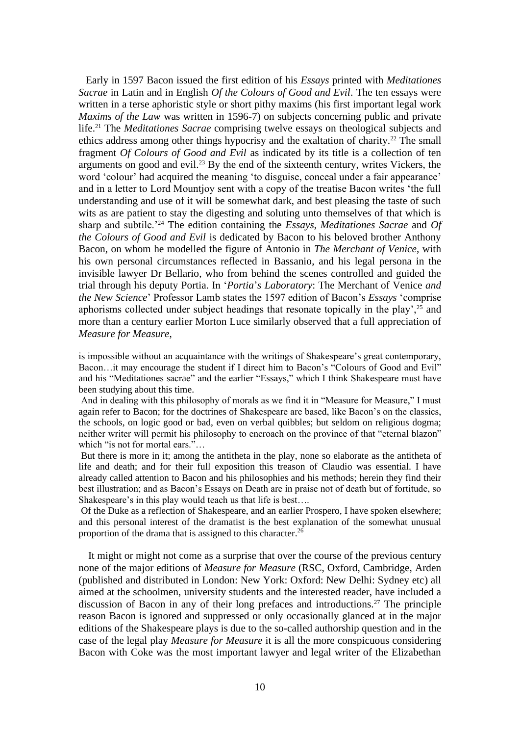Early in 1597 Bacon issued the first edition of his *Essays* printed with *Meditationes Sacrae* in Latin and in English *Of the Colours of Good and Evil*. The ten essays were written in a terse aphoristic style or short pithy maxims (his first important legal work *Maxims of the Law* was written in 1596-7) on subjects concerning public and private life.[21] The *Meditationes Sacrae* comprising twelve essays on theological subjects and ethics address among other things hypocrisy and the exaltation of charity.[22] The small fragment *Of Colours of Good and Evil* as indicated by its title is a collection of ten arguments on good and evil.[23] By the end of the sixteenth century, writes Vickers, the word 'colour' had acquired the meaning 'to disguise, conceal under a fair appearance' and in a letter to Lord Mountjoy sent with a copy of the treatise Bacon writes 'the full understanding and use of it will be somewhat dark, and best pleasing the taste of such wits as are patient to stay the digesting and soluting unto themselves of that which is sharp and subtile.'[24] The edition containing the *Essays*, *Meditationes Sacrae* and *Of the Colours of Good and Evil* is dedicated by Bacon to his beloved brother Anthony Bacon, on whom he modelled the figure of Antonio in *The Merchant of Venice*, with his own personal circumstances reflected in Bassanio, and his legal persona in the invisible lawyer Dr Bellario, who from behind the scenes controlled and guided the trial through his deputy Portia. In '*Portia's Laboratory*: The Merchant of Venice *and the New Science*' Professor Lamb states the 1597 edition of Bacon's *Essays* 'comprise aphorisms collected under subject headings that resonate topically in the play',[25] and more than a century earlier Morton Luce similarly observed that a full appreciation of *Measure for Measure*,

> is impossible without an acquaintance with the writings of Shakespeare's great contemporary, Bacon…it may encourage the student if I direct him to Bacon's "Colours of Good and Evil" and his "Meditationes sacrae" and the earlier "Essays," which I think Shakespeare must have been studying about this time.
>
> And in dealing with this philosophy of morals as we find it in "Measure for Measure," I must again refer to Bacon; for the doctrines of Shakespeare are based, like Bacon's on the classics, the schools, on logic good or bad, even on verbal quibbles; but seldom on religious dogma; neither writer will permit his philosophy to encroach on the province of that "eternal blazon" which "is not for mortal ears."…
>
> But there is more in it; among the antitheta in the play, none so elaborate as the antitheta of life and death; and for their full exposition this treason of Claudio was essential. I have already called attention to Bacon and his philosophies and his methods; herein they find their best illustration; and as Bacon's Essays on Death are in praise not of death but of fortitude, so Shakespeare's in this play would teach us that life is best….
>
> Of the Duke as a reflection of Shakespeare, and an earlier Prospero, I have spoken elsewhere; and this personal interest of the dramatist is the best explanation of the somewhat unusual proportion of the drama that is assigned to this character.[26]

It might or might not come as a surprise that over the course of the previous century none of the major editions of *Measure for Measure* (RSC, Oxford, Cambridge, Arden (published and distributed in London: New York: Oxford: New Delhi: Sydney etc) all aimed at the schoolmen, university students and the interested reader, have included a discussion of Bacon in any of their long prefaces and introductions.[27] The principle reason Bacon is ignored and suppressed or only occasionally glanced at in the major editions of the Shakespeare plays is due to the so-called authorship question and in the case of the legal play *Measure for Measure* it is all the more conspicuous considering Bacon with Coke was the most important lawyer and legal writer of the Elizabethan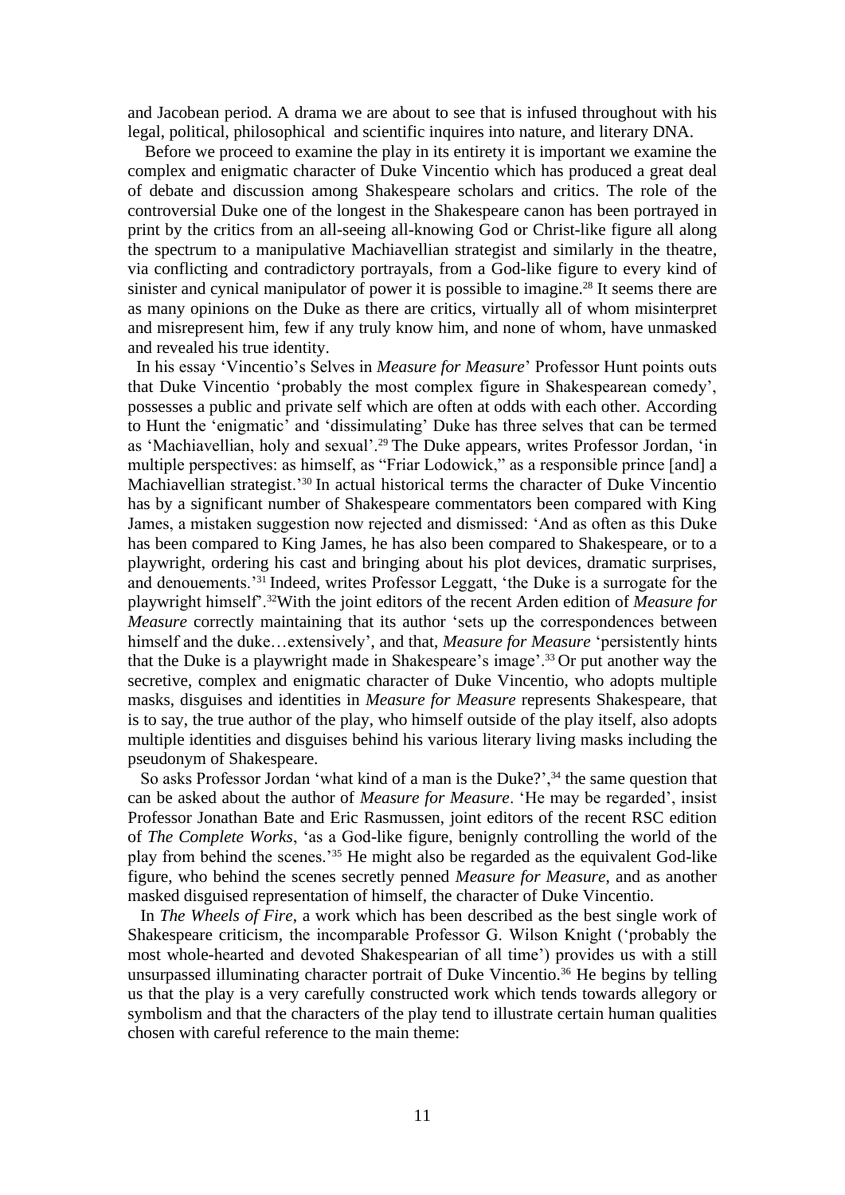and Jacobean period. A drama we are about to see that is infused throughout with his legal, political, philosophical and scientific inquires into nature, and literary DNA.

Before we proceed to examine the play in its entirety it is important we examine the complex and enigmatic character of Duke Vincentio which has produced a great deal of debate and discussion among Shakespeare scholars and critics. The role of the controversial Duke one of the longest in the Shakespeare canon has been portrayed in print by the critics from an all-seeing all-knowing God or Christ-like figure all along the spectrum to a manipulative Machiavellian strategist and similarly in the theatre, via conflicting and contradictory portrayals, from a God-like figure to every kind of sinister and cynical manipulator of power it is possible to imagine.[28] It seems there are as many opinions on the Duke as there are critics, virtually all of whom misinterpret and misrepresent him, few if any truly know him, and none of whom, have unmasked and revealed his true identity.

In his essay 'Vincentio's Selves in *Measure for Measure*' Professor Hunt points outs that Duke Vincentio 'probably the most complex figure in Shakespearean comedy', possesses a public and private self which are often at odds with each other. According to Hunt the 'enigmatic' and 'dissimulating' Duke has three selves that can be termed as 'Machiavellian, holy and sexual'.[29] The Duke appears, writes Professor Jordan, 'in multiple perspectives: as himself, as "Friar Lodowick," as a responsible prince [and] a Machiavellian strategist.'[30] In actual historical terms the character of Duke Vincentio has by a significant number of Shakespeare commentators been compared with King James, a mistaken suggestion now rejected and dismissed: 'And as often as this Duke has been compared to King James, he has also been compared to Shakespeare, or to a playwright, ordering his cast and bringing about his plot devices, dramatic surprises, and denouements.'[31] Indeed, writes Professor Leggatt, 'the Duke is a surrogate for the playwright himself'.[32]With the joint editors of the recent Arden edition of *Measure for Measure* correctly maintaining that its author 'sets up the correspondences between himself and the duke…extensively', and that, *Measure for Measure* 'persistently hints that the Duke is a playwright made in Shakespeare's image'.[33] Or put another way the secretive, complex and enigmatic character of Duke Vincentio, who adopts multiple masks, disguises and identities in *Measure for Measure* represents Shakespeare, that is to say, the true author of the play, who himself outside of the play itself, also adopts multiple identities and disguises behind his various literary living masks including the pseudonym of Shakespeare.

So asks Professor Jordan 'what kind of a man is the Duke?',[34] the same question that can be asked about the author of *Measure for Measure*. 'He may be regarded', insist Professor Jonathan Bate and Eric Rasmussen, joint editors of the recent RSC edition of *The Complete Works*, 'as a God-like figure, benignly controlling the world of the play from behind the scenes.'[35] He might also be regarded as the equivalent God-like figure, who behind the scenes secretly penned *Measure for Measure*, and as another masked disguised representation of himself, the character of Duke Vincentio.

In *The Wheels of Fire*, a work which has been described as the best single work of Shakespeare criticism, the incomparable Professor G. Wilson Knight ('probably the most whole-hearted and devoted Shakespearian of all time') provides us with a still unsurpassed illuminating character portrait of Duke Vincentio.[36] He begins by telling us that the play is a very carefully constructed work which tends towards allegory or symbolism and that the characters of the play tend to illustrate certain human qualities chosen with careful reference to the main theme: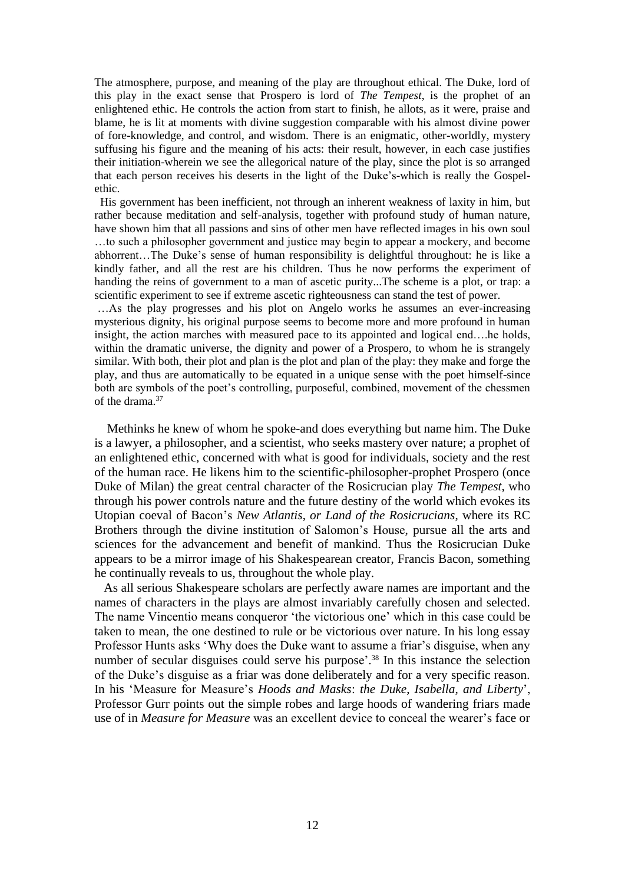The atmosphere, purpose, and meaning of the play are throughout ethical. The Duke, lord of this play in the exact sense that Prospero is lord of *The Tempest*, is the prophet of an enlightened ethic. He controls the action from start to finish, he allots, as it were, praise and blame, he is lit at moments with divine suggestion comparable with his almost divine power of fore-knowledge, and control, and wisdom. There is an enigmatic, other-worldly, mystery suffusing his figure and the meaning of his acts: their result, however, in each case justifies their initiation-wherein we see the allegorical nature of the play, since the plot is so arranged that each person receives his deserts in the light of the Duke's-which is really the Gospel-ethic.

His government has been inefficient, not through an inherent weakness of laxity in him, but rather because meditation and self-analysis, together with profound study of human nature, have shown him that all passions and sins of other men have reflected images in his own soul …to such a philosopher government and justice may begin to appear a mockery, and become abhorrent…The Duke's sense of human responsibility is delightful throughout: he is like a kindly father, and all the rest are his children. Thus he now performs the experiment of handing the reins of government to a man of ascetic purity...The scheme is a plot, or trap: a scientific experiment to see if extreme ascetic righteousness can stand the test of power.

…As the play progresses and his plot on Angelo works he assumes an ever-increasing mysterious dignity, his original purpose seems to become more and more profound in human insight, the action marches with measured pace to its appointed and logical end….he holds, within the dramatic universe, the dignity and power of a Prospero, to whom he is strangely similar. With both, their plot and plan is the plot and plan of the play: they make and forge the play, and thus are automatically to be equated in a unique sense with the poet himself-since both are symbols of the poet's controlling, purposeful, combined, movement of the chessmen of the drama.[37]

Methinks he knew of whom he spoke-and does everything but name him. The Duke is a lawyer, a philosopher, and a scientist, who seeks mastery over nature; a prophet of an enlightened ethic, concerned with what is good for individuals, society and the rest of the human race. He likens him to the scientific-philosopher-prophet Prospero (once Duke of Milan) the great central character of the Rosicrucian play *The Tempest*, who through his power controls nature and the future destiny of the world which evokes its Utopian coeval of Bacon's *New Atlantis*, *or Land of the Rosicrucians*, where its RC Brothers through the divine institution of Salomon's House, pursue all the arts and sciences for the advancement and benefit of mankind. Thus the Rosicrucian Duke appears to be a mirror image of his Shakespearean creator, Francis Bacon, something he continually reveals to us, throughout the whole play.

As all serious Shakespeare scholars are perfectly aware names are important and the names of characters in the plays are almost invariably carefully chosen and selected. The name Vincentio means conqueror 'the victorious one' which in this case could be taken to mean, the one destined to rule or be victorious over nature. In his long essay Professor Hunts asks 'Why does the Duke want to assume a friar's disguise, when any number of secular disguises could serve his purpose'.[38] In this instance the selection of the Duke's disguise as a friar was done deliberately and for a very specific reason. In his 'Measure for Measure's *Hoods and Masks*: *the Duke, Isabella, and Liberty*', Professor Gurr points out the simple robes and large hoods of wandering friars made use of in *Measure for Measure* was an excellent device to conceal the wearer's face or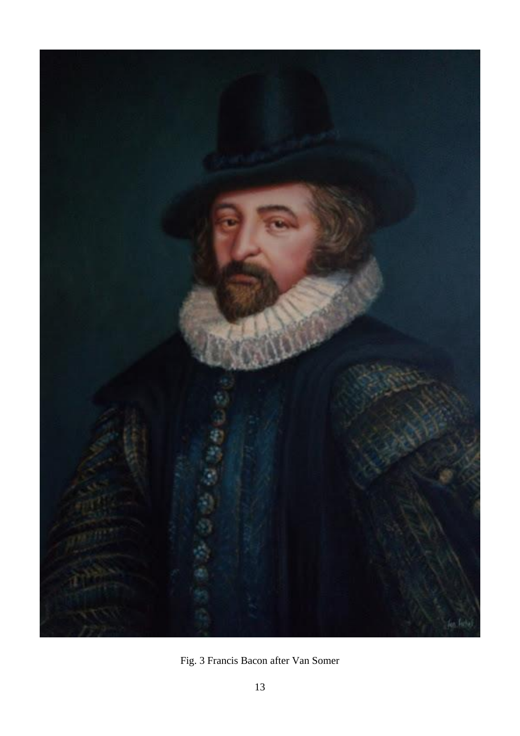Fig. 3 Francis Bacon after Van Somer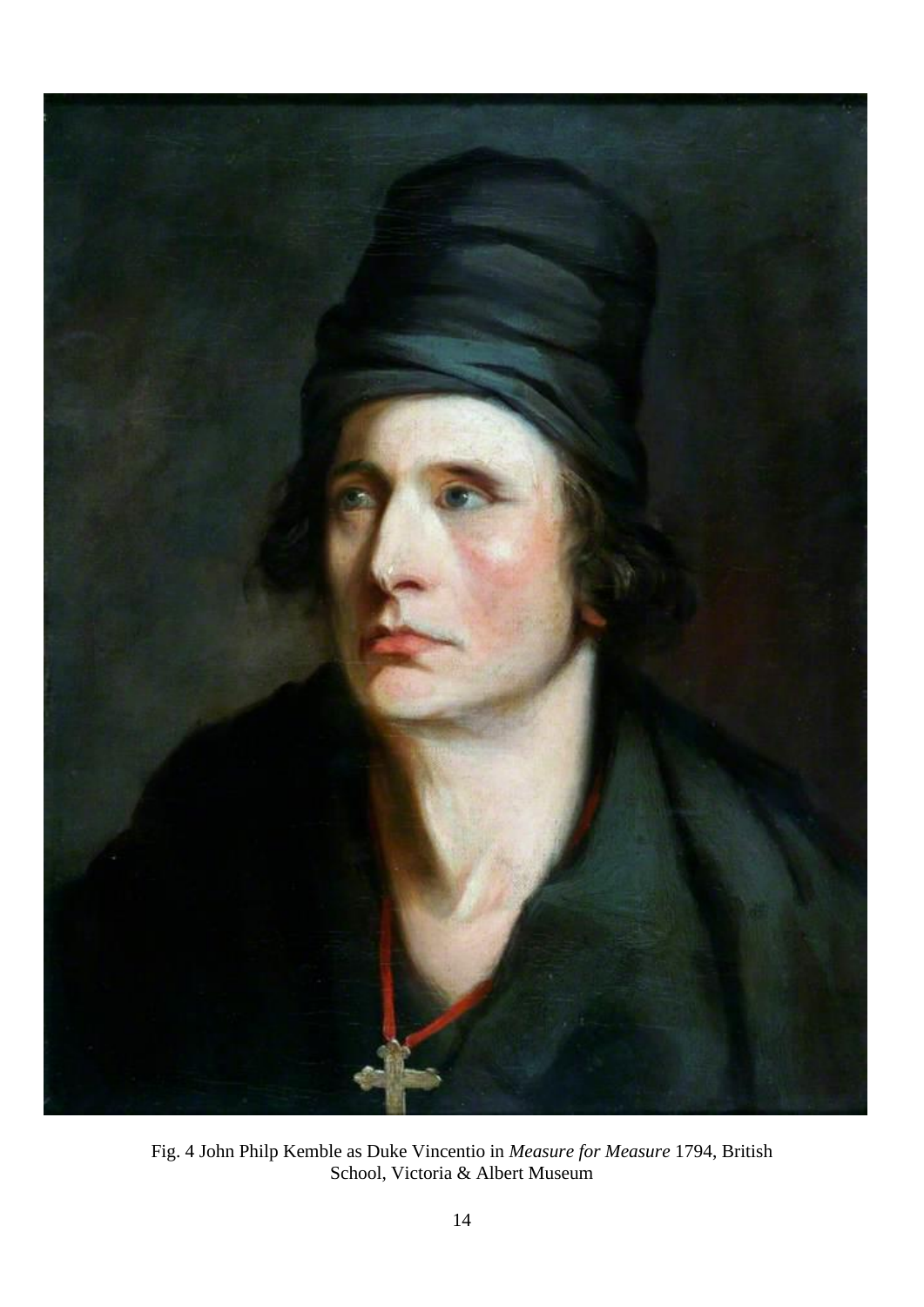Fig. 4 John Philp Kemble as Duke Vincentio in *Measure for Measure* 1794, British School, Victoria & Albert Museum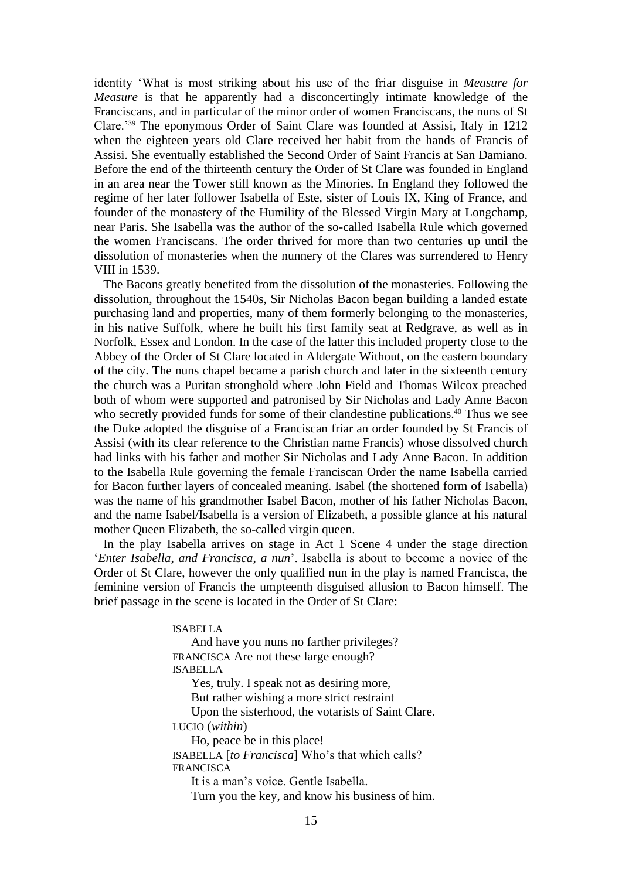identity 'What is most striking about his use of the friar disguise in *Measure for Measure* is that he apparently had a disconcertingly intimate knowledge of the Franciscans, and in particular of the minor order of women Franciscans, the nuns of St Clare.'[39] The eponymous Order of Saint Clare was founded at Assisi, Italy in 1212 when the eighteen years old Clare received her habit from the hands of Francis of Assisi. She eventually established the Second Order of Saint Francis at San Damiano. Before the end of the thirteenth century the Order of St Clare was founded in England in an area near the Tower still known as the Minories. In England they followed the regime of her later follower Isabella of Este, sister of Louis IX, King of France, and founder of the monastery of the Humility of the Blessed Virgin Mary at Longchamp, near Paris. She Isabella was the author of the so-called Isabella Rule which governed the women Franciscans. The order thrived for more than two centuries up until the dissolution of monasteries when the nunnery of the Clares was surrendered to Henry VIII in 1539.

The Bacons greatly benefited from the dissolution of the monasteries. Following the dissolution, throughout the 1540s, Sir Nicholas Bacon began building a landed estate purchasing land and properties, many of them formerly belonging to the monasteries, in his native Suffolk, where he built his first family seat at Redgrave, as well as in Norfolk, Essex and London. In the case of the latter this included property close to the Abbey of the Order of St Clare located in Aldergate Without, on the eastern boundary of the city. The nuns chapel became a parish church and later in the sixteenth century the church was a Puritan stronghold where John Field and Thomas Wilcox preached both of whom were supported and patronised by Sir Nicholas and Lady Anne Bacon who secretly provided funds for some of their clandestine publications.[40] Thus we see the Duke adopted the disguise of a Franciscan friar an order founded by St Francis of Assisi (with its clear reference to the Christian name Francis) whose dissolved church had links with his father and mother Sir Nicholas and Lady Anne Bacon. In addition to the Isabella Rule governing the female Franciscan Order the name Isabella carried for Bacon further layers of concealed meaning. Isabel (the shortened form of Isabella) was the name of his grandmother Isabel Bacon, mother of his father Nicholas Bacon, and the name Isabel/Isabella is a version of Elizabeth, a possible glance at his natural mother Queen Elizabeth, the so-called virgin queen.

In the play Isabella arrives on stage in Act 1 Scene 4 under the stage direction '*Enter Isabella, and Francisca, a nun*'. Isabella is about to become a novice of the Order of St Clare, however the only qualified nun in the play is named Francisca, the feminine version of Francis the umpteenth disguised allusion to Bacon himself. The brief passage in the scene is located in the Order of St Clare:

> ISABELLA
> And have you nuns no farther privileges?
> FRANCISCA Are not these large enough?
> ISABELLA
> Yes, truly. I speak not as desiring more,
> But rather wishing a more strict restraint
> Upon the sisterhood, the votarists of Saint Clare.
> LUCIO (*within*)
> Ho, peace be in this place!
> ISABELLA [*to Francisca*] Who's that which calls?
> FRANCISCA
> It is a man's voice. Gentle Isabella.
> Turn you the key, and know his business of him.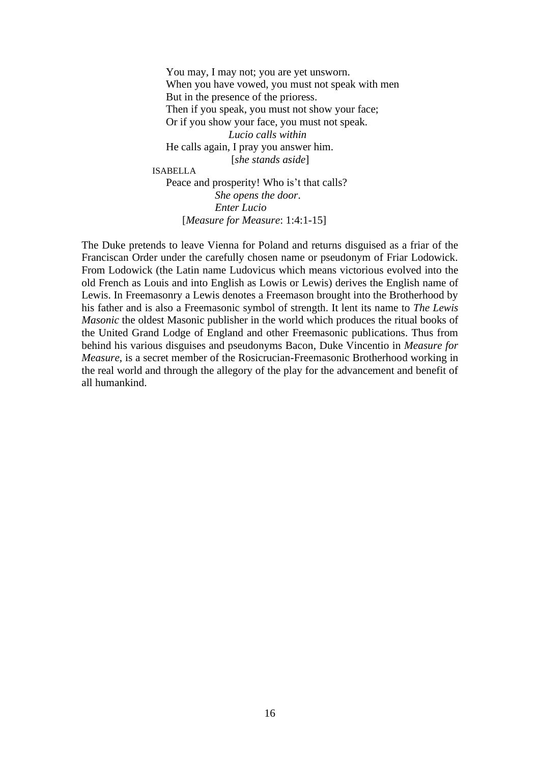> You may, I may not; you are yet unsworn.
> When you have vowed, you must not speak with men
> But in the presence of the prioress.
> Then if you speak, you must not show your face;
> Or if you show your face, you must not speak.
> *Lucio calls within*
> He calls again, I pray you answer him.
> [*she stands aside*]
>
> ISABELLA
> Peace and prosperity! Who is't that calls?
> *She opens the door*.
> *Enter Lucio*
> [*Measure for Measure*: 1:4:1-15]

The Duke pretends to leave Vienna for Poland and returns disguised as a friar of the Franciscan Order under the carefully chosen name or pseudonym of Friar Lodowick. From Lodowick (the Latin name Ludovicus which means victorious evolved into the old French as Louis and into English as Lowis or Lewis) derives the English name of Lewis. In Freemasonry a Lewis denotes a Freemason brought into the Brotherhood by his father and is also a Freemasonic symbol of strength. It lent its name to *The Lewis Masonic* the oldest Masonic publisher in the world which produces the ritual books of the United Grand Lodge of England and other Freemasonic publications. Thus from behind his various disguises and pseudonyms Bacon, Duke Vincentio in *Measure for Measure*, is a secret member of the Rosicrucian-Freemasonic Brotherhood working in the real world and through the allegory of the play for the advancement and benefit of all humankind.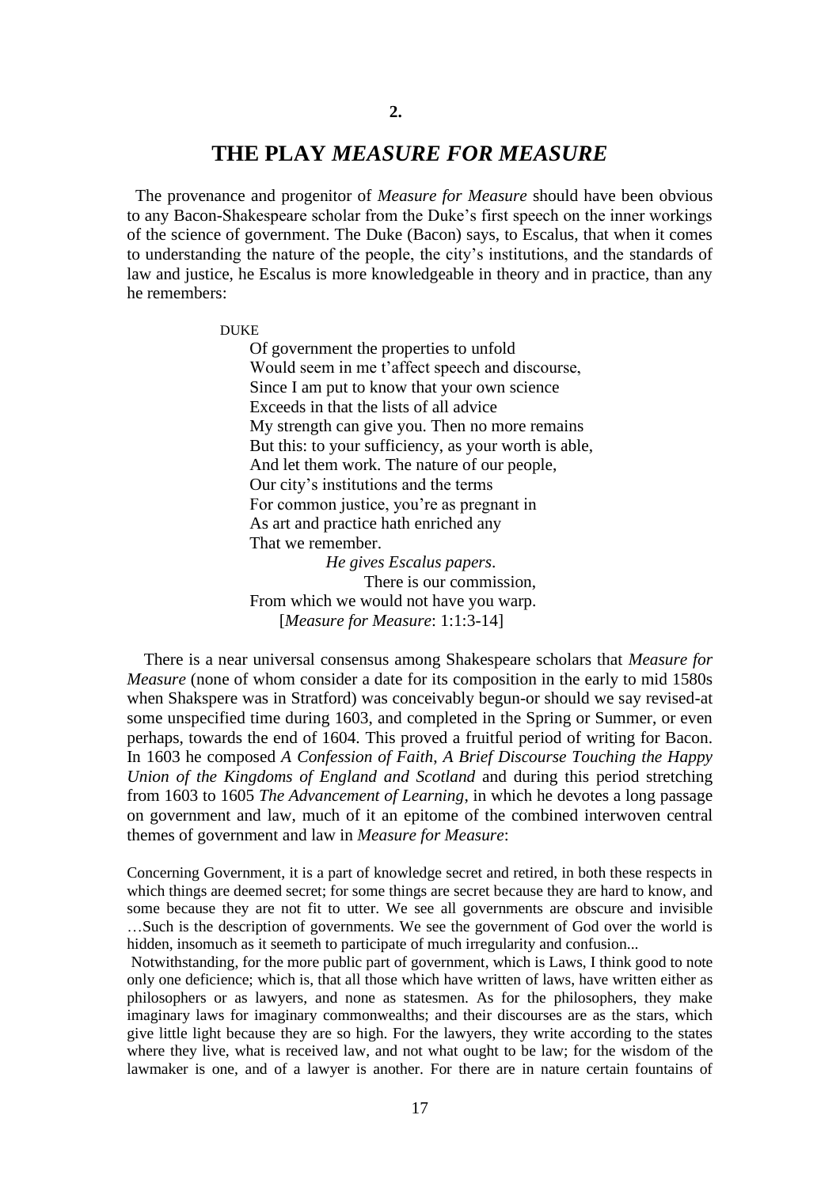**2.**

# THE PLAY *MEASURE FOR MEASURE*

The provenance and progenitor of *Measure for Measure* should have been obvious to any Bacon-Shakespeare scholar from the Duke's first speech on the inner workings of the science of government. The Duke (Bacon) says, to Escalus, that when it comes to understanding the nature of the people, the city's institutions, and the standards of law and justice, he Escalus is more knowledgeable in theory and in practice, than any he remembers:

> DUKE
> Of government the properties to unfold
> Would seem in me t'affect speech and discourse,
> Since I am put to know that your own science
> Exceeds in that the lists of all advice
> My strength can give you. Then no more remains
> But this: to your sufficiency, as your worth is able,
> And let them work. The nature of our people,
> Our city's institutions and the terms
> For common justice, you're as pregnant in
> As art and practice hath enriched any
> That we remember.
> *He gives Escalus papers*.
> There is our commission,
> From which we would not have you warp.
> [*Measure for Measure*: 1:1:3-14]

There is a near universal consensus among Shakespeare scholars that *Measure for Measure* (none of whom consider a date for its composition in the early to mid 1580s when Shakspere was in Stratford) was conceivably begun-or should we say revised-at some unspecified time during 1603, and completed in the Spring or Summer, or even perhaps, towards the end of 1604. This proved a fruitful period of writing for Bacon. In 1603 he composed *A Confession of Faith*, *A Brief Discourse Touching the Happy Union of the Kingdoms of England and Scotland* and during this period stretching from 1603 to 1605 *The Advancement of Learning*, in which he devotes a long passage on government and law, much of it an epitome of the combined interwoven central themes of government and law in *Measure for Measure*:

> Concerning Government, it is a part of knowledge secret and retired, in both these respects in which things are deemed secret; for some things are secret because they are hard to know, and some because they are not fit to utter. We see all governments are obscure and invisible …Such is the description of governments. We see the government of God over the world is hidden, insomuch as it seemeth to participate of much irregularity and confusion...
>
> Notwithstanding, for the more public part of government, which is Laws, I think good to note only one deficience; which is, that all those which have written of laws, have written either as philosophers or as lawyers, and none as statesmen. As for the philosophers, they make imaginary laws for imaginary commonwealths; and their discourses are as the stars, which give little light because they are so high. For the lawyers, they write according to the states where they live, what is received law, and not what ought to be law; for the wisdom of the lawmaker is one, and of a lawyer is another. For there are in nature certain fountains of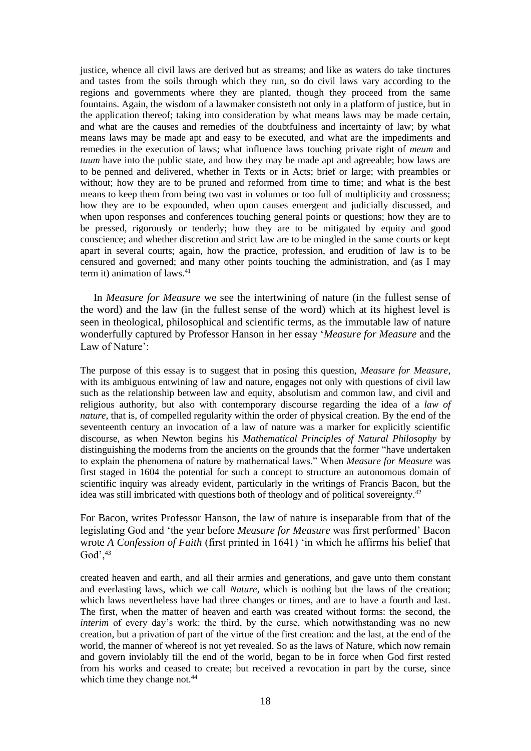justice, whence all civil laws are derived but as streams; and like as waters do take tinctures and tastes from the soils through which they run, so do civil laws vary according to the regions and governments where they are planted, though they proceed from the same fountains. Again, the wisdom of a lawmaker consisteth not only in a platform of justice, but in the application thereof; taking into consideration by what means laws may be made certain, and what are the causes and remedies of the doubtfulness and incertainty of law; by what means laws may be made apt and easy to be executed, and what are the impediments and remedies in the execution of laws; what influence laws touching private right of *meum* and *tuum* have into the public state, and how they may be made apt and agreeable; how laws are to be penned and delivered, whether in Texts or in Acts; brief or large; with preambles or without; how they are to be pruned and reformed from time to time; and what is the best means to keep them from being two vast in volumes or too full of multiplicity and crossness; how they are to be expounded, when upon causes emergent and judicially discussed, and when upon responses and conferences touching general points or questions; how they are to be pressed, rigorously or tenderly; how they are to be mitigated by equity and good conscience; and whether discretion and strict law are to be mingled in the same courts or kept apart in several courts; again, how the practice, profession, and erudition of law is to be censured and governed; and many other points touching the administration, and (as I may term it) animation of laws.[41]

In *Measure for Measure* we see the intertwining of nature (in the fullest sense of the word) and the law (in the fullest sense of the word) which at its highest level is seen in theological, philosophical and scientific terms, as the immutable law of nature wonderfully captured by Professor Hanson in her essay '*Measure for Measure* and the Law of Nature':

The purpose of this essay is to suggest that in posing this question, *Measure for Measure*, with its ambiguous entwining of law and nature, engages not only with questions of civil law such as the relationship between law and equity, absolutism and common law, and civil and religious authority, but also with contemporary discourse regarding the idea of a *law of nature*, that is, of compelled regularity within the order of physical creation. By the end of the seventeenth century an invocation of a law of nature was a marker for explicitly scientific discourse, as when Newton begins his *Mathematical Principles of Natural Philosophy* by distinguishing the moderns from the ancients on the grounds that the former "have undertaken to explain the phenomena of nature by mathematical laws." When *Measure for Measure* was first staged in 1604 the potential for such a concept to structure an autonomous domain of scientific inquiry was already evident, particularly in the writings of Francis Bacon, but the idea was still imbricated with questions both of theology and of political sovereignty.[42]

For Bacon, writes Professor Hanson, the law of nature is inseparable from that of the legislating God and 'the year before *Measure for Measure* was first performed' Bacon wrote *A Confession of Faith* (first printed in 1641) 'in which he affirms his belief that God',[43]

created heaven and earth, and all their armies and generations, and gave unto them constant and everlasting laws, which we call *Nature*, which is nothing but the laws of the creation; which laws nevertheless have had three changes or times, and are to have a fourth and last. The first, when the matter of heaven and earth was created without forms: the second, the *interim* of every day's work: the third, by the curse, which notwithstanding was no new creation, but a privation of part of the virtue of the first creation: and the last, at the end of the world, the manner of whereof is not yet revealed. So as the laws of Nature, which now remain and govern inviolably till the end of the world, began to be in force when God first rested from his works and ceased to create; but received a revocation in part by the curse, since which time they change not.[44]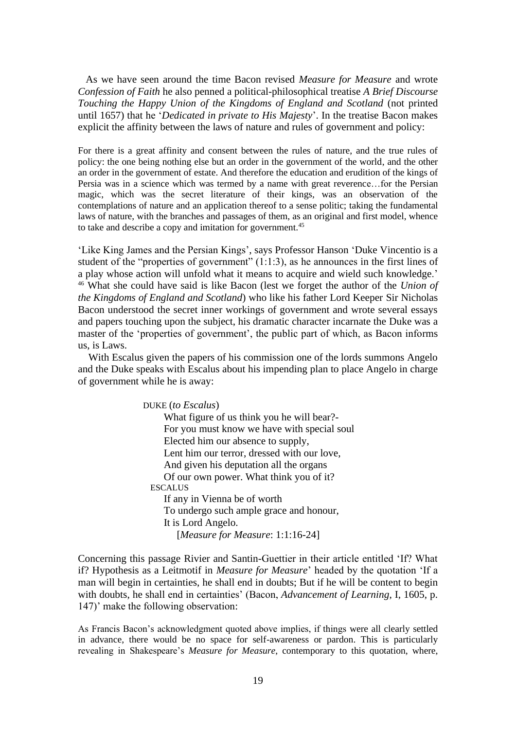As we have seen around the time Bacon revised *Measure for Measure* and wrote *Confession of Faith* he also penned a political-philosophical treatise *A Brief Discourse Touching the Happy Union of the Kingdoms of England and Scotland* (not printed until 1657) that he '*Dedicated in private to His Majesty*'. In the treatise Bacon makes explicit the affinity between the laws of nature and rules of government and policy:

> For there is a great affinity and consent between the rules of nature, and the true rules of policy: the one being nothing else but an order in the government of the world, and the other an order in the government of estate. And therefore the education and erudition of the kings of Persia was in a science which was termed by a name with great reverence…for the Persian magic, which was the secret literature of their kings, was an observation of the contemplations of nature and an application thereof to a sense politic; taking the fundamental laws of nature, with the branches and passages of them, as an original and first model, whence to take and describe a copy and imitation for government.[45]

'Like King James and the Persian Kings', says Professor Hanson 'Duke Vincentio is a student of the "properties of government" (1:1:3), as he announces in the first lines of a play whose action will unfold what it means to acquire and wield such knowledge.' [46] What she could have said is like Bacon (lest we forget the author of the *Union of the Kingdoms of England and Scotland*) who like his father Lord Keeper Sir Nicholas Bacon understood the secret inner workings of government and wrote several essays and papers touching upon the subject, his dramatic character incarnate the Duke was a master of the 'properties of government', the public part of which, as Bacon informs us, is Laws.

With Escalus given the papers of his commission one of the lords summons Angelo and the Duke speaks with Escalus about his impending plan to place Angelo in charge of government while he is away:

> DUKE (*to Escalus*)
> What figure of us think you he will bear?-
> For you must know we have with special soul
> Elected him our absence to supply,
> Lent him our terror, dressed with our love,
> And given his deputation all the organs
> Of our own power. What think you of it?
> ESCALUS
> If any in Vienna be of worth
> To undergo such ample grace and honour,
> It is Lord Angelo.
> [*Measure for Measure*: 1:1:16-24]

Concerning this passage Rivier and Santin-Guettier in their article entitled 'If? What if? Hypothesis as a Leitmotif in *Measure for Measure*' headed by the quotation 'If a man will begin in certainties, he shall end in doubts; But if he will be content to begin with doubts, he shall end in certainties' (Bacon, *Advancement of Learning*, I, 1605, p. 147)' make the following observation:

> As Francis Bacon's acknowledgment quoted above implies, if things were all clearly settled in advance, there would be no space for self-awareness or pardon. This is particularly revealing in Shakespeare's *Measure for Measure*, contemporary to this quotation, where,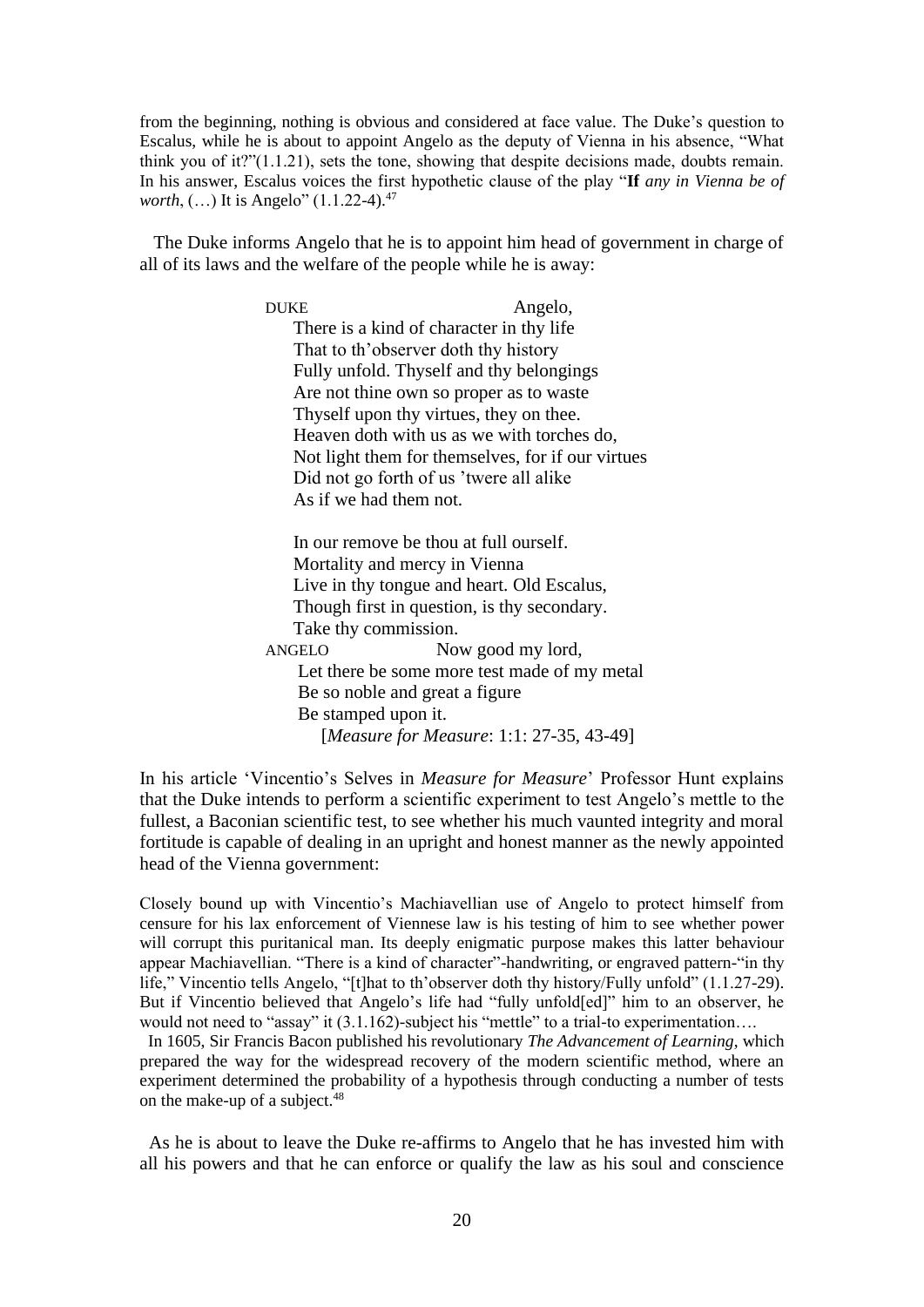from the beginning, nothing is obvious and considered at face value. The Duke's question to Escalus, while he is about to appoint Angelo as the deputy of Vienna in his absence, "What think you of it?"(1.1.21), sets the tone, showing that despite decisions made, doubts remain. In his answer, Escalus voices the first hypothetic clause of the play "**If** *any in Vienna be of worth*, (…) It is Angelo" (1.1.22-4).[47]

The Duke informs Angelo that he is to appoint him head of government in charge of all of its laws and the welfare of the people while he is away:

> DUKE Angelo,
> There is a kind of character in thy life
> That to th'observer doth thy history
> Fully unfold. Thyself and thy belongings
> Are not thine own so proper as to waste
> Thyself upon thy virtues, they on thee.
> Heaven doth with us as we with torches do,
> Not light them for themselves, for if our virtues
> Did not go forth of us 'twere all alike
> As if we had them not.
>
> In our remove be thou at full ourself.
> Mortality and mercy in Vienna
> Live in thy tongue and heart. Old Escalus,
> Though first in question, is thy secondary.
> Take thy commission.
>
> ANGELO Now good my lord,
> Let there be some more test made of my metal
> Be so noble and great a figure
> Be stamped upon it.
> [*Measure for Measure*: 1:1: 27-35, 43-49]

In his article 'Vincentio's Selves in *Measure for Measure*' Professor Hunt explains that the Duke intends to perform a scientific experiment to test Angelo's mettle to the fullest, a Baconian scientific test, to see whether his much vaunted integrity and moral fortitude is capable of dealing in an upright and honest manner as the newly appointed head of the Vienna government:

> Closely bound up with Vincentio's Machiavellian use of Angelo to protect himself from censure for his lax enforcement of Viennese law is his testing of him to see whether power will corrupt this puritanical man. Its deeply enigmatic purpose makes this latter behaviour appear Machiavellian. "There is a kind of character"-handwriting, or engraved pattern-"in thy life," Vincentio tells Angelo, "[t]hat to th'observer doth thy history/Fully unfold" (1.1.27-29). But if Vincentio believed that Angelo's life had "fully unfold[ed]" him to an observer, he would not need to "assay" it (3.1.162)-subject his "mettle" to a trial-to experimentation….
>
> In 1605, Sir Francis Bacon published his revolutionary *The Advancement of Learning*, which prepared the way for the widespread recovery of the modern scientific method, where an experiment determined the probability of a hypothesis through conducting a number of tests on the make-up of a subject.[48]

As he is about to leave the Duke re-affirms to Angelo that he has invested him with all his powers and that he can enforce or qualify the law as his soul and conscience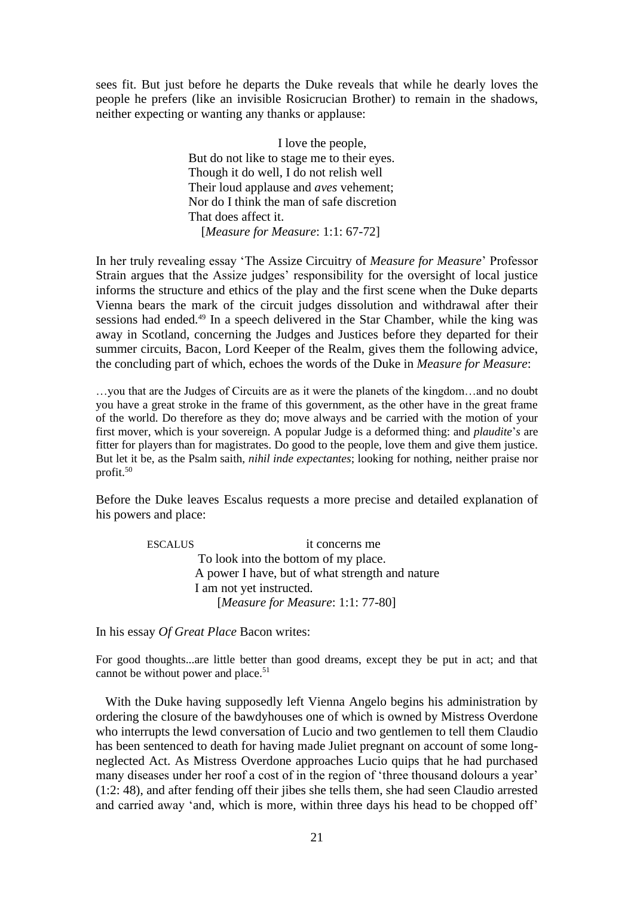sees fit. But just before he departs the Duke reveals that while he dearly loves the people he prefers (like an invisible Rosicrucian Brother) to remain in the shadows, neither expecting or wanting any thanks or applause:

> I love the people,
> But do not like to stage me to their eyes.
> Though it do well, I do not relish well
> Their loud applause and *aves* vehement;
> Nor do I think the man of safe discretion
> That does affect it.
> [*Measure for Measure*: 1:1: 67-72]

In her truly revealing essay 'The Assize Circuitry of *Measure for Measure*' Professor Strain argues that the Assize judges' responsibility for the oversight of local justice informs the structure and ethics of the play and the first scene when the Duke departs Vienna bears the mark of the circuit judges dissolution and withdrawal after their sessions had ended.[49] In a speech delivered in the Star Chamber, while the king was away in Scotland, concerning the Judges and Justices before they departed for their summer circuits, Bacon, Lord Keeper of the Realm, gives them the following advice, the concluding part of which, echoes the words of the Duke in *Measure for Measure*:

> …you that are the Judges of Circuits are as it were the planets of the kingdom…and no doubt you have a great stroke in the frame of this government, as the other have in the great frame of the world. Do therefore as they do; move always and be carried with the motion of your first mover, which is your sovereign. A popular Judge is a deformed thing: and *plaudite's* are fitter for players than for magistrates. Do good to the people, love them and give them justice. But let it be, as the Psalm saith, *nihil inde expectantes*; looking for nothing, neither praise nor profit.[50]

Before the Duke leaves Escalus requests a more precise and detailed explanation of his powers and place:

> ESCALUS it concerns me
> To look into the bottom of my place.
> A power I have, but of what strength and nature
> I am not yet instructed.
> [*Measure for Measure*: 1:1: 77-80]

In his essay *Of Great Place* Bacon writes:

> For good thoughts...are little better than good dreams, except they be put in act; and that cannot be without power and place.[51]

With the Duke having supposedly left Vienna Angelo begins his administration by ordering the closure of the bawdyhouses one of which is owned by Mistress Overdone who interrupts the lewd conversation of Lucio and two gentlemen to tell them Claudio has been sentenced to death for having made Juliet pregnant on account of some long-neglected Act. As Mistress Overdone approaches Lucio quips that he had purchased many diseases under her roof a cost of in the region of 'three thousand dolours a year' (1:2: 48), and after fending off their jibes she tells them, she had seen Claudio arrested and carried away 'and, which is more, within three days his head to be chopped off'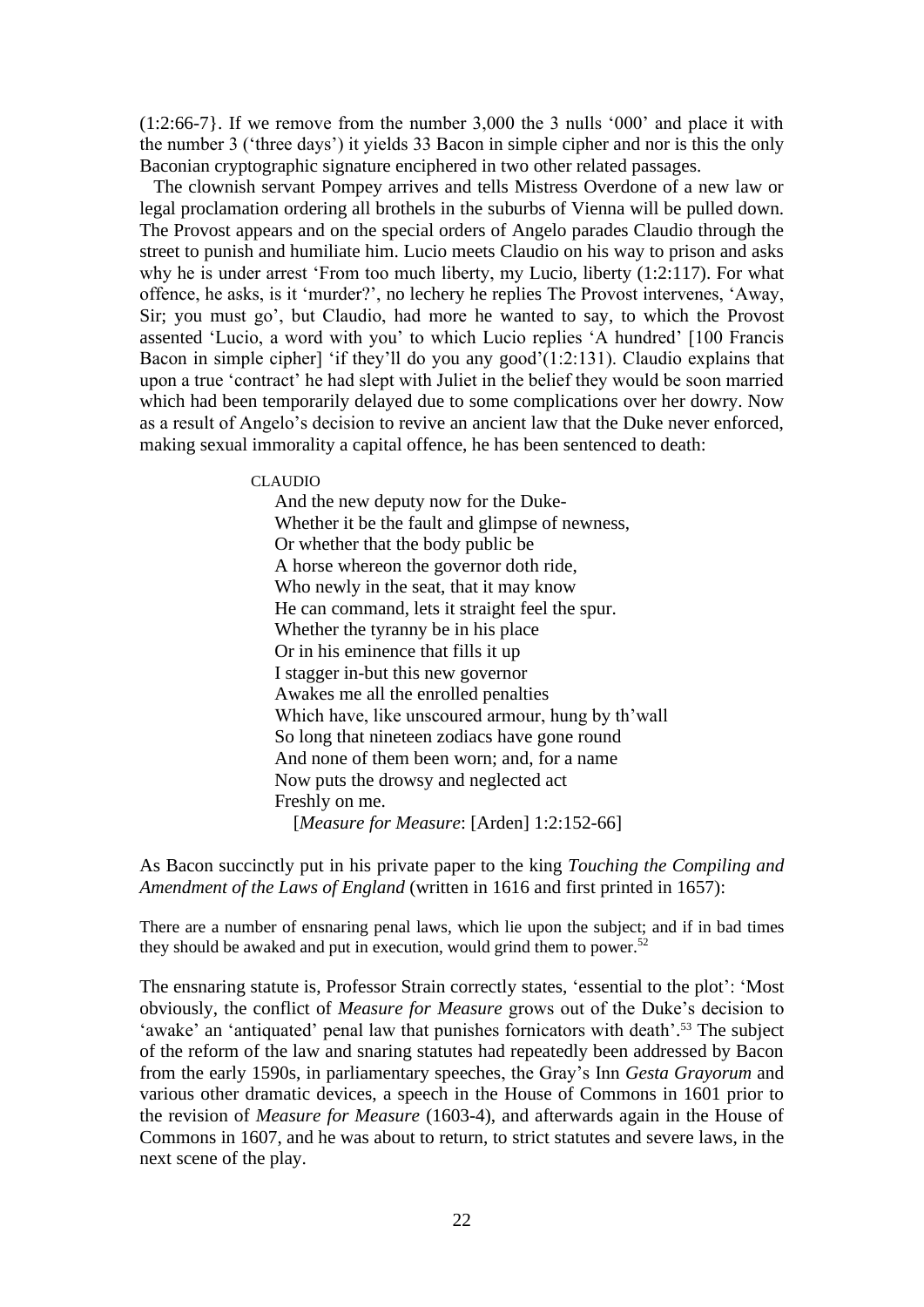(1:2:66-7}. If we remove from the number 3,000 the 3 nulls '000' and place it with the number 3 ('three days') it yields 33 Bacon in simple cipher and nor is this the only Baconian cryptographic signature enciphered in two other related passages.

The clownish servant Pompey arrives and tells Mistress Overdone of a new law or legal proclamation ordering all brothels in the suburbs of Vienna will be pulled down. The Provost appears and on the special orders of Angelo parades Claudio through the street to punish and humiliate him. Lucio meets Claudio on his way to prison and asks why he is under arrest 'From too much liberty, my Lucio, liberty (1:2:117). For what offence, he asks, is it 'murder?', no lechery he replies The Provost intervenes, 'Away, Sir; you must go', but Claudio, had more he wanted to say, to which the Provost assented 'Lucio, a word with you' to which Lucio replies 'A hundred' [100 Francis Bacon in simple cipher] 'if they'll do you any good'(1:2:131). Claudio explains that upon a true 'contract' he had slept with Juliet in the belief they would be soon married which had been temporarily delayed due to some complications over her dowry. Now as a result of Angelo's decision to revive an ancient law that the Duke never enforced, making sexual immorality a capital offence, he has been sentenced to death:

> CLAUDIO
> And the new deputy now for the Duke-
> Whether it be the fault and glimpse of newness,
> Or whether that the body public be
> A horse whereon the governor doth ride,
> Who newly in the seat, that it may know
> He can command, lets it straight feel the spur.
> Whether the tyranny be in his place
> Or in his eminence that fills it up
> I stagger in-but this new governor
> Awakes me all the enrolled penalties
> Which have, like unscoured armour, hung by th'wall
> So long that nineteen zodiacs have gone round
> And none of them been worn; and, for a name
> Now puts the drowsy and neglected act
> Freshly on me.
> [*Measure for Measure*: [Arden] 1:2:152-66]

As Bacon succinctly put in his private paper to the king *Touching the Compiling and Amendment of the Laws of England* (written in 1616 and first printed in 1657):

> There are a number of ensnaring penal laws, which lie upon the subject; and if in bad times they should be awaked and put in execution, would grind them to power.[52]

The ensnaring statute is, Professor Strain correctly states, 'essential to the plot': 'Most obviously, the conflict of *Measure for Measure* grows out of the Duke's decision to 'awake' an 'antiquated' penal law that punishes fornicators with death'.[53] The subject of the reform of the law and snaring statutes had repeatedly been addressed by Bacon from the early 1590s, in parliamentary speeches, the Gray's Inn *Gesta Grayorum* and various other dramatic devices, a speech in the House of Commons in 1601 prior to the revision of *Measure for Measure* (1603-4), and afterwards again in the House of Commons in 1607, and he was about to return, to strict statutes and severe laws, in the next scene of the play.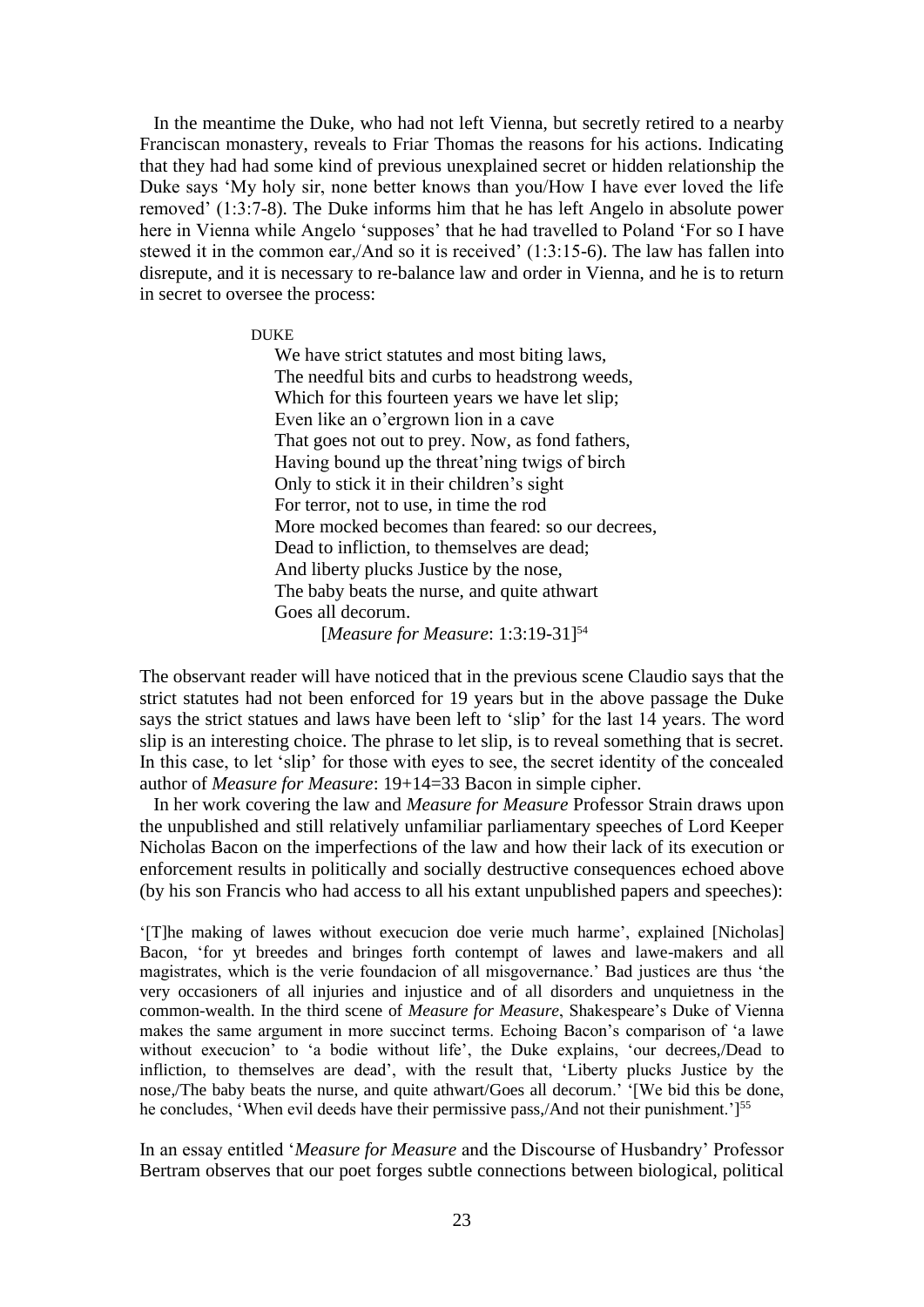In the meantime the Duke, who had not left Vienna, but secretly retired to a nearby Franciscan monastery, reveals to Friar Thomas the reasons for his actions. Indicating that they had had some kind of previous unexplained secret or hidden relationship the Duke says 'My holy sir, none better knows than you/How I have ever loved the life removed' (1:3:7-8). The Duke informs him that he has left Angelo in absolute power here in Vienna while Angelo 'supposes' that he had travelled to Poland 'For so I have stewed it in the common ear,/And so it is received' (1:3:15-6). The law has fallen into disrepute, and it is necessary to re-balance law and order in Vienna, and he is to return in secret to oversee the process:

> DUKE
>
> We have strict statutes and most biting laws,
> The needful bits and curbs to headstrong weeds,
> Which for this fourteen years we have let slip;
> Even like an o'ergrown lion in a cave
> That goes not out to prey. Now, as fond fathers,
> Having bound up the threat'ning twigs of birch
> Only to stick it in their children's sight
> For terror, not to use, in time the rod
> More mocked becomes than feared: so our decrees,
> Dead to infliction, to themselves are dead;
> And liberty plucks Justice by the nose,
> The baby beats the nurse, and quite athwart
> Goes all decorum.
>
> [*Measure for Measure*: 1:3:19-31][54]

The observant reader will have noticed that in the previous scene Claudio says that the strict statutes had not been enforced for 19 years but in the above passage the Duke says the strict statues and laws have been left to 'slip' for the last 14 years. The word slip is an interesting choice. The phrase to let slip, is to reveal something that is secret. In this case, to let 'slip' for those with eyes to see, the secret identity of the concealed author of *Measure for Measure*: 19+14=33 Bacon in simple cipher.

In her work covering the law and *Measure for Measure* Professor Strain draws upon the unpublished and still relatively unfamiliar parliamentary speeches of Lord Keeper Nicholas Bacon on the imperfections of the law and how their lack of its execution or enforcement results in politically and socially destructive consequences echoed above (by his son Francis who had access to all his extant unpublished papers and speeches):

> '[T]he making of lawes without execucion doe verie much harme', explained [Nicholas] Bacon, 'for yt breedes and bringes forth contempt of lawes and lawe-makers and all magistrates, which is the verie foundacion of all misgovernance.' Bad justices are thus 'the very occasioners of all injuries and injustice and of all disorders and unquietness in the common-wealth. In the third scene of *Measure for Measure*, Shakespeare's Duke of Vienna makes the same argument in more succinct terms. Echoing Bacon's comparison of 'a lawe without execucion' to 'a bodie without life', the Duke explains, 'our decrees,/Dead to infliction, to themselves are dead', with the result that, 'Liberty plucks Justice by the nose,/The baby beats the nurse, and quite athwart/Goes all decorum.' '[We bid this be done, he concludes, 'When evil deeds have their permissive pass,/And not their punishment.']][55]

In an essay entitled '*Measure for Measure* and the Discourse of Husbandry' Professor Bertram observes that our poet forges subtle connections between biological, political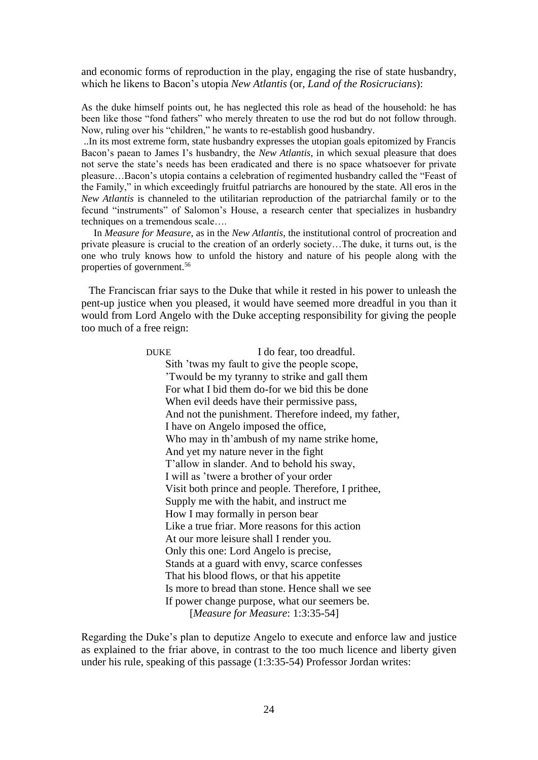and economic forms of reproduction in the play, engaging the rise of state husbandry, which he likens to Bacon's utopia *New Atlantis* (or, *Land of the Rosicrucians*):

> As the duke himself points out, he has neglected this role as head of the household: he has been like those "fond fathers" who merely threaten to use the rod but do not follow through. Now, ruling over his "children," he wants to re-establish good husbandry.
>
> ..In its most extreme form, state husbandry expresses the utopian goals epitomized by Francis Bacon's paean to James I's husbandry, the *New Atlantis*, in which sexual pleasure that does not serve the state's needs has been eradicated and there is no space whatsoever for private pleasure…Bacon's utopia contains a celebration of regimented husbandry called the "Feast of the Family," in which exceedingly fruitful patriarchs are honoured by the state. All eros in the *New Atlantis* is channeled to the utilitarian reproduction of the patriarchal family or to the fecund "instruments" of Salomon's House, a research center that specializes in husbandry techniques on a tremendous scale….
>
> In *Measure for Measure*, as in the *New Atlantis*, the institutional control of procreation and private pleasure is crucial to the creation of an orderly society…The duke, it turns out, is the one who truly knows how to unfold the history and nature of his people along with the properties of government.[56]

The Franciscan friar says to the Duke that while it rested in his power to unleash the pent-up justice when you pleased, it would have seemed more dreadful in you than it would from Lord Angelo with the Duke accepting responsibility for giving the people too much of a free reign:

> DUKE I do fear, too dreadful.
> Sith 'twas my fault to give the people scope,
> 'Twould be my tyranny to strike and gall them
> For what I bid them do-for we bid this be done
> When evil deeds have their permissive pass,
> And not the punishment. Therefore indeed, my father,
> I have on Angelo imposed the office,
> Who may in th'ambush of my name strike home,
> And yet my nature never in the fight
> T'allow in slander. And to behold his sway,
> I will as 'twere a brother of your order
> Visit both prince and people. Therefore, I prithee,
> Supply me with the habit, and instruct me
> How I may formally in person bear
> Like a true friar. More reasons for this action
> At our more leisure shall I render you.
> Only this one: Lord Angelo is precise,
> Stands at a guard with envy, scarce confesses
> That his blood flows, or that his appetite
> Is more to bread than stone. Hence shall we see
> If power change purpose, what our seemers be.
> [*Measure for Measure*: 1:3:35-54]

Regarding the Duke's plan to deputize Angelo to execute and enforce law and justice as explained to the friar above, in contrast to the too much licence and liberty given under his rule, speaking of this passage (1:3:35-54) Professor Jordan writes: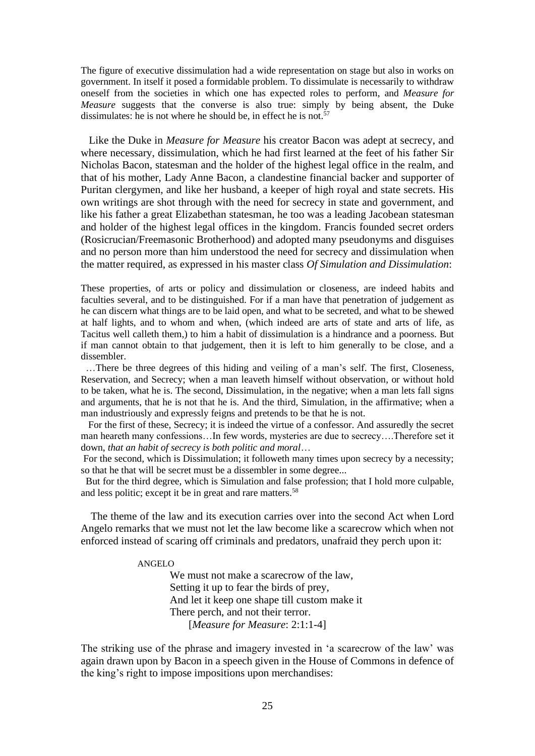The figure of executive dissimulation had a wide representation on stage but also in works on government. In itself it posed a formidable problem. To dissimulate is necessarily to withdraw oneself from the societies in which one has expected roles to perform, and *Measure for Measure* suggests that the converse is also true: simply by being absent, the Duke dissimulates: he is not where he should be, in effect he is not.[57]

Like the Duke in *Measure for Measure* his creator Bacon was adept at secrecy, and where necessary, dissimulation, which he had first learned at the feet of his father Sir Nicholas Bacon, statesman and the holder of the highest legal office in the realm, and that of his mother, Lady Anne Bacon, a clandestine financial backer and supporter of Puritan clergymen, and like her husband, a keeper of high royal and state secrets. His own writings are shot through with the need for secrecy in state and government, and like his father a great Elizabethan statesman, he too was a leading Jacobean statesman and holder of the highest legal offices in the kingdom. Francis founded secret orders (Rosicrucian/Freemasonic Brotherhood) and adopted many pseudonyms and disguises and no person more than him understood the need for secrecy and dissimulation when the matter required, as expressed in his master class *Of Simulation and Dissimulation*:

> These properties, of arts or policy and dissimulation or closeness, are indeed habits and faculties several, and to be distinguished. For if a man have that penetration of judgement as he can discern what things are to be laid open, and what to be secreted, and what to be shewed at half lights, and to whom and when, (which indeed are arts of state and arts of life, as Tacitus well calleth them,) to him a habit of dissimulation is a hindrance and a poorness. But if man cannot obtain to that judgement, then it is left to him generally to be close, and a dissembler.
>
> …There be three degrees of this hiding and veiling of a man's self. The first, Closeness, Reservation, and Secrecy; when a man leaveth himself without observation, or without hold to be taken, what he is. The second, Dissimulation, in the negative; when a man lets fall signs and arguments, that he is not that he is. And the third, Simulation, in the affirmative; when a man industriously and expressly feigns and pretends to be that he is not.
>
> For the first of these, Secrecy; it is indeed the virtue of a confessor. And assuredly the secret man heareth many confessions…In few words, mysteries are due to secrecy….Therefore set it down, *that an habit of secrecy is both politic and moral*…
>
> For the second, which is Dissimulation; it followeth many times upon secrecy by a necessity; so that he that will be secret must be a dissembler in some degree...
>
> But for the third degree, which is Simulation and false profession; that I hold more culpable, and less politic; except it be in great and rare matters.[58]

The theme of the law and its execution carries over into the second Act when Lord Angelo remarks that we must not let the law become like a scarecrow which when not enforced instead of scaring off criminals and predators, unafraid they perch upon it:

> ANGELO
>
> We must not make a scarecrow of the law,  
> Setting it up to fear the birds of prey,  
> And let it keep one shape till custom make it  
> There perch, and not their terror.  
> [*Measure for Measure*: 2:1:1-4]

The striking use of the phrase and imagery invested in 'a scarecrow of the law' was again drawn upon by Bacon in a speech given in the House of Commons in defence of the king's right to impose impositions upon merchandises: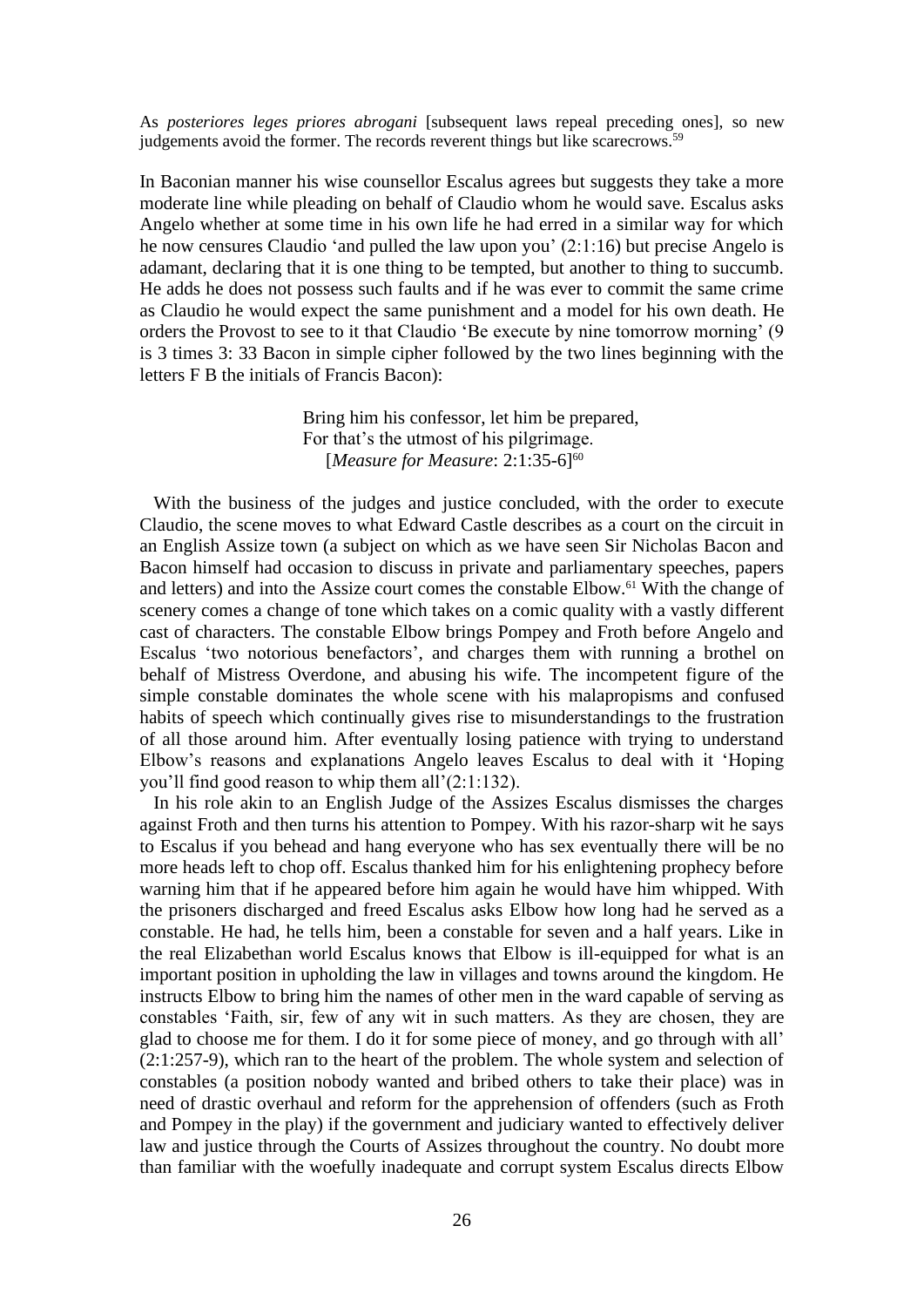As *posteriores leges priores abrogani* [subsequent laws repeal preceding ones], so new judgements avoid the former. The records reverent things but like scarecrows.[59]

In Baconian manner his wise counsellor Escalus agrees but suggests they take a more moderate line while pleading on behalf of Claudio whom he would save. Escalus asks Angelo whether at some time in his own life he had erred in a similar way for which he now censures Claudio 'and pulled the law upon you' (2:1:16) but precise Angelo is adamant, declaring that it is one thing to be tempted, but another to thing to succumb. He adds he does not possess such faults and if he was ever to commit the same crime as Claudio he would expect the same punishment and a model for his own death. He orders the Provost to see to it that Claudio 'Be execute by nine tomorrow morning' (9 is 3 times 3: 33 Bacon in simple cipher followed by the two lines beginning with the letters F B the initials of Francis Bacon):

> Bring him his confessor, let him be prepared,
> For that's the utmost of his pilgrimage.
> [*Measure for Measure*: 2:1:35-6][60]

With the business of the judges and justice concluded, with the order to execute Claudio, the scene moves to what Edward Castle describes as a court on the circuit in an English Assize town (a subject on which as we have seen Sir Nicholas Bacon and Bacon himself had occasion to discuss in private and parliamentary speeches, papers and letters) and into the Assize court comes the constable Elbow.[61] With the change of scenery comes a change of tone which takes on a comic quality with a vastly different cast of characters. The constable Elbow brings Pompey and Froth before Angelo and Escalus 'two notorious benefactors', and charges them with running a brothel on behalf of Mistress Overdone, and abusing his wife. The incompetent figure of the simple constable dominates the whole scene with his malapropisms and confused habits of speech which continually gives rise to misunderstandings to the frustration of all those around him. After eventually losing patience with trying to understand Elbow's reasons and explanations Angelo leaves Escalus to deal with it 'Hoping you'll find good reason to whip them all'(2:1:132).

In his role akin to an English Judge of the Assizes Escalus dismisses the charges against Froth and then turns his attention to Pompey. With his razor-sharp wit he says to Escalus if you behead and hang everyone who has sex eventually there will be no more heads left to chop off. Escalus thanked him for his enlightening prophecy before warning him that if he appeared before him again he would have him whipped. With the prisoners discharged and freed Escalus asks Elbow how long had he served as a constable. He had, he tells him, been a constable for seven and a half years. Like in the real Elizabethan world Escalus knows that Elbow is ill-equipped for what is an important position in upholding the law in villages and towns around the kingdom. He instructs Elbow to bring him the names of other men in the ward capable of serving as constables 'Faith, sir, few of any wit in such matters. As they are chosen, they are glad to choose me for them. I do it for some piece of money, and go through with all' (2:1:257-9), which ran to the heart of the problem. The whole system and selection of constables (a position nobody wanted and bribed others to take their place) was in need of drastic overhaul and reform for the apprehension of offenders (such as Froth and Pompey in the play) if the government and judiciary wanted to effectively deliver law and justice through the Courts of Assizes throughout the country. No doubt more than familiar with the woefully inadequate and corrupt system Escalus directs Elbow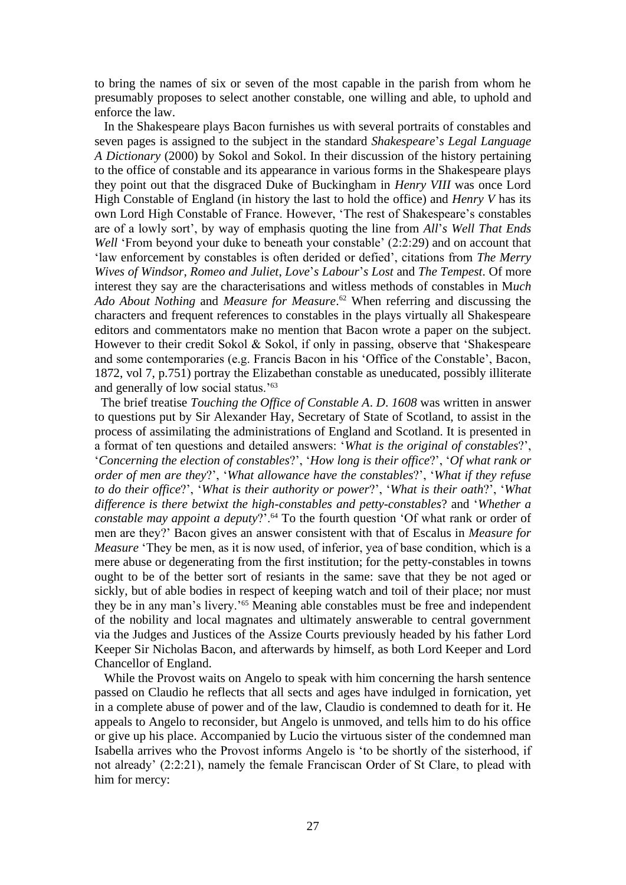to bring the names of six or seven of the most capable in the parish from whom he presumably proposes to select another constable, one willing and able, to uphold and enforce the law.

In the Shakespeare plays Bacon furnishes us with several portraits of constables and seven pages is assigned to the subject in the standard *Shakespeare*'*s Legal Language A Dictionary* (2000) by Sokol and Sokol. In their discussion of the history pertaining to the office of constable and its appearance in various forms in the Shakespeare plays they point out that the disgraced Duke of Buckingham in *Henry VIII* was once Lord High Constable of England (in history the last to hold the office) and *Henry V* has its own Lord High Constable of France. However, 'The rest of Shakespeare's constables are of a lowly sort', by way of emphasis quoting the line from *All*'*s Well That Ends Well* 'From beyond your duke to beneath your constable' (2:2:29) and on account that 'law enforcement by constables is often derided or defied', citations from *The Merry Wives of Windsor*, *Romeo and Juliet*, *Love*'*s Labour*'*s Lost* and *The Tempest*. Of more interest they say are the characterisations and witless methods of constables in M*uch Ado About Nothing* and *Measure for Measure*.[62] When referring and discussing the characters and frequent references to constables in the plays virtually all Shakespeare editors and commentators make no mention that Bacon wrote a paper on the subject. However to their credit Sokol & Sokol, if only in passing, observe that 'Shakespeare and some contemporaries (e.g. Francis Bacon in his 'Office of the Constable', Bacon, 1872, vol 7, p.751) portray the Elizabethan constable as uneducated, possibly illiterate and generally of low social status.'[63]

The brief treatise *Touching the Office of Constable A*. *D*. *1608* was written in answer to questions put by Sir Alexander Hay, Secretary of State of Scotland, to assist in the process of assimilating the administrations of England and Scotland. It is presented in a format of ten questions and detailed answers: '*What is the original of constables*?', '*Concerning the election of constables*?', '*How long is their office*?', '*Of what rank or order of men are they*?', '*What allowance have the constables*?', '*What if they refuse to do their office*?', '*What is their authority or power*?', '*What is their oath*?', '*What difference is there betwixt the high-constables and petty-constables*? and '*Whether a constable may appoint a deputy*?'.[64] To the fourth question 'Of what rank or order of men are they?' Bacon gives an answer consistent with that of Escalus in *Measure for Measure* 'They be men, as it is now used, of inferior, yea of base condition, which is a mere abuse or degenerating from the first institution; for the petty-constables in towns ought to be of the better sort of resiants in the same: save that they be not aged or sickly, but of able bodies in respect of keeping watch and toil of their place; nor must they be in any man's livery.'[65] Meaning able constables must be free and independent of the nobility and local magnates and ultimately answerable to central government via the Judges and Justices of the Assize Courts previously headed by his father Lord Keeper Sir Nicholas Bacon, and afterwards by himself, as both Lord Keeper and Lord Chancellor of England.

While the Provost waits on Angelo to speak with him concerning the harsh sentence passed on Claudio he reflects that all sects and ages have indulged in fornication, yet in a complete abuse of power and of the law, Claudio is condemned to death for it. He appeals to Angelo to reconsider, but Angelo is unmoved, and tells him to do his office or give up his place. Accompanied by Lucio the virtuous sister of the condemned man Isabella arrives who the Provost informs Angelo is 'to be shortly of the sisterhood, if not already' (2:2:21), namely the female Franciscan Order of St Clare, to plead with him for mercy: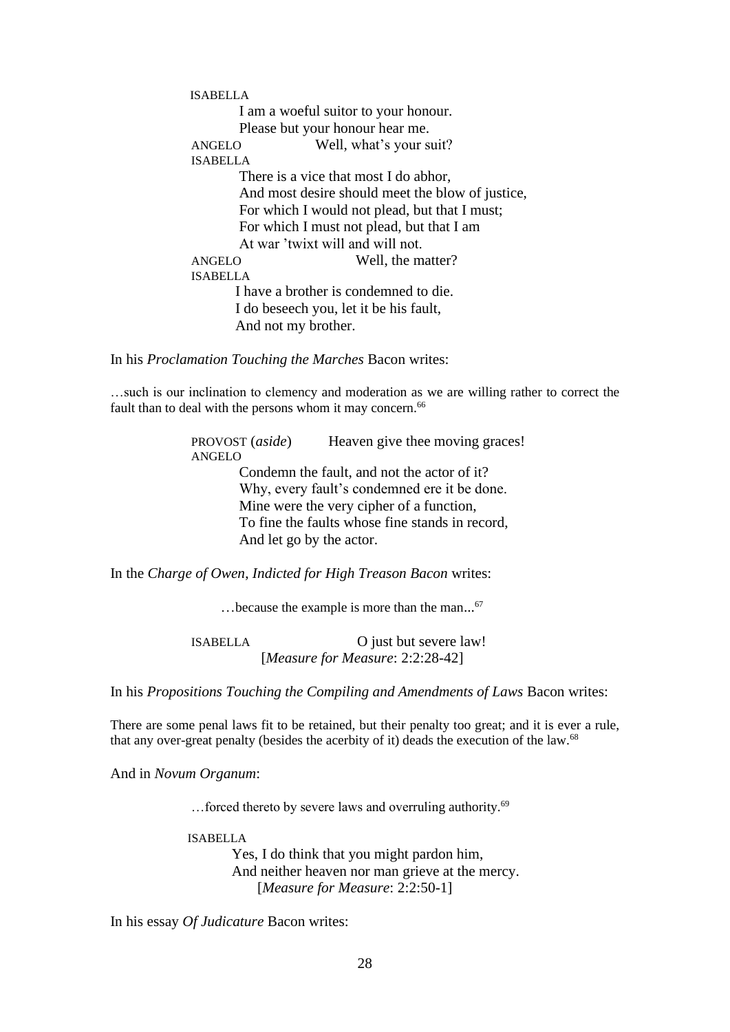ISABELLA
I am a woeful suitor to your honour.
Please but your honour hear me.
ANGELO Well, what's your suit?
ISABELLA
There is a vice that most I do abhor,
And most desire should meet the blow of justice,
For which I would not plead, but that I must;
For which I must not plead, but that I am
At war 'twixt will and will not.
ANGELO Well, the matter?
ISABELLA
I have a brother is condemned to die.
I do beseech you, let it be his fault,
And not my brother.

In his *Proclamation Touching the Marches* Bacon writes:

…such is our inclination to clemency and moderation as we are willing rather to correct the fault than to deal with the persons whom it may concern.[66]

PROVOST (*aside*) Heaven give thee moving graces!
ANGELO
Condemn the fault, and not the actor of it?
Why, every fault's condemned ere it be done.
Mine were the very cipher of a function,
To fine the faults whose fine stands in record,
And let go by the actor.

In the *Charge of Owen, Indicted for High Treason Bacon* writes:

…because the example is more than the man...[67]

ISABELLA O just but severe law!
[*Measure for Measure*: 2:2:28-42]

In his *Propositions Touching the Compiling and Amendments of Laws* Bacon writes:

There are some penal laws fit to be retained, but their penalty too great; and it is ever a rule, that any over-great penalty (besides the acerbity of it) deads the execution of the law.[68]

And in *Novum Organum*:

…forced thereto by severe laws and overruling authority.[69]

ISABELLA
Yes, I do think that you might pardon him,
And neither heaven nor man grieve at the mercy.
[*Measure for Measure*: 2:2:50-1]

In his essay *Of Judicature* Bacon writes: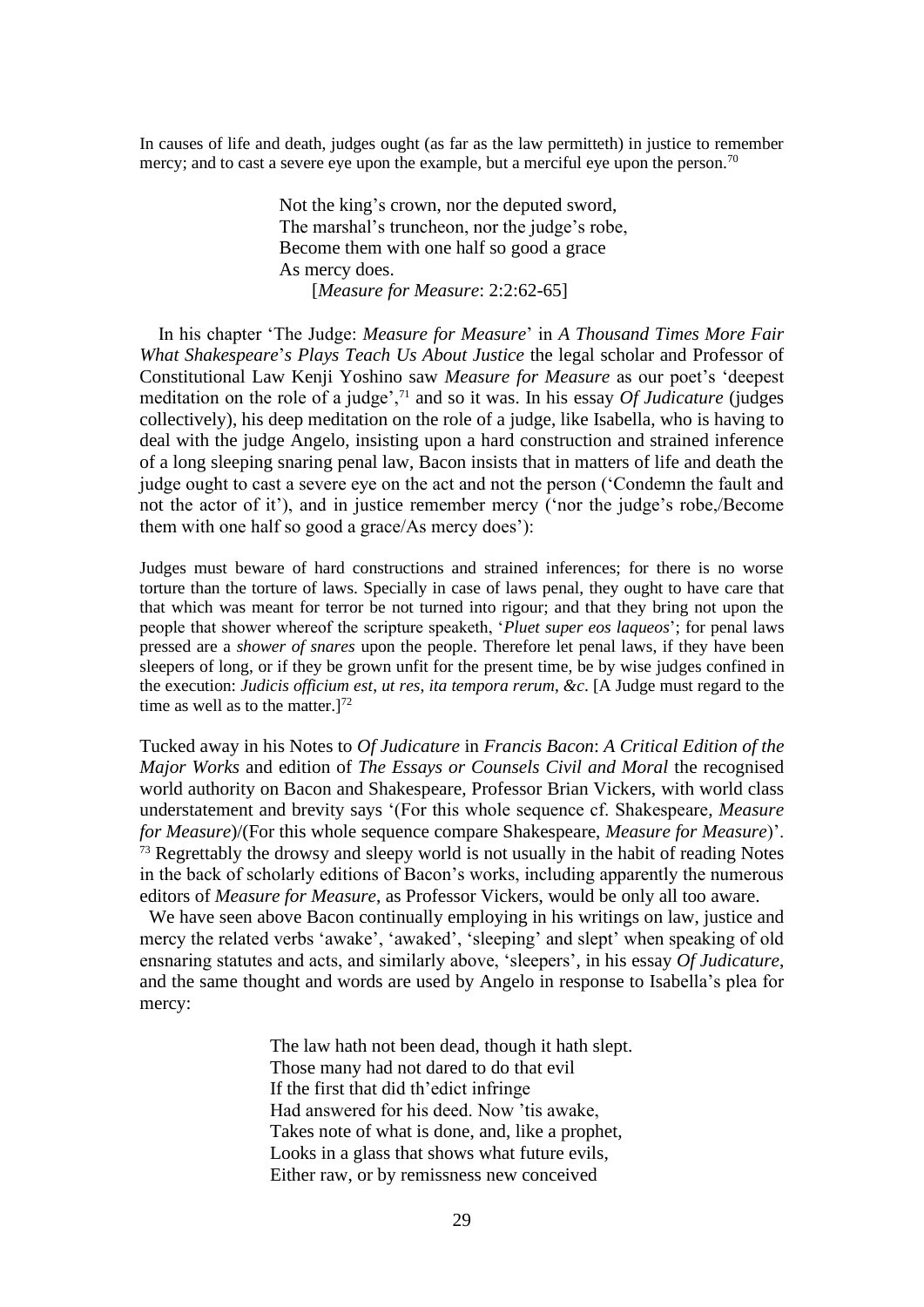In causes of life and death, judges ought (as far as the law permitteth) in justice to remember mercy; and to cast a severe eye upon the example, but a merciful eye upon the person.[70]

> Not the king's crown, nor the deputed sword,  
> The marshal's truncheon, nor the judge's robe,  
> Become them with one half so good a grace  
> As mercy does.  
> [*Measure for Measure*: 2:2:62-65]

In his chapter 'The Judge: *Measure for Measure*' in *A Thousand Times More Fair What Shakespeare*'*s Plays Teach Us About Justice* the legal scholar and Professor of Constitutional Law Kenji Yoshino saw *Measure for Measure* as our poet's 'deepest meditation on the role of a judge',[71] and so it was. In his essay *Of Judicature* (judges collectively), his deep meditation on the role of a judge, like Isabella, who is having to deal with the judge Angelo, insisting upon a hard construction and strained inference of a long sleeping snaring penal law, Bacon insists that in matters of life and death the judge ought to cast a severe eye on the act and not the person ('Condemn the fault and not the actor of it'), and in justice remember mercy ('nor the judge's robe,/Become them with one half so good a grace/As mercy does'):

Judges must beware of hard constructions and strained inferences; for there is no worse torture than the torture of laws. Specially in case of laws penal, they ought to have care that that which was meant for terror be not turned into rigour; and that they bring not upon the people that shower whereof the scripture speaketh, '*Pluet super eos laqueos*'; for penal laws pressed are a *shower of snares* upon the people. Therefore let penal laws, if they have been sleepers of long, or if they be grown unfit for the present time, be by wise judges confined in the execution: *Judicis officium est*, *ut res*, *ita tempora rerum*, *&c*. [A Judge must regard to the time as well as to the matter.][72]

Tucked away in his Notes to *Of Judicature* in *Francis Bacon*: *A Critical Edition of the Major Works* and edition of *The Essays or Counsels Civil and Moral* the recognised world authority on Bacon and Shakespeare, Professor Brian Vickers, with world class understatement and brevity says '(For this whole sequence cf. Shakespeare, *Measure for Measure*)/(For this whole sequence compare Shakespeare, *Measure for Measure*)'.[73] Regrettably the drowsy and sleepy world is not usually in the habit of reading Notes in the back of scholarly editions of Bacon's works, including apparently the numerous editors of *Measure for Measure*, as Professor Vickers, would be only all too aware.

We have seen above Bacon continually employing in his writings on law, justice and mercy the related verbs 'awake', 'awaked', 'sleeping' and slept' when speaking of old ensnaring statutes and acts, and similarly above, 'sleepers', in his essay *Of Judicature*, and the same thought and words are used by Angelo in response to Isabella's plea for mercy:

> The law hath not been dead, though it hath slept.  
> Those many had not dared to do that evil  
> If the first that did th'edict infringe  
> Had answered for his deed. Now 'tis awake,  
> Takes note of what is done, and, like a prophet,  
> Looks in a glass that shows what future evils,  
> Either raw, or by remissness new conceived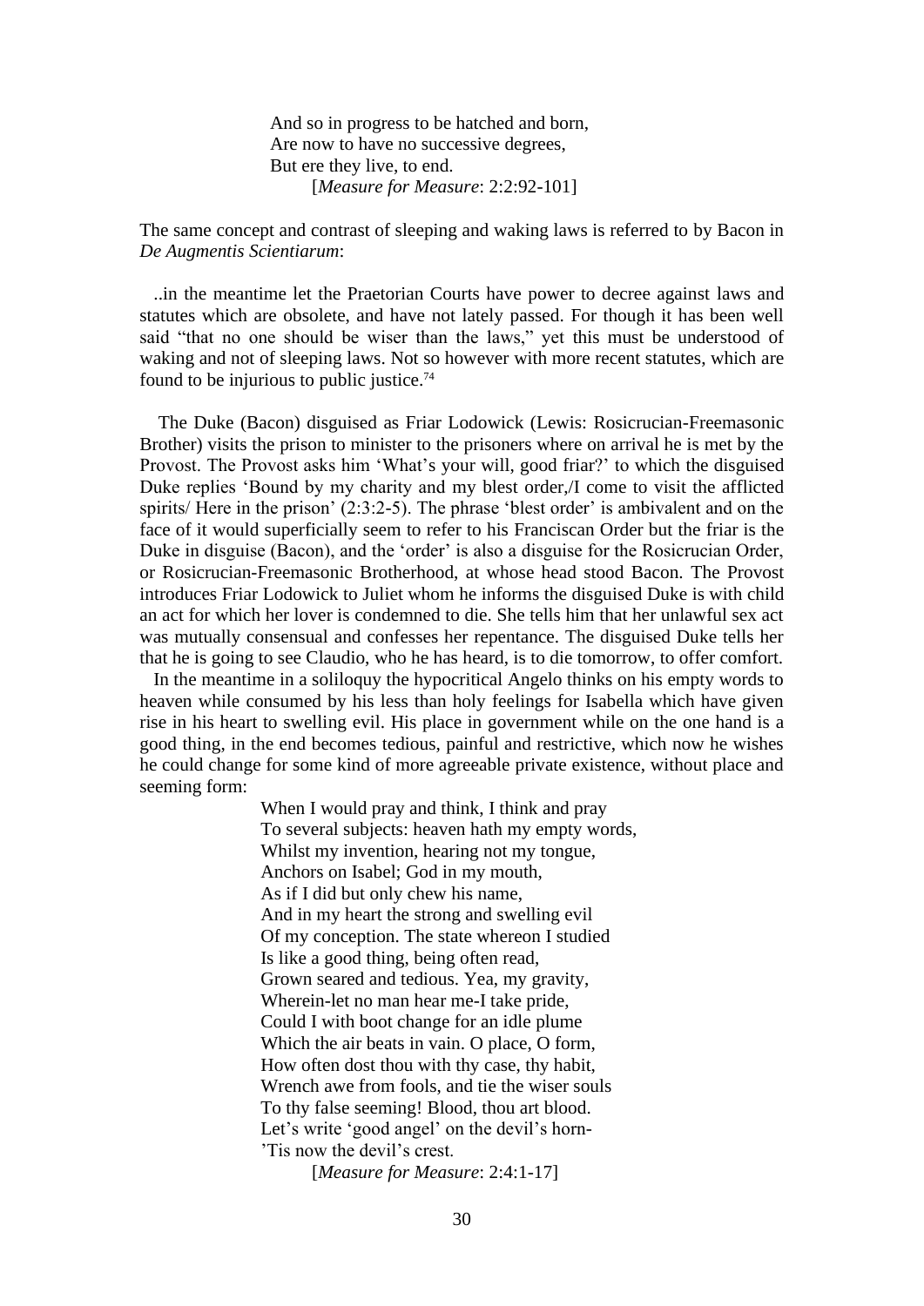> And so in progress to be hatched and born,
> Are now to have no successive degrees,
> But ere they live, to end.
> [*Measure for Measure*: 2:2:92-101]

The same concept and contrast of sleeping and waking laws is referred to by Bacon in *De Augmentis Scientiarum*:

> ..in the meantime let the Praetorian Courts have power to decree against laws and statutes which are obsolete, and have not lately passed. For though it has been well said "that no one should be wiser than the laws," yet this must be understood of waking and not of sleeping laws. Not so however with more recent statutes, which are found to be injurious to public justice.[74]

The Duke (Bacon) disguised as Friar Lodowick (Lewis: Rosicrucian-Freemasonic Brother) visits the prison to minister to the prisoners where on arrival he is met by the Provost. The Provost asks him 'What's your will, good friar?' to which the disguised Duke replies 'Bound by my charity and my blest order,/I come to visit the afflicted spirits/ Here in the prison' (2:3:2-5). The phrase 'blest order' is ambivalent and on the face of it would superficially seem to refer to his Franciscan Order but the friar is the Duke in disguise (Bacon), and the 'order' is also a disguise for the Rosicrucian Order, or Rosicrucian-Freemasonic Brotherhood, at whose head stood Bacon. The Provost introduces Friar Lodowick to Juliet whom he informs the disguised Duke is with child an act for which her lover is condemned to die. She tells him that her unlawful sex act was mutually consensual and confesses her repentance. The disguised Duke tells her that he is going to see Claudio, who he has heard, is to die tomorrow, to offer comfort.

In the meantime in a soliloquy the hypocritical Angelo thinks on his empty words to heaven while consumed by his less than holy feelings for Isabella which have given rise in his heart to swelling evil. His place in government while on the one hand is a good thing, in the end becomes tedious, painful and restrictive, which now he wishes he could change for some kind of more agreeable private existence, without place and seeming form:

> When I would pray and think, I think and pray
> To several subjects: heaven hath my empty words,
> Whilst my invention, hearing not my tongue,
> Anchors on Isabel; God in my mouth,
> As if I did but only chew his name,
> And in my heart the strong and swelling evil
> Of my conception. The state whereon I studied
> Is like a good thing, being often read,
> Grown seared and tedious. Yea, my gravity,
> Wherein-let no man hear me-I take pride,
> Could I with boot change for an idle plume
> Which the air beats in vain. O place, O form,
> How often dost thou with thy case, thy habit,
> Wrench awe from fools, and tie the wiser souls
> To thy false seeming! Blood, thou art blood.
> Let's write 'good angel' on the devil's horn-
> 'Tis now the devil's crest.
> [*Measure for Measure*: 2:4:1-17]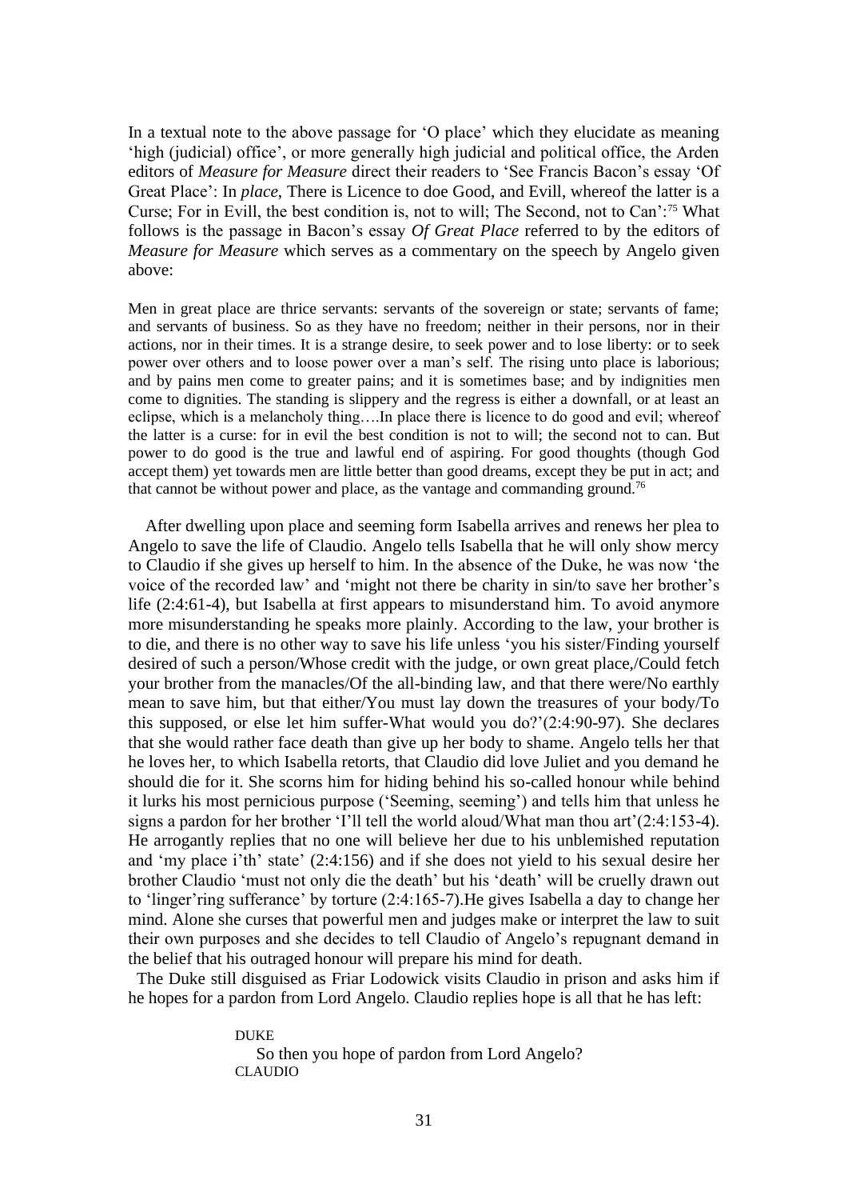In a textual note to the above passage for 'O place' which they elucidate as meaning 'high (judicial) office', or more generally high judicial and political office, the Arden editors of *Measure for Measure* direct their readers to 'See Francis Bacon's essay 'Of Great Place': In *place*, There is Licence to doe Good, and Evill, whereof the latter is a Curse; For in Evill, the best condition is, not to will; The Second, not to Can':[75] What follows is the passage in Bacon's essay *Of Great Place* referred to by the editors of *Measure for Measure* which serves as a commentary on the speech by Angelo given above:

> Men in great place are thrice servants: servants of the sovereign or state; servants of fame; and servants of business. So as they have no freedom; neither in their persons, nor in their actions, nor in their times. It is a strange desire, to seek power and to lose liberty: or to seek power over others and to loose power over a man's self. The rising unto place is laborious; and by pains men come to greater pains; and it is sometimes base; and by indignities men come to dignities. The standing is slippery and the regress is either a downfall, or at least an eclipse, which is a melancholy thing….In place there is licence to do good and evil; whereof the latter is a curse: for in evil the best condition is not to will; the second not to can. But power to do good is the true and lawful end of aspiring. For good thoughts (though God accept them) yet towards men are little better than good dreams, except they be put in act; and that cannot be without power and place, as the vantage and commanding ground.[76]

After dwelling upon place and seeming form Isabella arrives and renews her plea to Angelo to save the life of Claudio. Angelo tells Isabella that he will only show mercy to Claudio if she gives up herself to him. In the absence of the Duke, he was now 'the voice of the recorded law' and 'might not there be charity in sin/to save her brother's life (2:4:61-4), but Isabella at first appears to misunderstand him. To avoid anymore more misunderstanding he speaks more plainly. According to the law, your brother is to die, and there is no other way to save his life unless 'you his sister/Finding yourself desired of such a person/Whose credit with the judge, or own great place,/Could fetch your brother from the manacles/Of the all-binding law, and that there were/No earthly mean to save him, but that either/You must lay down the treasures of your body/To this supposed, or else let him suffer-What would you do?'(2:4:90-97). She declares that she would rather face death than give up her body to shame. Angelo tells her that he loves her, to which Isabella retorts, that Claudio did love Juliet and you demand he should die for it. She scorns him for hiding behind his so-called honour while behind it lurks his most pernicious purpose ('Seeming, seeming') and tells him that unless he signs a pardon for her brother 'I'll tell the world aloud/What man thou art'(2:4:153-4). He arrogantly replies that no one will believe her due to his unblemished reputation and 'my place i'th' state' (2:4:156) and if she does not yield to his sexual desire her brother Claudio 'must not only die the death' but his 'death' will be cruelly drawn out to 'linger'ring sufferance' by torture (2:4:165-7).He gives Isabella a day to change her mind. Alone she curses that powerful men and judges make or interpret the law to suit their own purposes and she decides to tell Claudio of Angelo's repugnant demand in the belief that his outraged honour will prepare his mind for death.

The Duke still disguised as Friar Lodowick visits Claudio in prison and asks him if he hopes for a pardon from Lord Angelo. Claudio replies hope is all that he has left:

> DUKE
> So then you hope of pardon from Lord Angelo?
> CLAUDIO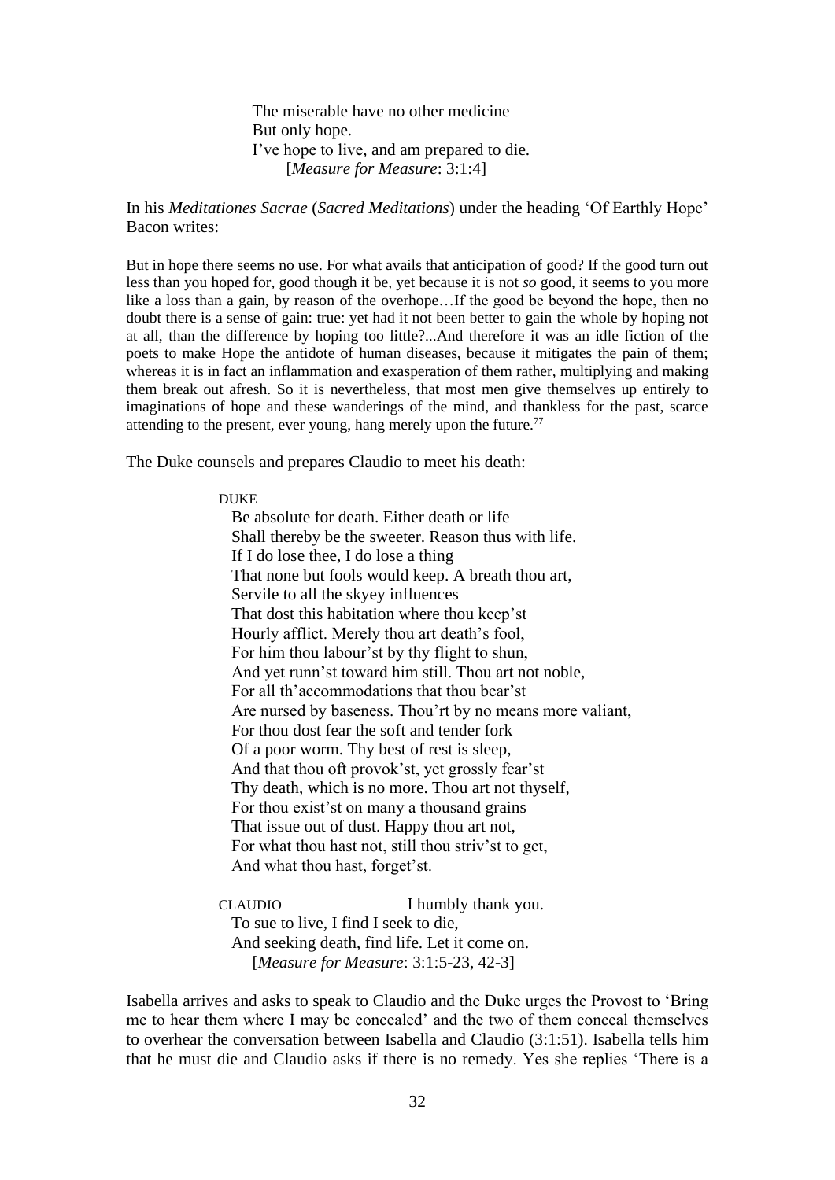> The miserable have no other medicine
> But only hope.
> I've hope to live, and am prepared to die.
> [*Measure for Measure*: 3:1:4]

In his *Meditationes Sacrae* (*Sacred Meditations*) under the heading 'Of Earthly Hope' Bacon writes:

> But in hope there seems no use. For what avails that anticipation of good? If the good turn out less than you hoped for, good though it be, yet because it is not *so* good, it seems to you more like a loss than a gain, by reason of the overhope…If the good be beyond the hope, then no doubt there is a sense of gain: true: yet had it not been better to gain the whole by hoping not at all, than the difference by hoping too little?...And therefore it was an idle fiction of the poets to make Hope the antidote of human diseases, because it mitigates the pain of them; whereas it is in fact an inflammation and exasperation of them rather, multiplying and making them break out afresh. So it is nevertheless, that most men give themselves up entirely to imaginations of hope and these wanderings of the mind, and thankless for the past, scarce attending to the present, ever young, hang merely upon the future.[77]

The Duke counsels and prepares Claudio to meet his death:

> DUKE
> Be absolute for death. Either death or life
> Shall thereby be the sweeter. Reason thus with life.
> If I do lose thee, I do lose a thing
> That none but fools would keep. A breath thou art,
> Servile to all the skyey influences
> That dost this habitation where thou keep'st
> Hourly afflict. Merely thou art death's fool,
> For him thou labour'st by thy flight to shun,
> And yet runn'st toward him still. Thou art not noble,
> For all th'accommodations that thou bear'st
> Are nursed by baseness. Thou'rt by no means more valiant,
> For thou dost fear the soft and tender fork
> Of a poor worm. Thy best of rest is sleep,
> And that thou oft provok'st, yet grossly fear'st
> Thy death, which is no more. Thou art not thyself,
> For thou exist'st on many a thousand grains
> That issue out of dust. Happy thou art not,
> For what thou hast not, still thou striv'st to get,
> And what thou hast, forget'st.
>
> CLAUDIO I humbly thank you.
> To sue to live, I find I seek to die,
> And seeking death, find life. Let it come on.
> [*Measure for Measure*: 3:1:5-23, 42-3]

Isabella arrives and asks to speak to Claudio and the Duke urges the Provost to 'Bring me to hear them where I may be concealed' and the two of them conceal themselves to overhear the conversation between Isabella and Claudio (3:1:51). Isabella tells him that he must die and Claudio asks if there is no remedy. Yes she replies 'There is a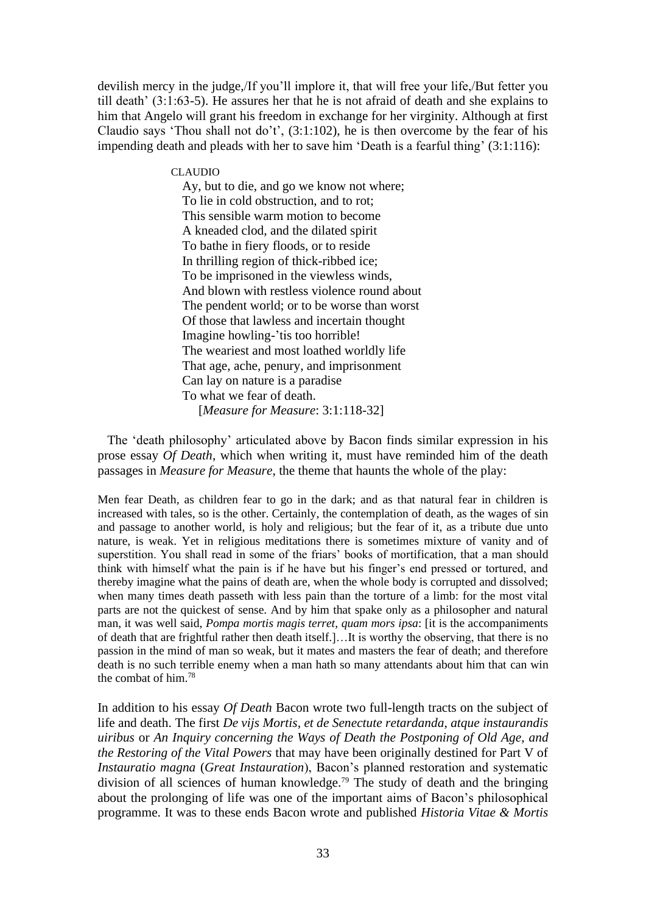devilish mercy in the judge,/If you'll implore it, that will free your life,/But fetter you till death' (3:1:63-5). He assures her that he is not afraid of death and she explains to him that Angelo will grant his freedom in exchange for her virginity. Although at first Claudio says 'Thou shall not do't', (3:1:102), he is then overcome by the fear of his impending death and pleads with her to save him 'Death is a fearful thing' (3:1:116):

> CLAUDIO
>
> Ay, but to die, and go we know not where;
> To lie in cold obstruction, and to rot;
> This sensible warm motion to become
> A kneaded clod, and the dilated spirit
> To bathe in fiery floods, or to reside
> In thrilling region of thick-ribbed ice;
> To be imprisoned in the viewless winds,
> And blown with restless violence round about
> The pendent world; or to be worse than worst
> Of those that lawless and incertain thought
> Imagine howling-'tis too horrible!
> The weariest and most loathed worldly life
> That age, ache, penury, and imprisonment
> Can lay on nature is a paradise
> To what we fear of death.
> [*Measure for Measure*: 3:1:118-32]

The 'death philosophy' articulated above by Bacon finds similar expression in his prose essay *Of Death*, which when writing it, must have reminded him of the death passages in *Measure for Measure*, the theme that haunts the whole of the play:

> Men fear Death, as children fear to go in the dark; and as that natural fear in children is increased with tales, so is the other. Certainly, the contemplation of death, as the wages of sin and passage to another world, is holy and religious; but the fear of it, as a tribute due unto nature, is weak. Yet in religious meditations there is sometimes mixture of vanity and of superstition. You shall read in some of the friars' books of mortification, that a man should think with himself what the pain is if he have but his finger's end pressed or tortured, and thereby imagine what the pains of death are, when the whole body is corrupted and dissolved; when many times death passeth with less pain than the torture of a limb: for the most vital parts are not the quickest of sense. And by him that spake only as a philosopher and natural man, it was well said, *Pompa mortis magis terret, quam mors ipsa*: [it is the accompaniments of death that are frightful rather then death itself.]…It is worthy the observing, that there is no passion in the mind of man so weak, but it mates and masters the fear of death; and therefore death is no such terrible enemy when a man hath so many attendants about him that can win the combat of him.[78]

In addition to his essay *Of Death* Bacon wrote two full-length tracts on the subject of life and death. The first *De vijs Mortis, et de Senectute retardanda, atque instaurandis uiribus* or *An Inquiry concerning the Ways of Death the Postponing of Old Age, and the Restoring of the Vital Powers* that may have been originally destined for Part V of *Instauratio magna* (*Great Instauration*), Bacon's planned restoration and systematic division of all sciences of human knowledge.[79] The study of death and the bringing about the prolonging of life was one of the important aims of Bacon's philosophical programme. It was to these ends Bacon wrote and published *Historia Vitae & Mortis*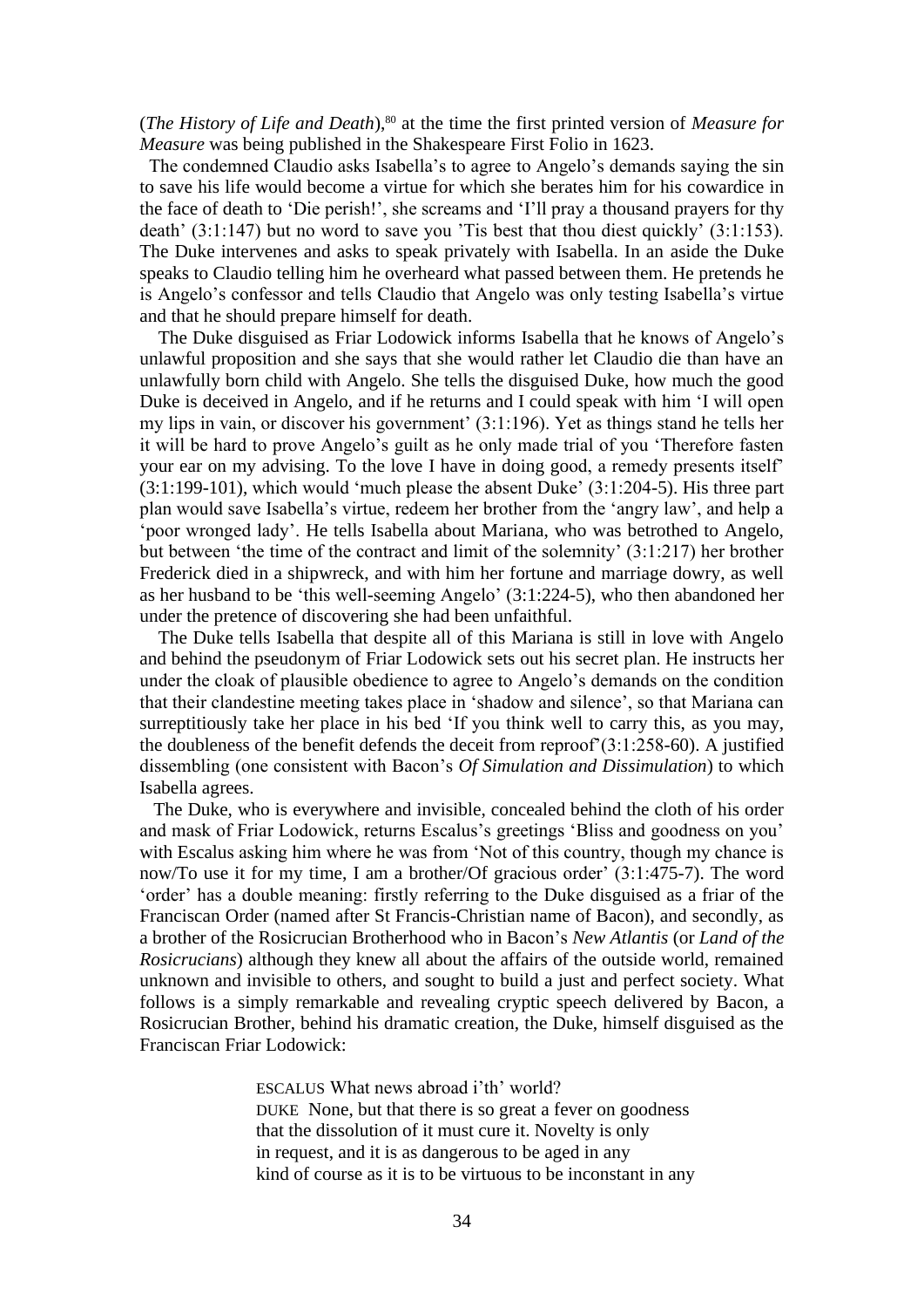(*The History of Life and Death*),[80] at the time the first printed version of *Measure for Measure* was being published in the Shakespeare First Folio in 1623.

The condemned Claudio asks Isabella's to agree to Angelo's demands saying the sin to save his life would become a virtue for which she berates him for his cowardice in the face of death to 'Die perish!', she screams and 'I'll pray a thousand prayers for thy death' (3:1:147) but no word to save you 'Tis best that thou diest quickly' (3:1:153). The Duke intervenes and asks to speak privately with Isabella. In an aside the Duke speaks to Claudio telling him he overheard what passed between them. He pretends he is Angelo's confessor and tells Claudio that Angelo was only testing Isabella's virtue and that he should prepare himself for death.

The Duke disguised as Friar Lodowick informs Isabella that he knows of Angelo's unlawful proposition and she says that she would rather let Claudio die than have an unlawfully born child with Angelo. She tells the disguised Duke, how much the good Duke is deceived in Angelo, and if he returns and I could speak with him 'I will open my lips in vain, or discover his government' (3:1:196). Yet as things stand he tells her it will be hard to prove Angelo's guilt as he only made trial of you 'Therefore fasten your ear on my advising. To the love I have in doing good, a remedy presents itself' (3:1:199-101), which would 'much please the absent Duke' (3:1:204-5). His three part plan would save Isabella's virtue, redeem her brother from the 'angry law', and help a 'poor wronged lady'. He tells Isabella about Mariana, who was betrothed to Angelo, but between 'the time of the contract and limit of the solemnity' (3:1:217) her brother Frederick died in a shipwreck, and with him her fortune and marriage dowry, as well as her husband to be 'this well-seeming Angelo' (3:1:224-5), who then abandoned her under the pretence of discovering she had been unfaithful.

The Duke tells Isabella that despite all of this Mariana is still in love with Angelo and behind the pseudonym of Friar Lodowick sets out his secret plan. He instructs her under the cloak of plausible obedience to agree to Angelo's demands on the condition that their clandestine meeting takes place in 'shadow and silence', so that Mariana can surreptitiously take her place in his bed 'If you think well to carry this, as you may, the doubleness of the benefit defends the deceit from reproof'(3:1:258-60). A justified dissembling (one consistent with Bacon's *Of Simulation and Dissimulation*) to which Isabella agrees.

The Duke, who is everywhere and invisible, concealed behind the cloth of his order and mask of Friar Lodowick, returns Escalus's greetings 'Bliss and goodness on you' with Escalus asking him where he was from 'Not of this country, though my chance is now/To use it for my time, I am a brother/Of gracious order' (3:1:475-7). The word 'order' has a double meaning: firstly referring to the Duke disguised as a friar of the Franciscan Order (named after St Francis-Christian name of Bacon), and secondly, as a brother of the Rosicrucian Brotherhood who in Bacon's *New Atlantis* (or *Land of the Rosicrucians*) although they knew all about the affairs of the outside world, remained unknown and invisible to others, and sought to build a just and perfect society. What follows is a simply remarkable and revealing cryptic speech delivered by Bacon, a Rosicrucian Brother, behind his dramatic creation, the Duke, himself disguised as the Franciscan Friar Lodowick:

> ESCALUS What news abroad i'th' world?
> DUKE None, but that there is so great a fever on goodness
> that the dissolution of it must cure it. Novelty is only
> in request, and it is as dangerous to be aged in any
> kind of course as it is to be virtuous to be inconstant in any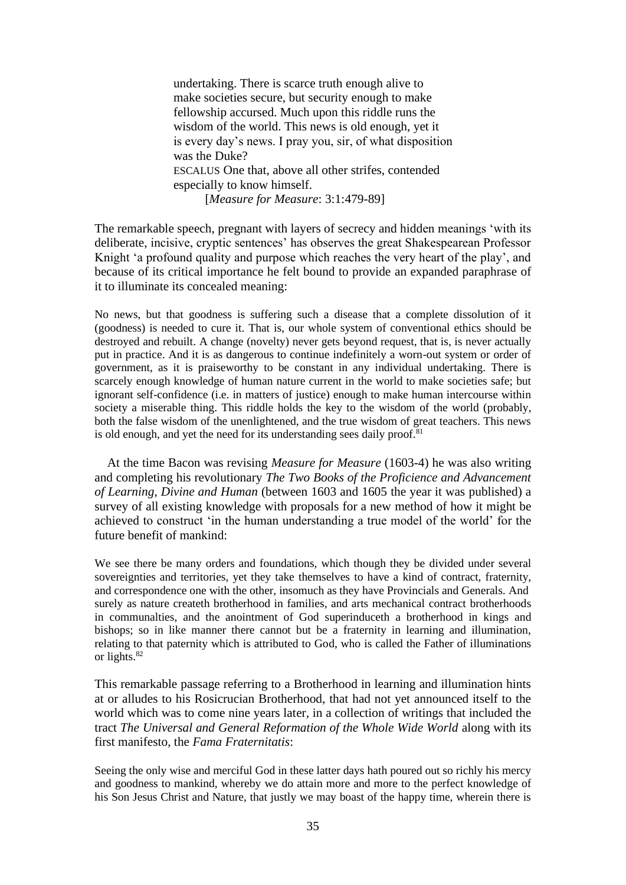> undertaking. There is scarce truth enough alive to
> make societies secure, but security enough to make
> fellowship accursed. Much upon this riddle runs the
> wisdom of the world. This news is old enough, yet it
> is every day's news. I pray you, sir, of what disposition
> was the Duke?
> ESCALUS One that, above all other strifes, contended
> especially to know himself.
> [*Measure for Measure*: 3:1:479-89]

The remarkable speech, pregnant with layers of secrecy and hidden meanings 'with its deliberate, incisive, cryptic sentences' has observes the great Shakespearean Professor Knight 'a profound quality and purpose which reaches the very heart of the play', and because of its critical importance he felt bound to provide an expanded paraphrase of it to illuminate its concealed meaning:

> No news, but that goodness is suffering such a disease that a complete dissolution of it (goodness) is needed to cure it. That is, our whole system of conventional ethics should be destroyed and rebuilt. A change (novelty) never gets beyond request, that is, is never actually put in practice. And it is as dangerous to continue indefinitely a worn-out system or order of government, as it is praiseworthy to be constant in any individual undertaking. There is scarcely enough knowledge of human nature current in the world to make societies safe; but ignorant self-confidence (i.e. in matters of justice) enough to make human intercourse within society a miserable thing. This riddle holds the key to the wisdom of the world (probably, both the false wisdom of the unenlightened, and the true wisdom of great teachers. This news is old enough, and yet the need for its understanding sees daily proof.[81]

At the time Bacon was revising *Measure for Measure* (1603-4) he was also writing and completing his revolutionary *The Two Books of the Proficience and Advancement of Learning, Divine and Human* (between 1603 and 1605 the year it was published) a survey of all existing knowledge with proposals for a new method of how it might be achieved to construct 'in the human understanding a true model of the world' for the future benefit of mankind:

> We see there be many orders and foundations, which though they be divided under several sovereignties and territories, yet they take themselves to have a kind of contract, fraternity, and correspondence one with the other, insomuch as they have Provincials and Generals. And surely as nature createth brotherhood in families, and arts mechanical contract brotherhoods in communalties, and the anointment of God superinduceth a brotherhood in kings and bishops; so in like manner there cannot but be a fraternity in learning and illumination, relating to that paternity which is attributed to God, who is called the Father of illuminations or lights.[82]

This remarkable passage referring to a Brotherhood in learning and illumination hints at or alludes to his Rosicrucian Brotherhood, that had not yet announced itself to the world which was to come nine years later, in a collection of writings that included the tract *The Universal and General Reformation of the Whole Wide World* along with its first manifesto, the *Fama Fraternitatis*:

> Seeing the only wise and merciful God in these latter days hath poured out so richly his mercy and goodness to mankind, whereby we do attain more and more to the perfect knowledge of his Son Jesus Christ and Nature, that justly we may boast of the happy time, wherein there is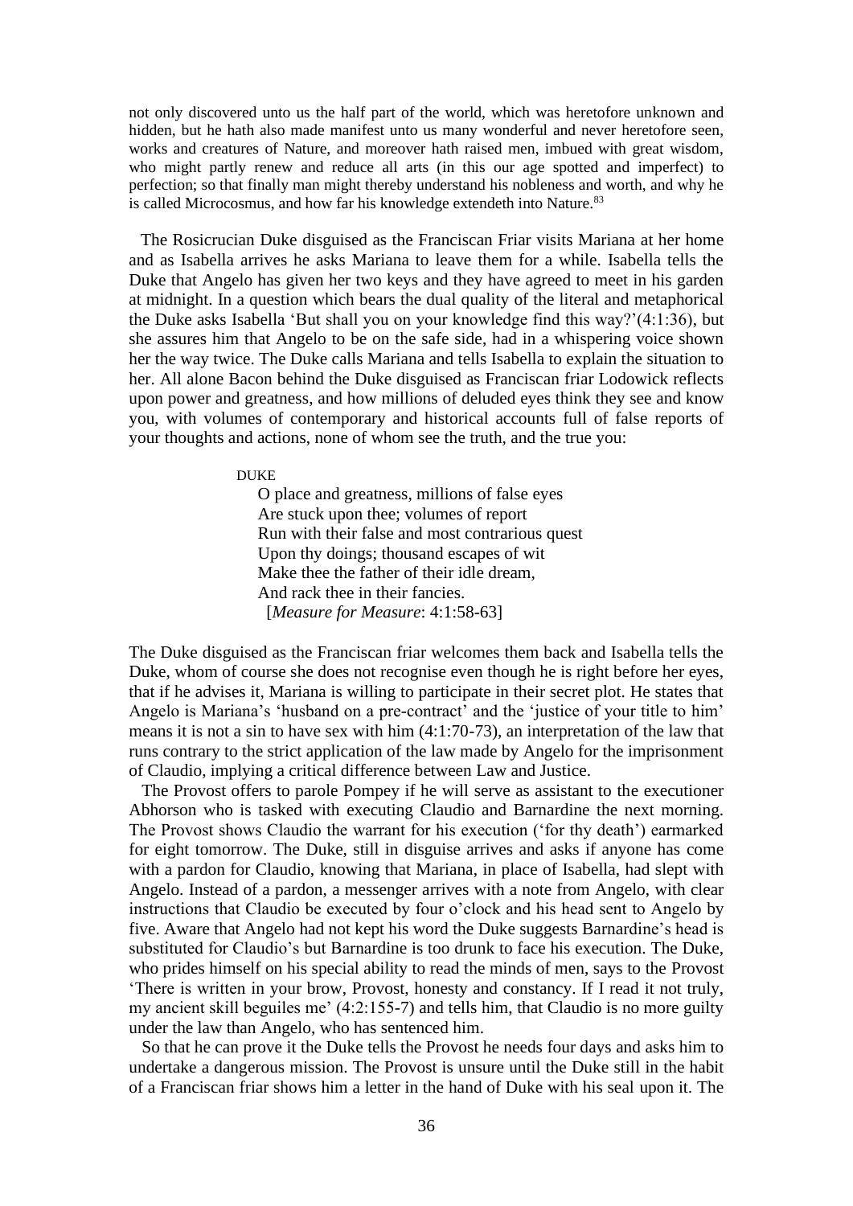not only discovered unto us the half part of the world, which was heretofore unknown and hidden, but he hath also made manifest unto us many wonderful and never heretofore seen, works and creatures of Nature, and moreover hath raised men, imbued with great wisdom, who might partly renew and reduce all arts (in this our age spotted and imperfect) to perfection; so that finally man might thereby understand his nobleness and worth, and why he is called Microcosmus, and how far his knowledge extendeth into Nature.[83]

The Rosicrucian Duke disguised as the Franciscan Friar visits Mariana at her home and as Isabella arrives he asks Mariana to leave them for a while. Isabella tells the Duke that Angelo has given her two keys and they have agreed to meet in his garden at midnight. In a question which bears the dual quality of the literal and metaphorical the Duke asks Isabella 'But shall you on your knowledge find this way?'(4:1:36), but she assures him that Angelo to be on the safe side, had in a whispering voice shown her the way twice. The Duke calls Mariana and tells Isabella to explain the situation to her. All alone Bacon behind the Duke disguised as Franciscan friar Lodowick reflects upon power and greatness, and how millions of deluded eyes think they see and know you, with volumes of contemporary and historical accounts full of false reports of your thoughts and actions, none of whom see the truth, and the true you:

> DUKE
> O place and greatness, millions of false eyes
> Are stuck upon thee; volumes of report
> Run with their false and most contrarious quest
> Upon thy doings; thousand escapes of wit
> Make thee the father of their idle dream,
> And rack thee in their fancies.
> [*Measure for Measure*: 4:1:58-63]

The Duke disguised as the Franciscan friar welcomes them back and Isabella tells the Duke, whom of course she does not recognise even though he is right before her eyes, that if he advises it, Mariana is willing to participate in their secret plot. He states that Angelo is Mariana's 'husband on a pre-contract' and the 'justice of your title to him' means it is not a sin to have sex with him (4:1:70-73), an interpretation of the law that runs contrary to the strict application of the law made by Angelo for the imprisonment of Claudio, implying a critical difference between Law and Justice.

The Provost offers to parole Pompey if he will serve as assistant to the executioner Abhorson who is tasked with executing Claudio and Barnardine the next morning. The Provost shows Claudio the warrant for his execution ('for thy death') earmarked for eight tomorrow. The Duke, still in disguise arrives and asks if anyone has come with a pardon for Claudio, knowing that Mariana, in place of Isabella, had slept with Angelo. Instead of a pardon, a messenger arrives with a note from Angelo, with clear instructions that Claudio be executed by four o'clock and his head sent to Angelo by five. Aware that Angelo had not kept his word the Duke suggests Barnardine's head is substituted for Claudio's but Barnardine is too drunk to face his execution. The Duke, who prides himself on his special ability to read the minds of men, says to the Provost 'There is written in your brow, Provost, honesty and constancy. If I read it not truly, my ancient skill beguiles me' (4:2:155-7) and tells him, that Claudio is no more guilty under the law than Angelo, who has sentenced him.

So that he can prove it the Duke tells the Provost he needs four days and asks him to undertake a dangerous mission. The Provost is unsure until the Duke still in the habit of a Franciscan friar shows him a letter in the hand of Duke with his seal upon it. The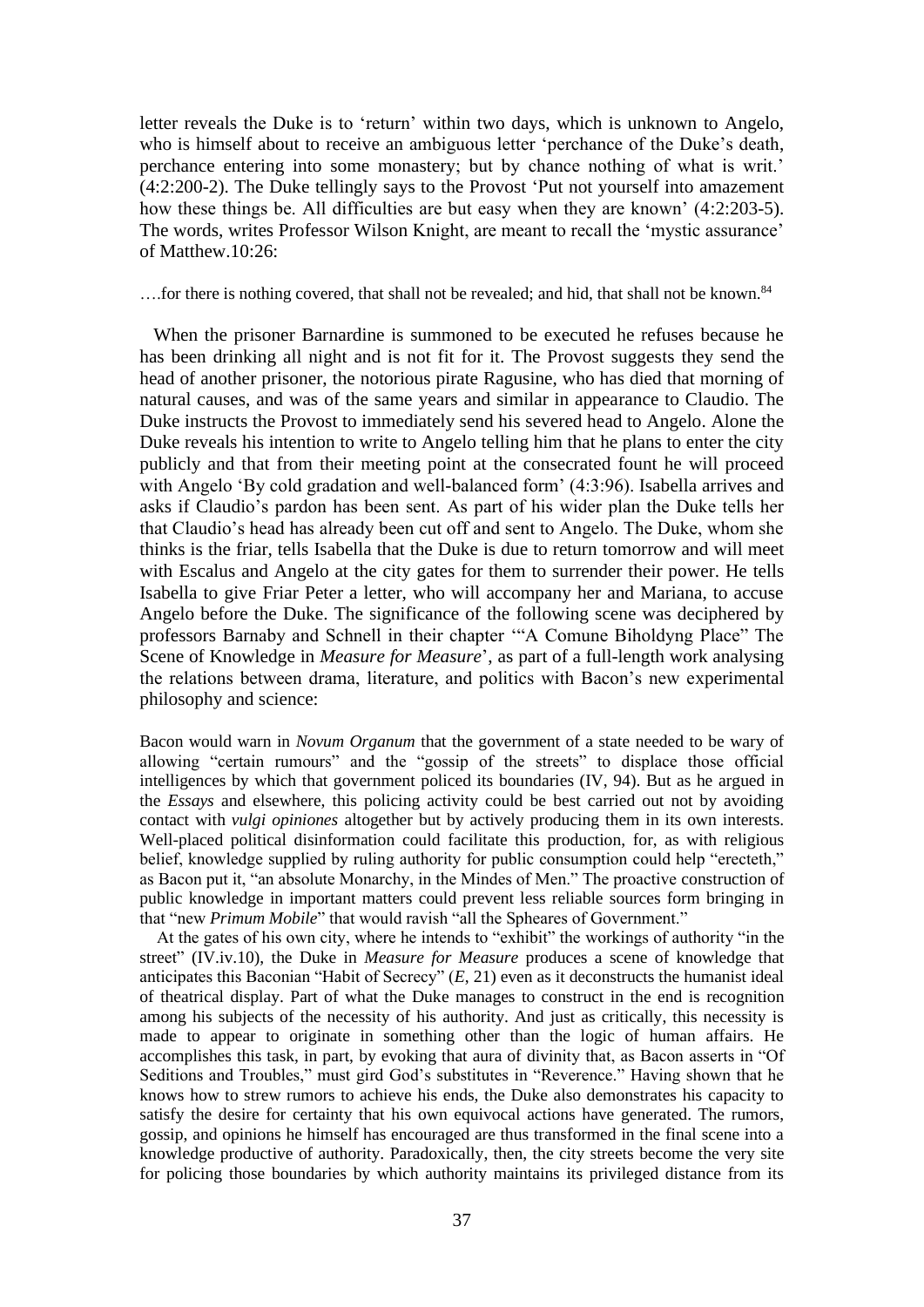letter reveals the Duke is to 'return' within two days, which is unknown to Angelo, who is himself about to receive an ambiguous letter 'perchance of the Duke's death, perchance entering into some monastery; but by chance nothing of what is writ.' (4:2:200-2). The Duke tellingly says to the Provost 'Put not yourself into amazement how these things be. All difficulties are but easy when they are known' (4:2:203-5). The words, writes Professor Wilson Knight, are meant to recall the 'mystic assurance' of Matthew.10:26:

….for there is nothing covered, that shall not be revealed; and hid, that shall not be known.[84]

When the prisoner Barnardine is summoned to be executed he refuses because he has been drinking all night and is not fit for it. The Provost suggests they send the head of another prisoner, the notorious pirate Ragusine, who has died that morning of natural causes, and was of the same years and similar in appearance to Claudio. The Duke instructs the Provost to immediately send his severed head to Angelo. Alone the Duke reveals his intention to write to Angelo telling him that he plans to enter the city publicly and that from their meeting point at the consecrated fount he will proceed with Angelo 'By cold gradation and well-balanced form' (4:3:96). Isabella arrives and asks if Claudio's pardon has been sent. As part of his wider plan the Duke tells her that Claudio's head has already been cut off and sent to Angelo. The Duke, whom she thinks is the friar, tells Isabella that the Duke is due to return tomorrow and will meet with Escalus and Angelo at the city gates for them to surrender their power. He tells Isabella to give Friar Peter a letter, who will accompany her and Mariana, to accuse Angelo before the Duke. The significance of the following scene was deciphered by professors Barnaby and Schnell in their chapter '"A Comune Biholdyng Place" The Scene of Knowledge in *Measure for Measure*', as part of a full-length work analysing the relations between drama, literature, and politics with Bacon's new experimental philosophy and science:

Bacon would warn in *Novum Organum* that the government of a state needed to be wary of allowing "certain rumours" and the "gossip of the streets" to displace those official intelligences by which that government policed its boundaries (IV, 94). But as he argued in the *Essays* and elsewhere, this policing activity could be best carried out not by avoiding contact with *vulgi opiniones* altogether but by actively producing them in its own interests. Well-placed political disinformation could facilitate this production, for, as with religious belief, knowledge supplied by ruling authority for public consumption could help "erecteth," as Bacon put it, "an absolute Monarchy, in the Mindes of Men." The proactive construction of public knowledge in important matters could prevent less reliable sources form bringing in that "new *Primum Mobile*" that would ravish "all the Spheares of Government."

At the gates of his own city, where he intends to "exhibit" the workings of authority "in the street" (IV.iv.10), the Duke in *Measure for Measure* produces a scene of knowledge that anticipates this Baconian "Habit of Secrecy" (*E*, 21) even as it deconstructs the humanist ideal of theatrical display. Part of what the Duke manages to construct in the end is recognition among his subjects of the necessity of his authority. And just as critically, this necessity is made to appear to originate in something other than the logic of human affairs. He accomplishes this task, in part, by evoking that aura of divinity that, as Bacon asserts in "Of Seditions and Troubles," must gird God's substitutes in "Reverence." Having shown that he knows how to strew rumors to achieve his ends, the Duke also demonstrates his capacity to satisfy the desire for certainty that his own equivocal actions have generated. The rumors, gossip, and opinions he himself has encouraged are thus transformed in the final scene into a knowledge productive of authority. Paradoxically, then, the city streets become the very site for policing those boundaries by which authority maintains its privileged distance from its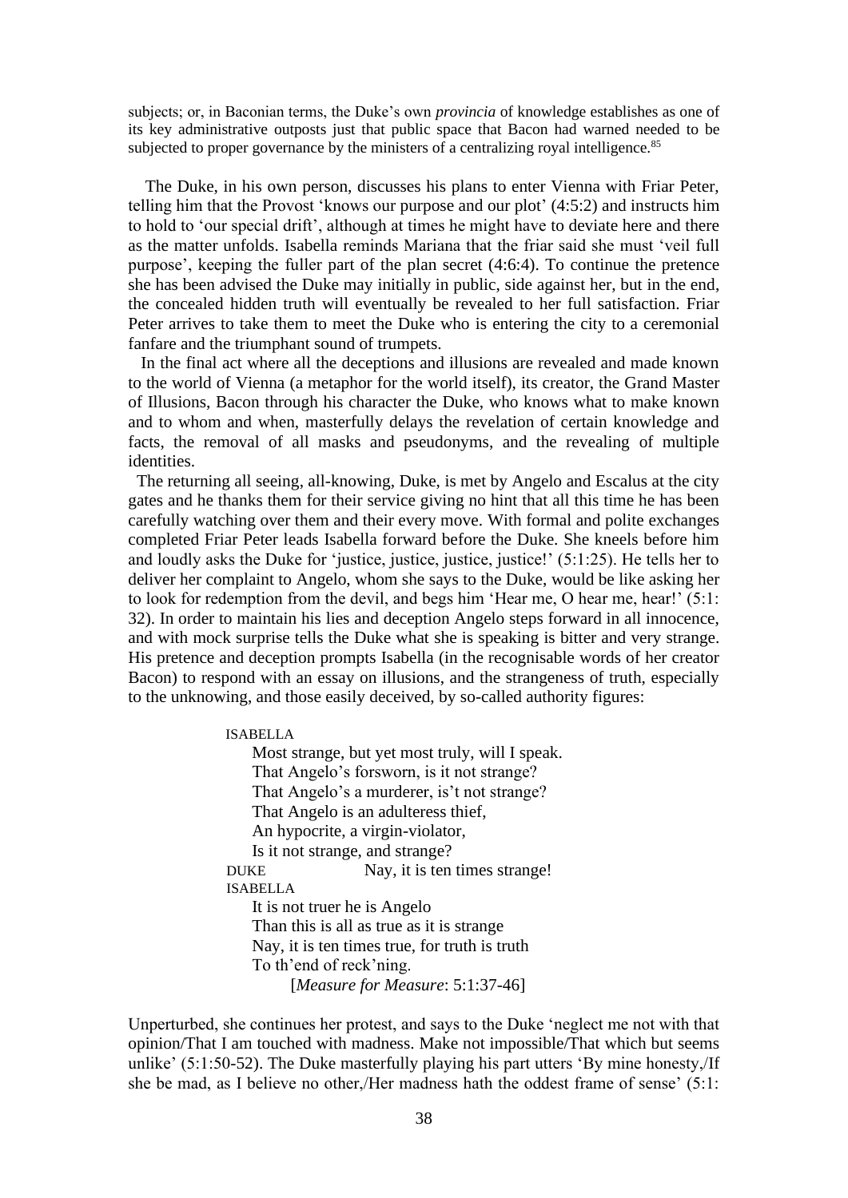subjects; or, in Baconian terms, the Duke's own *provincia* of knowledge establishes as one of its key administrative outposts just that public space that Bacon had warned needed to be subjected to proper governance by the ministers of a centralizing royal intelligence.[85]

The Duke, in his own person, discusses his plans to enter Vienna with Friar Peter, telling him that the Provost 'knows our purpose and our plot' (4:5:2) and instructs him to hold to 'our special drift', although at times he might have to deviate here and there as the matter unfolds. Isabella reminds Mariana that the friar said she must 'veil full purpose', keeping the fuller part of the plan secret (4:6:4). To continue the pretence she has been advised the Duke may initially in public, side against her, but in the end, the concealed hidden truth will eventually be revealed to her full satisfaction. Friar Peter arrives to take them to meet the Duke who is entering the city to a ceremonial fanfare and the triumphant sound of trumpets.

In the final act where all the deceptions and illusions are revealed and made known to the world of Vienna (a metaphor for the world itself), its creator, the Grand Master of Illusions, Bacon through his character the Duke, who knows what to make known and to whom and when, masterfully delays the revelation of certain knowledge and facts, the removal of all masks and pseudonyms, and the revealing of multiple identities.

The returning all seeing, all-knowing, Duke, is met by Angelo and Escalus at the city gates and he thanks them for their service giving no hint that all this time he has been carefully watching over them and their every move. With formal and polite exchanges completed Friar Peter leads Isabella forward before the Duke. She kneels before him and loudly asks the Duke for 'justice, justice, justice, justice!' (5:1:25). He tells her to deliver her complaint to Angelo, whom she says to the Duke, would be like asking her to look for redemption from the devil, and begs him 'Hear me, O hear me, hear!' (5:1: 32). In order to maintain his lies and deception Angelo steps forward in all innocence, and with mock surprise tells the Duke what she is speaking is bitter and very strange. His pretence and deception prompts Isabella (in the recognisable words of her creator Bacon) to respond with an essay on illusions, and the strangeness of truth, especially to the unknowing, and those easily deceived, by so-called authority figures:

> ISABELLA
> Most strange, but yet most truly, will I speak.
> That Angelo's forsworn, is it not strange?
> That Angelo's a murderer, is't not strange?
> That Angelo is an adulteress thief,
> An hypocrite, a virgin-violator,
> Is it not strange, and strange?
> DUKE Nay, it is ten times strange!
> ISABELLA
> It is not truer he is Angelo
> Than this is all as true as it is strange
> Nay, it is ten times true, for truth is truth
> To th'end of reck'ning.
> [*Measure for Measure*: 5:1:37-46]

Unperturbed, she continues her protest, and says to the Duke 'neglect me not with that opinion/That I am touched with madness. Make not impossible/That which but seems unlike' (5:1:50-52). The Duke masterfully playing his part utters 'By mine honesty,/If she be mad, as I believe no other,/Her madness hath the oddest frame of sense' (5:1: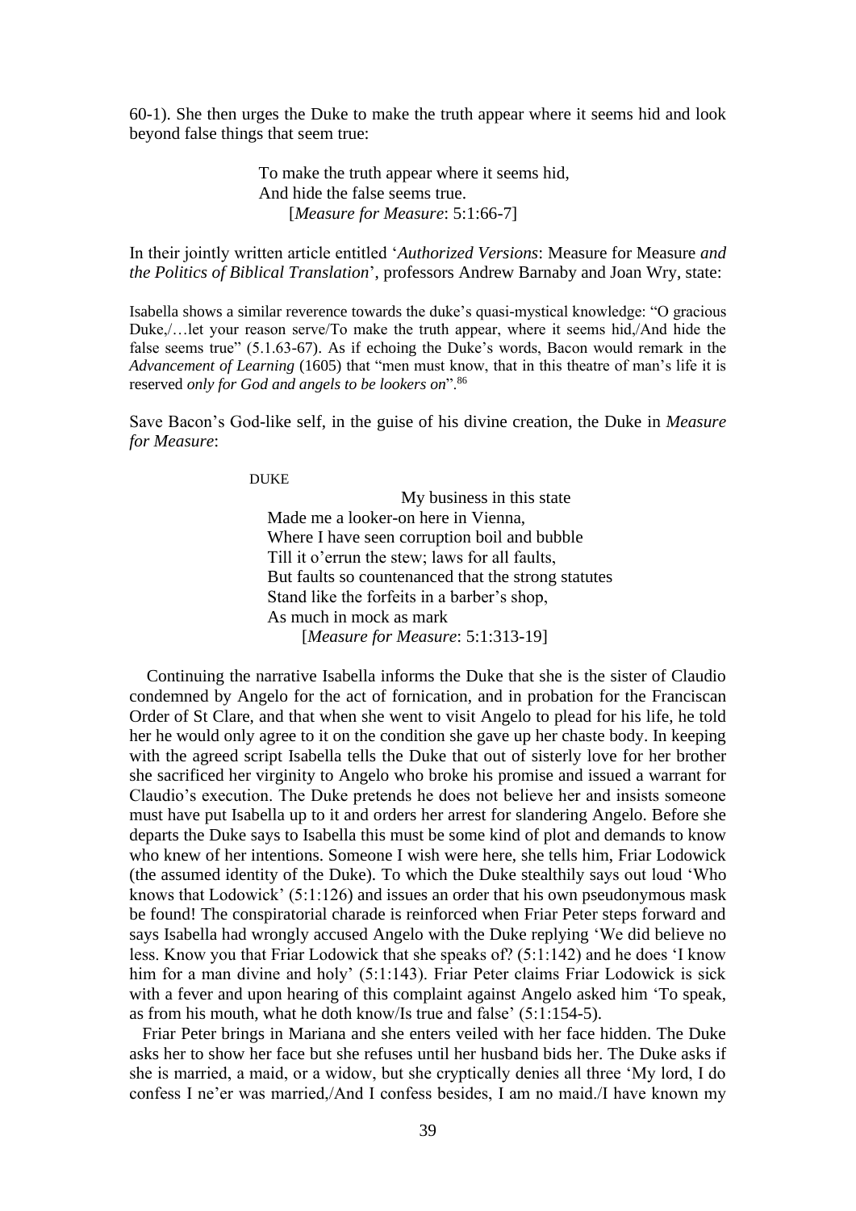60-1). She then urges the Duke to make the truth appear where it seems hid and look beyond false things that seem true:

> To make the truth appear where it seems hid,
> And hide the false seems true.
> [*Measure for Measure*: 5:1:66-7]

In their jointly written article entitled '*Authorized Versions*: Measure for Measure *and the Politics of Biblical Translation*', professors Andrew Barnaby and Joan Wry, state:

> Isabella shows a similar reverence towards the duke's quasi-mystical knowledge: "O gracious Duke,/…let your reason serve/To make the truth appear, where it seems hid,/And hide the false seems true" (5.1.63-67). As if echoing the Duke's words, Bacon would remark in the *Advancement of Learning* (1605) that "men must know, that in this theatre of man's life it is reserved *only for God and angels to be lookers on*".[86]

Save Bacon's God-like self, in the guise of his divine creation, the Duke in *Measure for Measure*:

> DUKE
> My business in this state
> Made me a looker-on here in Vienna,
> Where I have seen corruption boil and bubble
> Till it o'errun the stew; laws for all faults,
> But faults so countenanced that the strong statutes
> Stand like the forfeits in a barber's shop,
> As much in mock as mark
> [*Measure for Measure*: 5:1:313-19]

Continuing the narrative Isabella informs the Duke that she is the sister of Claudio condemned by Angelo for the act of fornication, and in probation for the Franciscan Order of St Clare, and that when she went to visit Angelo to plead for his life, he told her he would only agree to it on the condition she gave up her chaste body. In keeping with the agreed script Isabella tells the Duke that out of sisterly love for her brother she sacrificed her virginity to Angelo who broke his promise and issued a warrant for Claudio's execution. The Duke pretends he does not believe her and insists someone must have put Isabella up to it and orders her arrest for slandering Angelo. Before she departs the Duke says to Isabella this must be some kind of plot and demands to know who knew of her intentions. Someone I wish were here, she tells him, Friar Lodowick (the assumed identity of the Duke). To which the Duke stealthily says out loud 'Who knows that Lodowick' (5:1:126) and issues an order that his own pseudonymous mask be found! The conspiratorial charade is reinforced when Friar Peter steps forward and says Isabella had wrongly accused Angelo with the Duke replying 'We did believe no less. Know you that Friar Lodowick that she speaks of? (5:1:142) and he does 'I know him for a man divine and holy' (5:1:143). Friar Peter claims Friar Lodowick is sick with a fever and upon hearing of this complaint against Angelo asked him 'To speak, as from his mouth, what he doth know/Is true and false' (5:1:154-5).

Friar Peter brings in Mariana and she enters veiled with her face hidden. The Duke asks her to show her face but she refuses until her husband bids her. The Duke asks if she is married, a maid, or a widow, but she cryptically denies all three 'My lord, I do confess I ne'er was married,/And I confess besides, I am no maid./I have known my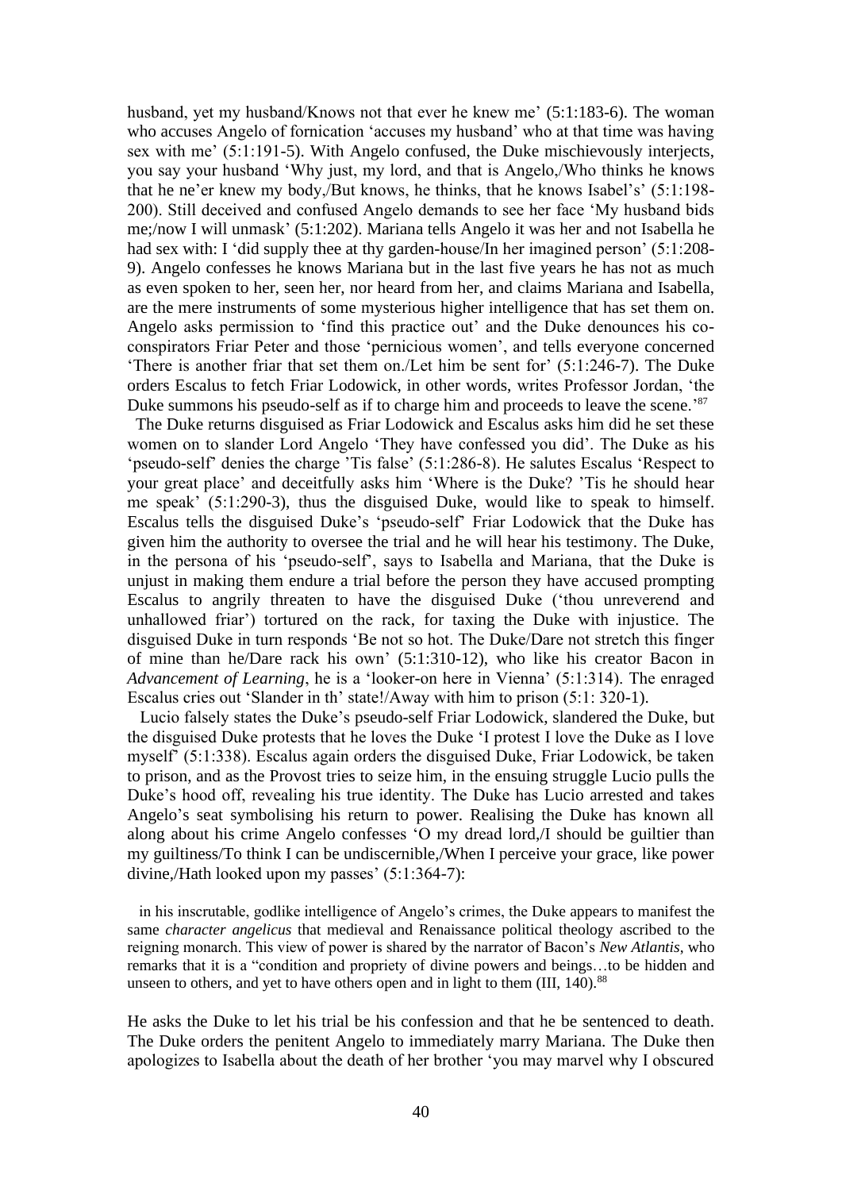husband, yet my husband/Knows not that ever he knew me' (5:1:183-6). The woman who accuses Angelo of fornication 'accuses my husband' who at that time was having sex with me' (5:1:191-5). With Angelo confused, the Duke mischievously interjects, you say your husband 'Why just, my lord, and that is Angelo,/Who thinks he knows that he ne'er knew my body,/But knows, he thinks, that he knows Isabel's' (5:1:198-200). Still deceived and confused Angelo demands to see her face 'My husband bids me;/now I will unmask' (5:1:202). Mariana tells Angelo it was her and not Isabella he had sex with: I 'did supply thee at thy garden-house/In her imagined person' (5:1:208-9). Angelo confesses he knows Mariana but in the last five years he has not as much as even spoken to her, seen her, nor heard from her, and claims Mariana and Isabella, are the mere instruments of some mysterious higher intelligence that has set them on. Angelo asks permission to 'find this practice out' and the Duke denounces his co-conspirators Friar Peter and those 'pernicious women', and tells everyone concerned 'There is another friar that set them on./Let him be sent for' (5:1:246-7). The Duke orders Escalus to fetch Friar Lodowick, in other words, writes Professor Jordan, 'the Duke summons his pseudo-self as if to charge him and proceeds to leave the scene.'[87]

The Duke returns disguised as Friar Lodowick and Escalus asks him did he set these women on to slander Lord Angelo 'They have confessed you did'. The Duke as his 'pseudo-self' denies the charge 'Tis false' (5:1:286-8). He salutes Escalus 'Respect to your great place' and deceitfully asks him 'Where is the Duke? 'Tis he should hear me speak' (5:1:290-3), thus the disguised Duke, would like to speak to himself. Escalus tells the disguised Duke's 'pseudo-self' Friar Lodowick that the Duke has given him the authority to oversee the trial and he will hear his testimony. The Duke, in the persona of his 'pseudo-self', says to Isabella and Mariana, that the Duke is unjust in making them endure a trial before the person they have accused prompting Escalus to angrily threaten to have the disguised Duke ('thou unreverend and unhallowed friar') tortured on the rack, for taxing the Duke with injustice. The disguised Duke in turn responds 'Be not so hot. The Duke/Dare not stretch this finger of mine than he/Dare rack his own' (5:1:310-12), who like his creator Bacon in *Advancement of Learning*, he is a 'looker-on here in Vienna' (5:1:314). The enraged Escalus cries out 'Slander in th' state!/Away with him to prison (5:1: 320-1).

Lucio falsely states the Duke's pseudo-self Friar Lodowick, slandered the Duke, but the disguised Duke protests that he loves the Duke 'I protest I love the Duke as I love myself' (5:1:338). Escalus again orders the disguised Duke, Friar Lodowick, be taken to prison, and as the Provost tries to seize him, in the ensuing struggle Lucio pulls the Duke's hood off, revealing his true identity. The Duke has Lucio arrested and takes Angelo's seat symbolising his return to power. Realising the Duke has known all along about his crime Angelo confesses 'O my dread lord,/I should be guiltier than my guiltiness/To think I can be undiscernible,/When I perceive your grace, like power divine,/Hath looked upon my passes' (5:1:364-7):

> in his inscrutable, godlike intelligence of Angelo's crimes, the Duke appears to manifest the same *character angelicus* that medieval and Renaissance political theology ascribed to the reigning monarch. This view of power is shared by the narrator of Bacon's *New Atlantis*, who remarks that it is a "condition and propriety of divine powers and beings…to be hidden and unseen to others, and yet to have others open and in light to them (III, 140).[88]

He asks the Duke to let his trial be his confession and that he be sentenced to death. The Duke orders the penitent Angelo to immediately marry Mariana. The Duke then apologizes to Isabella about the death of her brother 'you may marvel why I obscured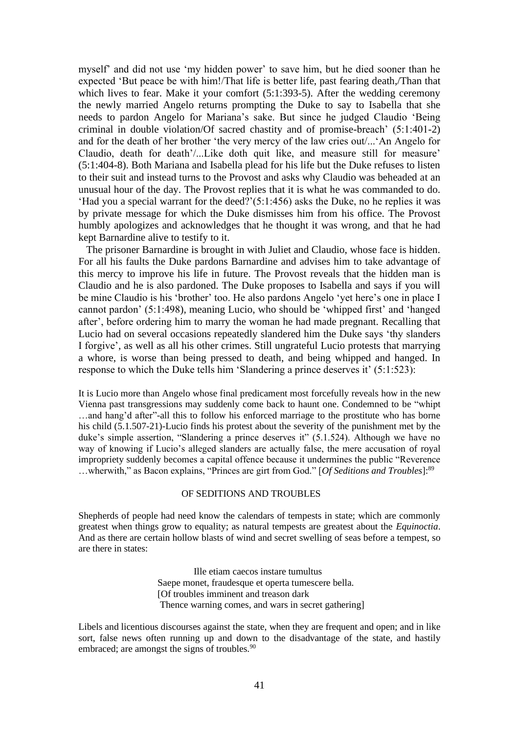myself' and did not use 'my hidden power' to save him, but he died sooner than he expected 'But peace be with him!/That life is better life, past fearing death,/Than that which lives to fear. Make it your comfort (5:1:393-5). After the wedding ceremony the newly married Angelo returns prompting the Duke to say to Isabella that she needs to pardon Angelo for Mariana's sake. But since he judged Claudio 'Being criminal in double violation/Of sacred chastity and of promise-breach' (5:1:401-2) and for the death of her brother 'the very mercy of the law cries out/...'An Angelo for Claudio, death for death'/...Like doth quit like, and measure still for measure' (5:1:404-8). Both Mariana and Isabella plead for his life but the Duke refuses to listen to their suit and instead turns to the Provost and asks why Claudio was beheaded at an unusual hour of the day. The Provost replies that it is what he was commanded to do. 'Had you a special warrant for the deed?'(5:1:456) asks the Duke, no he replies it was by private message for which the Duke dismisses him from his office. The Provost humbly apologizes and acknowledges that he thought it was wrong, and that he had kept Barnardine alive to testify to it.

The prisoner Barnardine is brought in with Juliet and Claudio, whose face is hidden. For all his faults the Duke pardons Barnardine and advises him to take advantage of this mercy to improve his life in future. The Provost reveals that the hidden man is Claudio and he is also pardoned. The Duke proposes to Isabella and says if you will be mine Claudio is his 'brother' too. He also pardons Angelo 'yet here's one in place I cannot pardon' (5:1:498), meaning Lucio, who should be 'whipped first' and 'hanged after', before ordering him to marry the woman he had made pregnant. Recalling that Lucio had on several occasions repeatedly slandered him the Duke says 'thy slanders I forgive', as well as all his other crimes. Still ungrateful Lucio protests that marrying a whore, is worse than being pressed to death, and being whipped and hanged. In response to which the Duke tells him 'Slandering a prince deserves it' (5:1:523):

It is Lucio more than Angelo whose final predicament most forcefully reveals how in the new Vienna past transgressions may suddenly come back to haunt one. Condemned to be "whipt …and hang'd after"-all this to follow his enforced marriage to the prostitute who has borne his child (5.1.507-21)-Lucio finds his protest about the severity of the punishment met by the duke's simple assertion, "Slandering a prince deserves it" (5.1.524). Although we have no way of knowing if Lucio's alleged slanders are actually false, the mere accusation of royal impropriety suddenly becomes a capital offence because it undermines the public "Reverence …wherwith," as Bacon explains, "Princes are girt from God." [*Of Seditions and Troubles*]:[89]

OF SEDITIONS AND TROUBLES

Shepherds of people had need know the calendars of tempests in state; which are commonly greatest when things grow to equality; as natural tempests are greatest about the *Equinoctia*. And as there are certain hollow blasts of wind and secret swelling of seas before a tempest, so are there in states:

> Ille etiam caecos instare tumultus
> Saepe monet, fraudesque et operta tumescere bella.
> [Of troubles imminent and treason dark
> Thence warning comes, and wars in secret gathering]

Libels and licentious discourses against the state, when they are frequent and open; and in like sort, false news often running up and down to the disadvantage of the state, and hastily embraced; are amongst the signs of troubles.[90]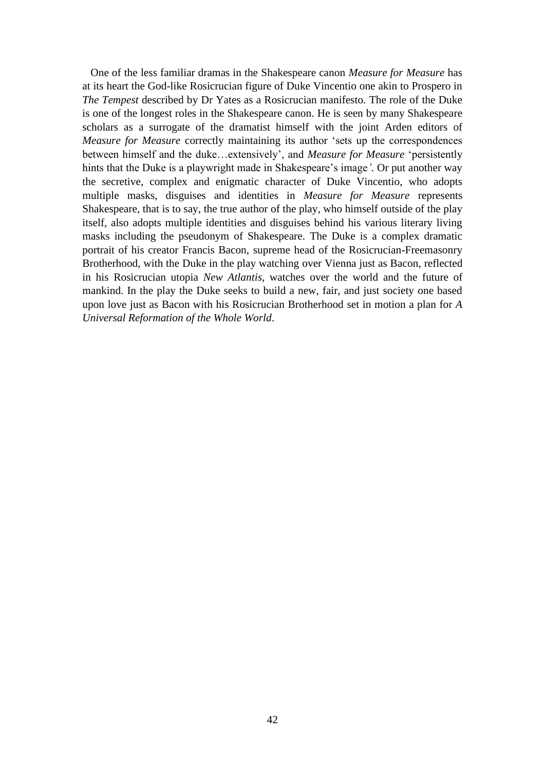One of the less familiar dramas in the Shakespeare canon *Measure for Measure* has at its heart the God-like Rosicrucian figure of Duke Vincentio one akin to Prospero in *The Tempest* described by Dr Yates as a Rosicrucian manifesto. The role of the Duke is one of the longest roles in the Shakespeare canon. He is seen by many Shakespeare scholars as a surrogate of the dramatist himself with the joint Arden editors of *Measure for Measure* correctly maintaining its author 'sets up the correspondences between himself and the duke…extensively', and *Measure for Measure* 'persistently hints that the Duke is a playwright made in Shakespeare's image*'*. Or put another way the secretive, complex and enigmatic character of Duke Vincentio, who adopts multiple masks, disguises and identities in *Measure for Measure* represents Shakespeare, that is to say, the true author of the play, who himself outside of the play itself, also adopts multiple identities and disguises behind his various literary living masks including the pseudonym of Shakespeare. The Duke is a complex dramatic portrait of his creator Francis Bacon, supreme head of the Rosicrucian-Freemasonry Brotherhood, with the Duke in the play watching over Vienna just as Bacon, reflected in his Rosicrucian utopia *New Atlantis*, watches over the world and the future of mankind. In the play the Duke seeks to build a new, fair, and just society one based upon love just as Bacon with his Rosicrucian Brotherhood set in motion a plan for *A Universal Reformation of the Whole World*.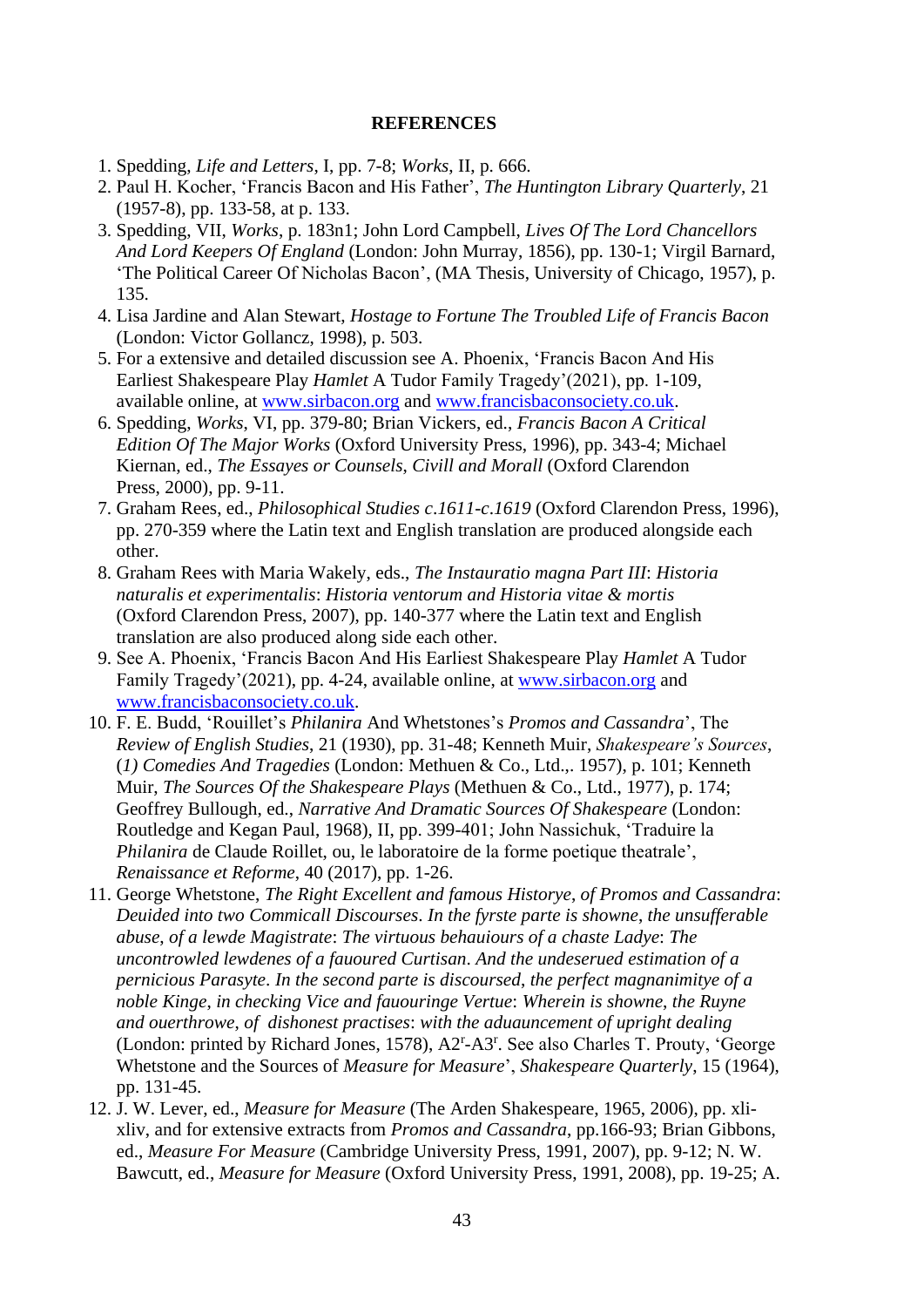**REFERENCES**

1. Spedding, *Life and Letters*, I, pp. 7-8; *Works*, II, p. 666.
2. Paul H. Kocher, 'Francis Bacon and His Father', *The Huntington Library Quarterly*, 21 (1957-8), pp. 133-58, at p. 133.
3. Spedding, VII, *Works*, p. 183n1; John Lord Campbell, *Lives Of The Lord Chancellors And Lord Keepers Of England* (London: John Murray, 1856), pp. 130-1; Virgil Barnard, 'The Political Career Of Nicholas Bacon', (MA Thesis, University of Chicago, 1957), p. 135.
4. Lisa Jardine and Alan Stewart, *Hostage to Fortune The Troubled Life of Francis Bacon* (London: Victor Gollancz, 1998), p. 503.
5. For a extensive and detailed discussion see A. Phoenix, 'Francis Bacon And His Earliest Shakespeare Play *Hamlet* A Tudor Family Tragedy'(2021), pp. 1-109, available online, at www.sirbacon.org and www.francisbaconsociety.co.uk.
6. Spedding, *Works*, VI, pp. 379-80; Brian Vickers, ed., *Francis Bacon A Critical Edition Of The Major Works* (Oxford University Press, 1996), pp. 343-4; Michael Kiernan, ed., *The Essayes or Counsels, Civill and Morall* (Oxford Clarendon Press, 2000), pp. 9-11.
7. Graham Rees, ed., *Philosophical Studies c.1611-c.1619* (Oxford Clarendon Press, 1996), pp. 270-359 where the Latin text and English translation are produced alongside each other.
8. Graham Rees with Maria Wakely, eds., *The Instauratio magna Part III*: *Historia naturalis et experimentalis*: *Historia ventorum and Historia vitae & mortis* (Oxford Clarendon Press, 2007), pp. 140-377 where the Latin text and English translation are also produced along side each other.
9. See A. Phoenix, 'Francis Bacon And His Earliest Shakespeare Play *Hamlet* A Tudor Family Tragedy'(2021), pp. 4-24, available online, at www.sirbacon.org and www.francisbaconsociety.co.uk.
10. F. E. Budd, 'Rouillet's *Philanira* And Whetstones's *Promos and Cassandra*', The *Review of English Studies*, 21 (1930), pp. 31-48; Kenneth Muir, *Shakespeare's Sources*, (*1) Comedies And Tragedies* (London: Methuen & Co., Ltd.,. 1957), p. 101; Kenneth Muir, *The Sources Of the Shakespeare Plays* (Methuen & Co., Ltd., 1977), p. 174; Geoffrey Bullough, ed., *Narrative And Dramatic Sources Of Shakespeare* (London: Routledge and Kegan Paul, 1968), II, pp. 399-401; John Nassichuk, 'Traduire la *Philanira* de Claude Roillet, ou, le laboratoire de la forme poetique theatrale', *Renaissance et Reforme*, 40 (2017), pp. 1-26.
11. George Whetstone, *The Right Excellent and famous Historye*, *of Promos and Cassandra*: *Deuided into two Commicall Discourses*. *In the fyrste parte is showne*, *the unsufferable abuse*, *of a lewde Magistrate*: *The virtuous behauiours of a chaste Ladye*: *The uncontrowled lewdenes of a fauoured Curtisan*. *And the undeserued estimation of a pernicious Parasyte*. *In the second parte is discoursed*, *the perfect magnanimitye of a noble Kinge*, *in checking Vice and fauouringe Vertue*: *Wherein is showne*, *the Ruyne and ouerthrowe*, *of dishonest practises*: *with the aduauncement of upright dealing* (London: printed by Richard Jones, 1578), A2r-A3r. See also Charles T. Prouty, 'George Whetstone and the Sources of *Measure for Measure*', *Shakespeare Quarterly*, 15 (1964), pp. 131-45.
12. J. W. Lever, ed., *Measure for Measure* (The Arden Shakespeare, 1965, 2006), pp. xli-xliv, and for extensive extracts from *Promos and Cassandra*, pp.166-93; Brian Gibbons, ed., *Measure For Measure* (Cambridge University Press, 1991, 2007), pp. 9-12; N. W. Bawcutt, ed., *Measure for Measure* (Oxford University Press, 1991, 2008), pp. 19-25; A.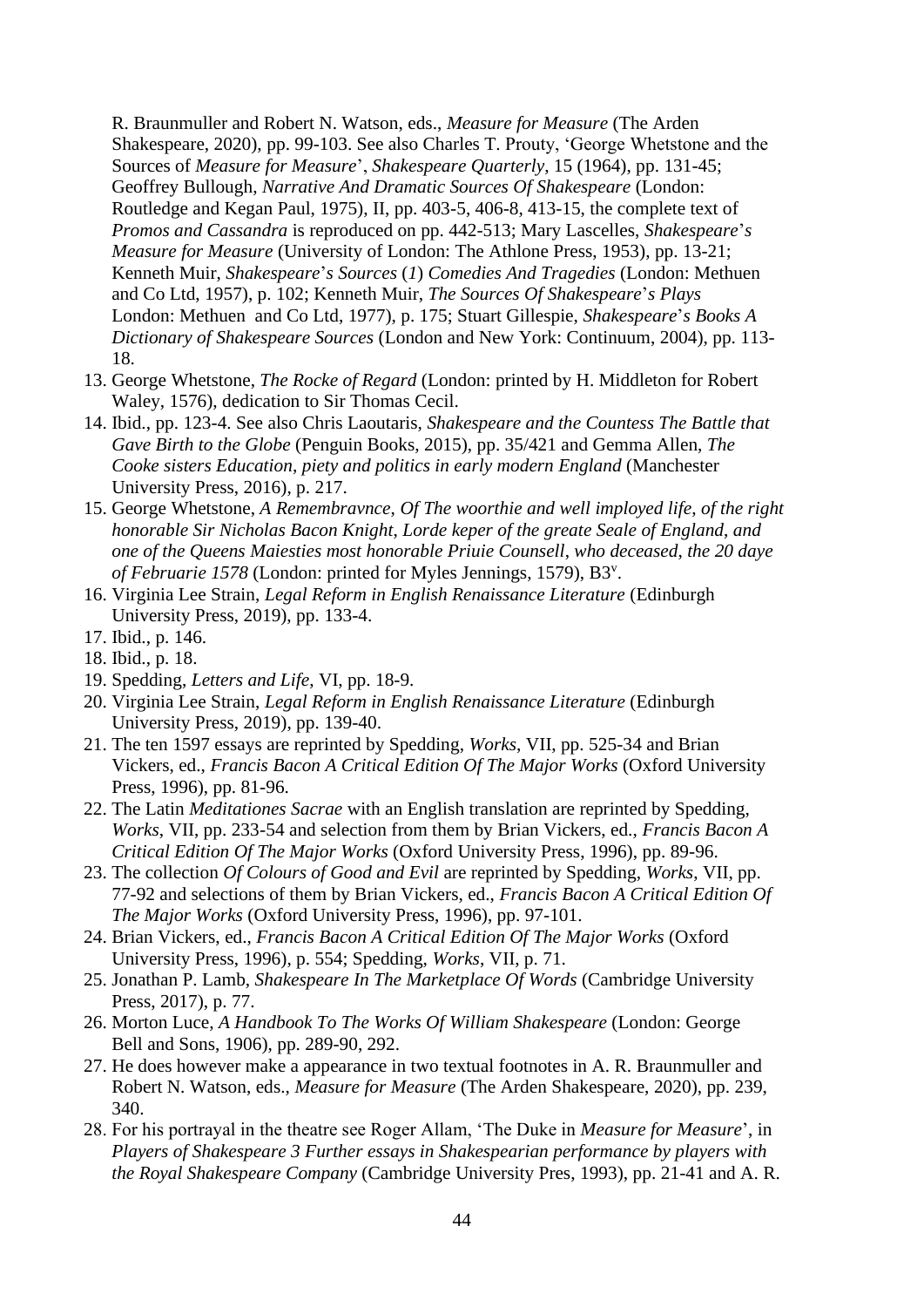R. Braunmuller and Robert N. Watson, eds., *Measure for Measure* (The Arden Shakespeare, 2020), pp. 99-103. See also Charles T. Prouty, 'George Whetstone and the Sources of *Measure for Measure*', *Shakespeare Quarterly*, 15 (1964), pp. 131-45; Geoffrey Bullough, *Narrative And Dramatic Sources Of Shakespeare* (London: Routledge and Kegan Paul, 1975), II, pp. 403-5, 406-8, 413-15, the complete text of *Promos and Cassandra* is reproduced on pp. 442-513; Mary Lascelles, *Shakespeare's Measure for Measure* (University of London: The Athlone Press, 1953), pp. 13-21; Kenneth Muir, *Shakespeare's Sources (1) Comedies And Tragedies* (London: Methuen and Co Ltd, 1957), p. 102; Kenneth Muir, *The Sources Of Shakespeare's Plays* London: Methuen and Co Ltd, 1977), p. 175; Stuart Gillespie, *Shakespeare's Books A Dictionary of Shakespeare Sources* (London and New York: Continuum, 2004), pp. 113-18.

13. George Whetstone, *The Rocke of Regard* (London: printed by H. Middleton for Robert Waley, 1576), dedication to Sir Thomas Cecil.
14. Ibid., pp. 123-4. See also Chris Laoutaris, *Shakespeare and the Countess The Battle that Gave Birth to the Globe* (Penguin Books, 2015), pp. 35/421 and Gemma Allen, *The Cooke sisters Education, piety and politics in early modern England* (Manchester University Press, 2016), p. 217.
15. George Whetstone, *A Remembravnce, Of The woorthie and well imployed life, of the right honorable Sir Nicholas Bacon Knight, Lorde keper of the greate Seale of England, and one of the Queens Maiesties most honorable Priuie Counsell, who deceased, the 20 daye of Februarie 1578* (London: printed for Myles Jennings, 1579), B3[v].
16. Virginia Lee Strain, *Legal Reform in English Renaissance Literature* (Edinburgh University Press, 2019), pp. 133-4.
17. Ibid., p. 146.
18. Ibid., p. 18.
19. Spedding, *Letters and Life*, VI, pp. 18-9.
20. Virginia Lee Strain, *Legal Reform in English Renaissance Literature* (Edinburgh University Press, 2019), pp. 139-40.
21. The ten 1597 essays are reprinted by Spedding, *Works*, VII, pp. 525-34 and Brian Vickers, ed., *Francis Bacon A Critical Edition Of The Major Works* (Oxford University Press, 1996), pp. 81-96.
22. The Latin *Meditationes Sacrae* with an English translation are reprinted by Spedding, *Works*, VII, pp. 233-54 and selection from them by Brian Vickers, ed., *Francis Bacon A Critical Edition Of The Major Works* (Oxford University Press, 1996), pp. 89-96.
23. The collection *Of Colours of Good and Evil* are reprinted by Spedding, *Works*, VII, pp. 77-92 and selections of them by Brian Vickers, ed., *Francis Bacon A Critical Edition Of The Major Works* (Oxford University Press, 1996), pp. 97-101.
24. Brian Vickers, ed., *Francis Bacon A Critical Edition Of The Major Works* (Oxford University Press, 1996), p. 554; Spedding, *Works*, VII, p. 71.
25. Jonathan P. Lamb, *Shakespeare In The Marketplace Of Words* (Cambridge University Press, 2017), p. 77.
26. Morton Luce, *A Handbook To The Works Of William Shakespeare* (London: George Bell and Sons, 1906), pp. 289-90, 292.
27. He does however make a appearance in two textual footnotes in A. R. Braunmuller and Robert N. Watson, eds., *Measure for Measure* (The Arden Shakespeare, 2020), pp. 239, 340.
28. For his portrayal in the theatre see Roger Allam, 'The Duke in *Measure for Measure*', in *Players of Shakespeare 3 Further essays in Shakespearian performance by players with the Royal Shakespeare Company* (Cambridge University Pres, 1993), pp. 21-41 and A. R.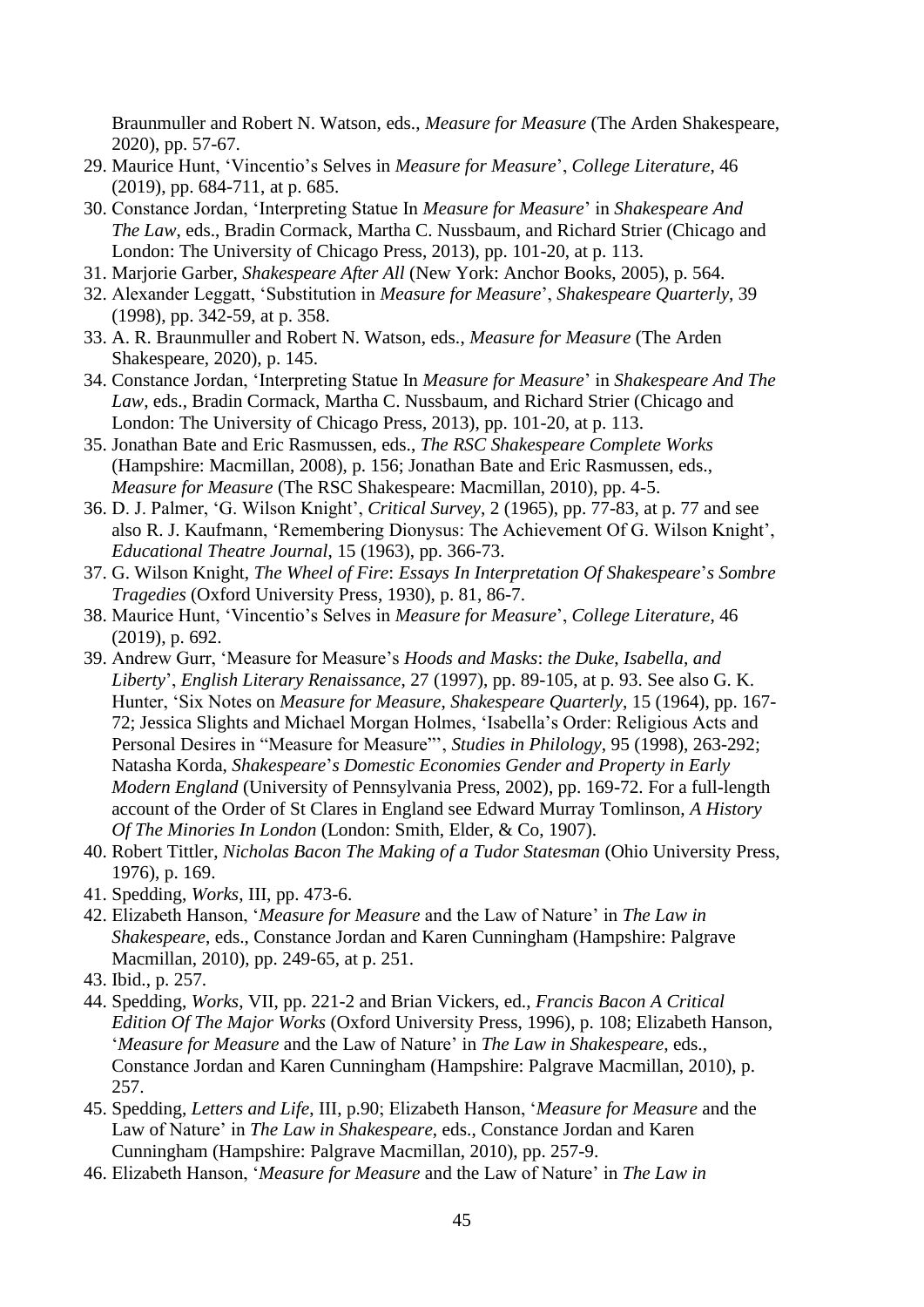Braunmuller and Robert N. Watson, eds., *Measure for Measure* (The Arden Shakespeare, 2020), pp. 57-67.

29. Maurice Hunt, 'Vincentio's Selves in *Measure for Measure*', *College Literature*, 46 (2019), pp. 684-711, at p. 685.
30. Constance Jordan, 'Interpreting Statue In *Measure for Measure*' in *Shakespeare And The Law*, eds., Bradin Cormack, Martha C. Nussbaum, and Richard Strier (Chicago and London: The University of Chicago Press, 2013), pp. 101-20, at p. 113.
31. Marjorie Garber, *Shakespeare After All* (New York: Anchor Books, 2005), p. 564.
32. Alexander Leggatt, 'Substitution in *Measure for Measure*', *Shakespeare Quarterly*, 39 (1998), pp. 342-59, at p. 358.
33. A. R. Braunmuller and Robert N. Watson, eds., *Measure for Measure* (The Arden Shakespeare, 2020), p. 145.
34. Constance Jordan, 'Interpreting Statue In *Measure for Measure*' in *Shakespeare And The Law*, eds., Bradin Cormack, Martha C. Nussbaum, and Richard Strier (Chicago and London: The University of Chicago Press, 2013), pp. 101-20, at p. 113.
35. Jonathan Bate and Eric Rasmussen, eds., *The RSC Shakespeare Complete Works* (Hampshire: Macmillan, 2008), p. 156; Jonathan Bate and Eric Rasmussen, eds., *Measure for Measure* (The RSC Shakespeare: Macmillan, 2010), pp. 4-5.
36. D. J. Palmer, 'G. Wilson Knight', *Critical Survey*, 2 (1965), pp. 77-83, at p. 77 and see also R. J. Kaufmann, 'Remembering Dionysus: The Achievement Of G. Wilson Knight', *Educational Theatre Journal*, 15 (1963), pp. 366-73.
37. G. Wilson Knight, *The Wheel of Fire*: *Essays In Interpretation Of Shakespeare*'*s Sombre Tragedies* (Oxford University Press, 1930), p. 81, 86-7.
38. Maurice Hunt, 'Vincentio's Selves in *Measure for Measure*', *College Literature*, 46 (2019), p. 692.
39. Andrew Gurr, 'Measure for Measure's *Hoods and Masks*: *the Duke, Isabella, and Liberty*', *English Literary Renaissance*, 27 (1997), pp. 89-105, at p. 93. See also G. K. Hunter, 'Six Notes on *Measure for Measure*, *Shakespeare Quarterly*, 15 (1964), pp. 167-72; Jessica Slights and Michael Morgan Holmes, 'Isabella's Order: Religious Acts and Personal Desires in "Measure for Measure"', *Studies in Philology*, 95 (1998), 263-292; Natasha Korda, *Shakespeare*'*s Domestic Economies Gender and Property in Early Modern England* (University of Pennsylvania Press, 2002), pp. 169-72. For a full-length account of the Order of St Clares in England see Edward Murray Tomlinson, *A History Of The Minories In London* (London: Smith, Elder, & Co, 1907).
40. Robert Tittler, *Nicholas Bacon The Making of a Tudor Statesman* (Ohio University Press, 1976), p. 169.
41. Spedding, *Works*, III, pp. 473-6.
42. Elizabeth Hanson, '*Measure for Measure* and the Law of Nature' in *The Law in Shakespeare*, eds., Constance Jordan and Karen Cunningham (Hampshire: Palgrave Macmillan, 2010), pp. 249-65, at p. 251.
43. Ibid., p. 257.
44. Spedding, *Works*, VII, pp. 221-2 and Brian Vickers, ed., *Francis Bacon A Critical Edition Of The Major Works* (Oxford University Press, 1996), p. 108; Elizabeth Hanson, '*Measure for Measure* and the Law of Nature' in *The Law in Shakespeare*, eds., Constance Jordan and Karen Cunningham (Hampshire: Palgrave Macmillan, 2010), p. 257.
45. Spedding, *Letters and Life*, III, p.90; Elizabeth Hanson, '*Measure for Measure* and the Law of Nature' in *The Law in Shakespeare*, eds., Constance Jordan and Karen Cunningham (Hampshire: Palgrave Macmillan, 2010), pp. 257-9.
46. Elizabeth Hanson, '*Measure for Measure* and the Law of Nature' in *The Law in*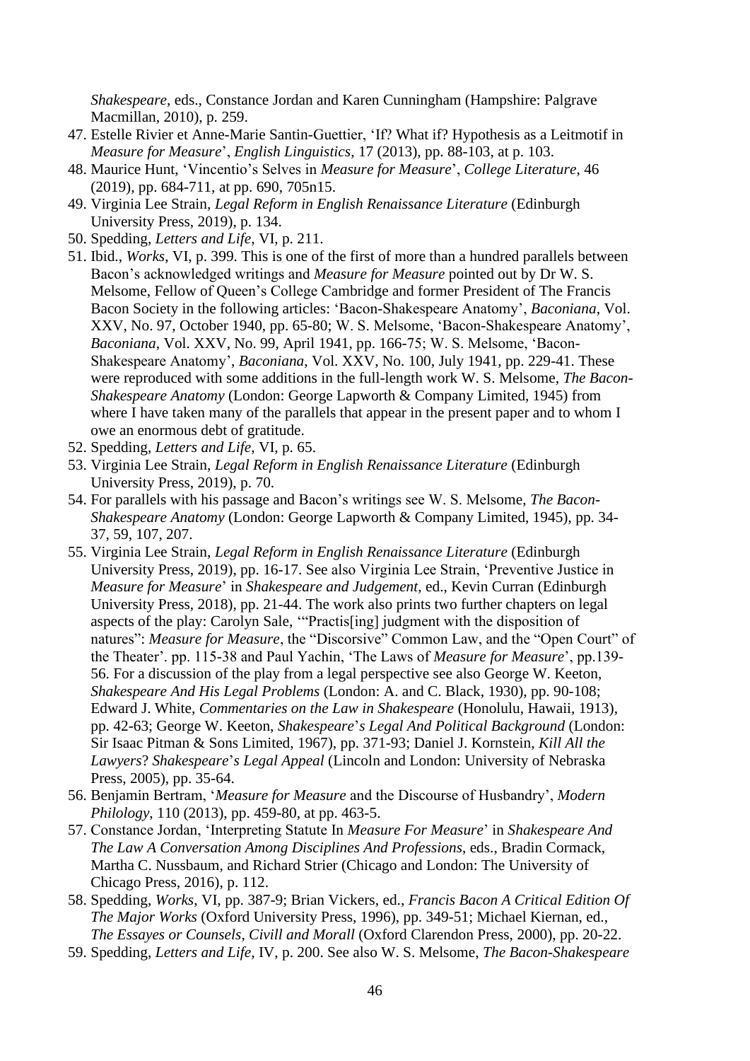*Shakespeare*, eds., Constance Jordan and Karen Cunningham (Hampshire: Palgrave Macmillan, 2010), p. 259.

47. Estelle Rivier et Anne-Marie Santin-Guettier, 'If? What if? Hypothesis as a Leitmotif in *Measure for Measure*', *English Linguistics*, 17 (2013), pp. 88-103, at p. 103.
48. Maurice Hunt, 'Vincentio's Selves in *Measure for Measure*', *College Literature*, 46 (2019), pp. 684-711, at pp. 690, 705n15.
49. Virginia Lee Strain, *Legal Reform in English Renaissance Literature* (Edinburgh University Press, 2019), p. 134.
50. Spedding, *Letters and Life*, VI, p. 211.
51. Ibid., *Works*, VI, p. 399. This is one of the first of more than a hundred parallels between Bacon's acknowledged writings and *Measure for Measure* pointed out by Dr W. S. Melsome, Fellow of Queen's College Cambridge and former President of The Francis Bacon Society in the following articles: 'Bacon-Shakespeare Anatomy', *Baconiana*, Vol. XXV, No. 97, October 1940, pp. 65-80; W. S. Melsome, 'Bacon-Shakespeare Anatomy', *Baconiana*, Vol. XXV, No. 99, April 1941, pp. 166-75; W. S. Melsome, 'Bacon-Shakespeare Anatomy', *Baconiana*, Vol. XXV, No. 100, July 1941, pp. 229-41. These were reproduced with some additions in the full-length work W. S. Melsome, *The Bacon-Shakespeare Anatomy* (London: George Lapworth & Company Limited, 1945) from where I have taken many of the parallels that appear in the present paper and to whom I owe an enormous debt of gratitude.
52. Spedding, *Letters and Life*, VI, p. 65.
53. Virginia Lee Strain, *Legal Reform in English Renaissance Literature* (Edinburgh University Press, 2019), p. 70.
54. For parallels with his passage and Bacon's writings see W. S. Melsome, *The Bacon-Shakespeare Anatomy* (London: George Lapworth & Company Limited, 1945), pp. 34-37, 59, 107, 207.
55. Virginia Lee Strain, *Legal Reform in English Renaissance Literature* (Edinburgh University Press, 2019), pp. 16-17. See also Virginia Lee Strain, 'Preventive Justice in *Measure for Measure*' in *Shakespeare and Judgement*, ed., Kevin Curran (Edinburgh University Press, 2018), pp. 21-44. The work also prints two further chapters on legal aspects of the play: Carolyn Sale, '"Practis[ing] judgment with the disposition of natures": *Measure for Measure*, the "Discorsive" Common Law, and the "Open Court" of the Theater'. pp. 115-38 and Paul Yachin, 'The Laws of *Measure for Measure*', pp.139-56. For a discussion of the play from a legal perspective see also George W. Keeton, *Shakespeare And His Legal Problems* (London: A. and C. Black, 1930), pp. 90-108; Edward J. White, *Commentaries on the Law in Shakespeare* (Honolulu, Hawaii, 1913), pp. 42-63; George W. Keeton, *Shakespeare's Legal And Political Background* (London: Sir Isaac Pitman & Sons Limited, 1967), pp. 371-93; Daniel J. Kornstein, *Kill All the Lawyers? Shakespeare's Legal Appeal* (Lincoln and London: University of Nebraska Press, 2005), pp. 35-64.
56. Benjamin Bertram, '*Measure for Measure* and the Discourse of Husbandry', *Modern Philology*, 110 (2013), pp. 459-80, at pp. 463-5.
57. Constance Jordan, 'Interpreting Statute In *Measure For Measure*' in *Shakespeare And The Law A Conversation Among Disciplines And Professions*, eds., Bradin Cormack, Martha C. Nussbaum, and Richard Strier (Chicago and London: The University of Chicago Press, 2016), p. 112.
58. Spedding, *Works*, VI, pp. 387-9; Brian Vickers, ed., *Francis Bacon A Critical Edition Of The Major Works* (Oxford University Press, 1996), pp. 349-51; Michael Kiernan, ed., *The Essayes or Counsels, Civill and Morall* (Oxford Clarendon Press, 2000), pp. 20-22.
59. Spedding, *Letters and Life*, IV, p. 200. See also W. S. Melsome, *The Bacon-Shakespeare*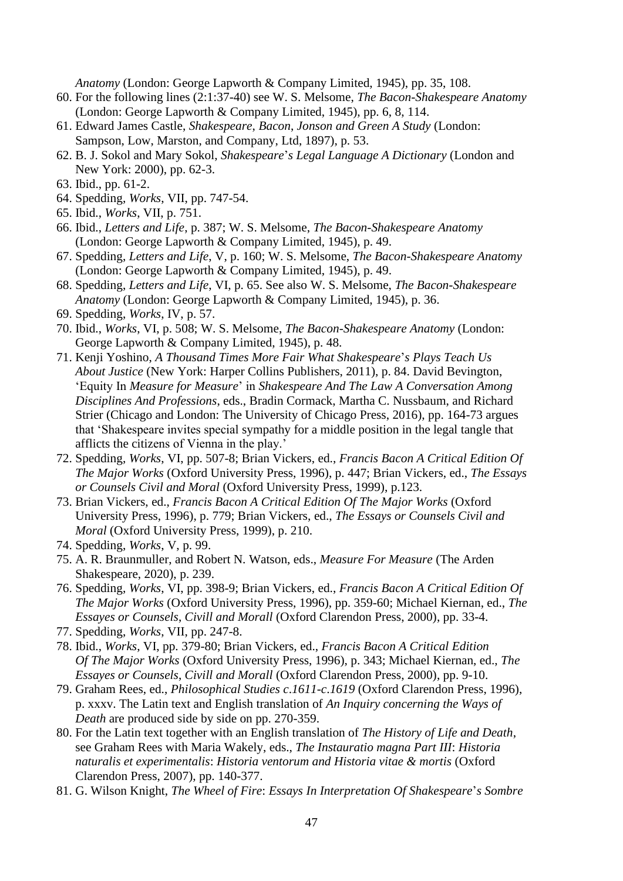*Anatomy* (London: George Lapworth & Company Limited, 1945), pp. 35, 108.

60. For the following lines (2:1:37-40) see W. S. Melsome, *The Bacon-Shakespeare Anatomy* (London: George Lapworth & Company Limited, 1945), pp. 6, 8, 114.
61. Edward James Castle, *Shakespeare*, *Bacon*, *Jonson and Green A Study* (London: Sampson, Low, Marston, and Company, Ltd, 1897), p. 53.
62. B. J. Sokol and Mary Sokol, *Shakespeare*'*s Legal Language A Dictionary* (London and New York: 2000), pp. 62-3.
63. Ibid., pp. 61-2.
64. Spedding, *Works*, VII, pp. 747-54.
65. Ibid., *Works*, VII, p. 751.
66. Ibid., *Letters and Life*, p. 387; W. S. Melsome, *The Bacon-Shakespeare Anatomy* (London: George Lapworth & Company Limited, 1945), p. 49.
67. Spedding, *Letters and Life*, V, p. 160; W. S. Melsome, *The Bacon-Shakespeare Anatomy* (London: George Lapworth & Company Limited, 1945), p. 49.
68. Spedding, *Letters and Life*, VI, p. 65. See also W. S. Melsome, *The Bacon-Shakespeare Anatomy* (London: George Lapworth & Company Limited, 1945), p. 36.
69. Spedding, *Works*, IV, p. 57.
70. Ibid., *Works*, VI, p. 508; W. S. Melsome, *The Bacon-Shakespeare Anatomy* (London: George Lapworth & Company Limited, 1945), p. 48.
71. Kenji Yoshino, *A Thousand Times More Fair What Shakespeare*'*s Plays Teach Us About Justice* (New York: Harper Collins Publishers, 2011), p. 84. David Bevington, 'Equity In *Measure for Measure*' in *Shakespeare And The Law A Conversation Among Disciplines And Professions*, eds., Bradin Cormack, Martha C. Nussbaum, and Richard Strier (Chicago and London: The University of Chicago Press, 2016), pp. 164-73 argues that 'Shakespeare invites special sympathy for a middle position in the legal tangle that afflicts the citizens of Vienna in the play.'
72. Spedding, *Works*, VI, pp. 507-8; Brian Vickers, ed., *Francis Bacon A Critical Edition Of The Major Works* (Oxford University Press, 1996), p. 447; Brian Vickers, ed., *The Essays or Counsels Civil and Moral* (Oxford University Press, 1999), p.123.
73. Brian Vickers, ed., *Francis Bacon A Critical Edition Of The Major Works* (Oxford University Press, 1996), p. 779; Brian Vickers, ed., *The Essays or Counsels Civil and Moral* (Oxford University Press, 1999), p. 210.
74. Spedding, *Works*, V, p. 99.
75. A. R. Braunmuller, and Robert N. Watson, eds., *Measure For Measure* (The Arden Shakespeare, 2020), p. 239.
76. Spedding, *Works*, VI, pp. 398-9; Brian Vickers, ed., *Francis Bacon A Critical Edition Of The Major Works* (Oxford University Press, 1996), pp. 359-60; Michael Kiernan, ed., *The Essayes or Counsels*, *Civill and Morall* (Oxford Clarendon Press, 2000), pp. 33-4.
77. Spedding, *Works*, VII, pp. 247-8.
78. Ibid., *Works*, VI, pp. 379-80; Brian Vickers, ed., *Francis Bacon A Critical Edition Of The Major Works* (Oxford University Press, 1996), p. 343; Michael Kiernan, ed., *The Essayes or Counsels*, *Civill and Morall* (Oxford Clarendon Press, 2000), pp. 9-10.
79. Graham Rees, ed., *Philosophical Studies c.1611-c.1619* (Oxford Clarendon Press, 1996), p. xxxv. The Latin text and English translation of *An Inquiry concerning the Ways of Death* are produced side by side on pp. 270-359.
80. For the Latin text together with an English translation of *The History of Life and Death*, see Graham Rees with Maria Wakely, eds., *The Instauratio magna Part III*: *Historia naturalis et experimentalis*: *Historia ventorum and Historia vitae & mortis* (Oxford Clarendon Press, 2007), pp. 140-377.
81. G. Wilson Knight, *The Wheel of Fire*: *Essays In Interpretation Of Shakespeare*'*s Sombre*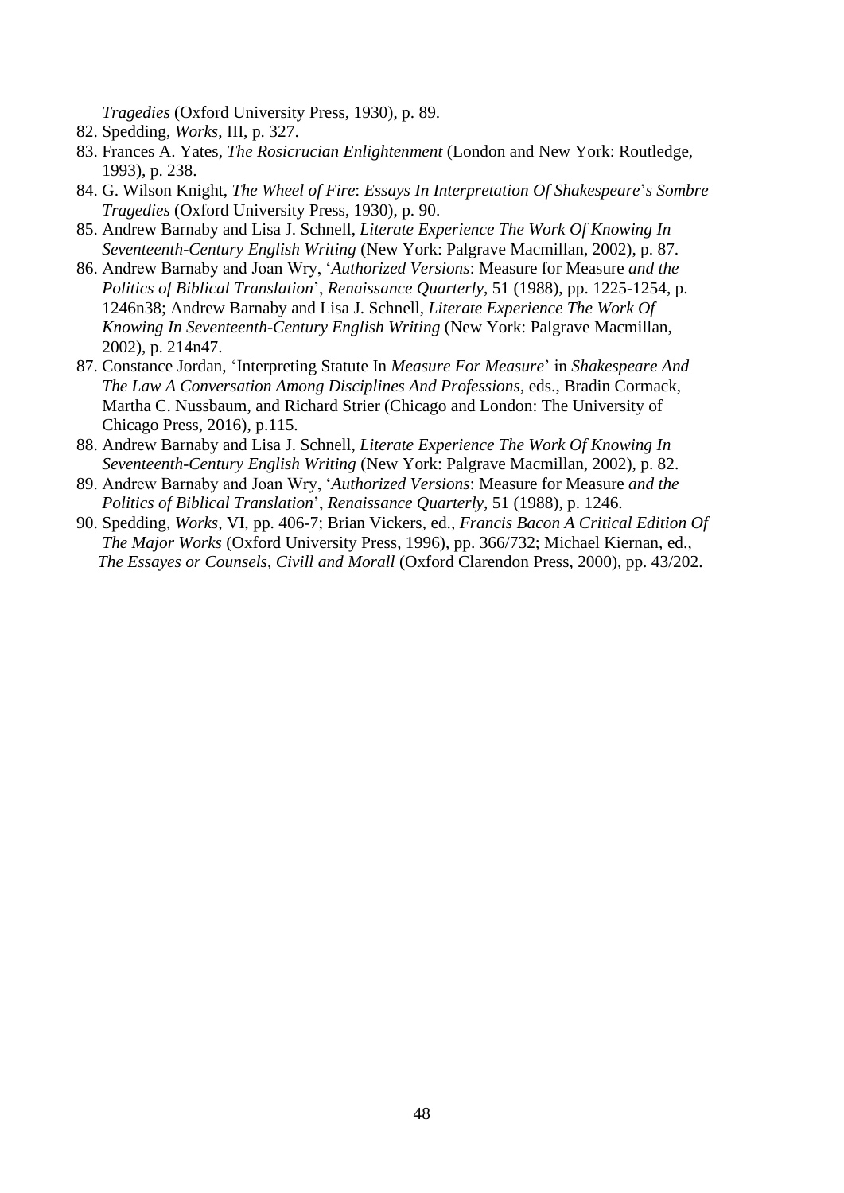*Tragedies* (Oxford University Press, 1930), p. 89.

82. Spedding, *Works*, III, p. 327.
83. Frances A. Yates, *The Rosicrucian Enlightenment* (London and New York: Routledge, 1993), p. 238.
84. G. Wilson Knight, *The Wheel of Fire*: *Essays In Interpretation Of Shakespeare*'*s Sombre Tragedies* (Oxford University Press, 1930), p. 90.
85. Andrew Barnaby and Lisa J. Schnell, *Literate Experience The Work Of Knowing In Seventeenth-Century English Writing* (New York: Palgrave Macmillan, 2002), p. 87.
86. Andrew Barnaby and Joan Wry, '*Authorized Versions*: Measure for Measure *and the Politics of Biblical Translation*', *Renaissance Quarterly*, 51 (1988), pp. 1225-1254, p. 1246n38; Andrew Barnaby and Lisa J. Schnell, *Literate Experience The Work Of Knowing In Seventeenth-Century English Writing* (New York: Palgrave Macmillan, 2002), p. 214n47.
87. Constance Jordan, 'Interpreting Statute In *Measure For Measure*' in *Shakespeare And The Law A Conversation Among Disciplines And Professions*, eds., Bradin Cormack, Martha C. Nussbaum, and Richard Strier (Chicago and London: The University of Chicago Press, 2016), p.115.
88. Andrew Barnaby and Lisa J. Schnell, *Literate Experience The Work Of Knowing In Seventeenth-Century English Writing* (New York: Palgrave Macmillan, 2002), p. 82.
89. Andrew Barnaby and Joan Wry, '*Authorized Versions*: Measure for Measure *and the Politics of Biblical Translation*', *Renaissance Quarterly*, 51 (1988), p. 1246.
90. Spedding, *Works*, VI, pp. 406-7; Brian Vickers, ed., *Francis Bacon A Critical Edition Of The Major Works* (Oxford University Press, 1996), pp. 366/732; Michael Kiernan, ed., *The Essayes or Counsels*, *Civill and Morall* (Oxford Clarendon Press, 2000), pp. 43/202.